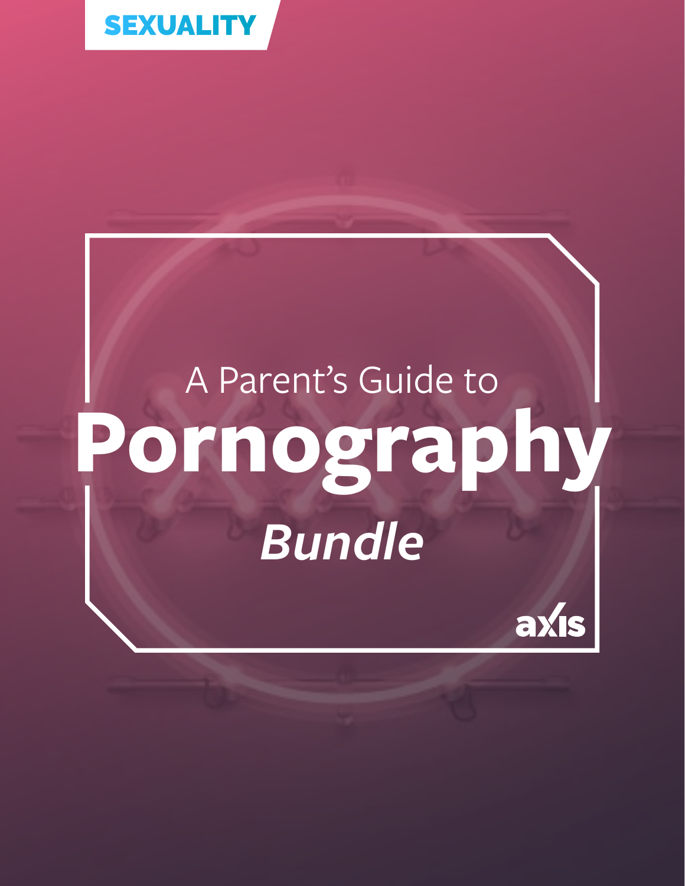SEXUALITY

A Parent's Guide to

# Pornography

*Bundle*

axis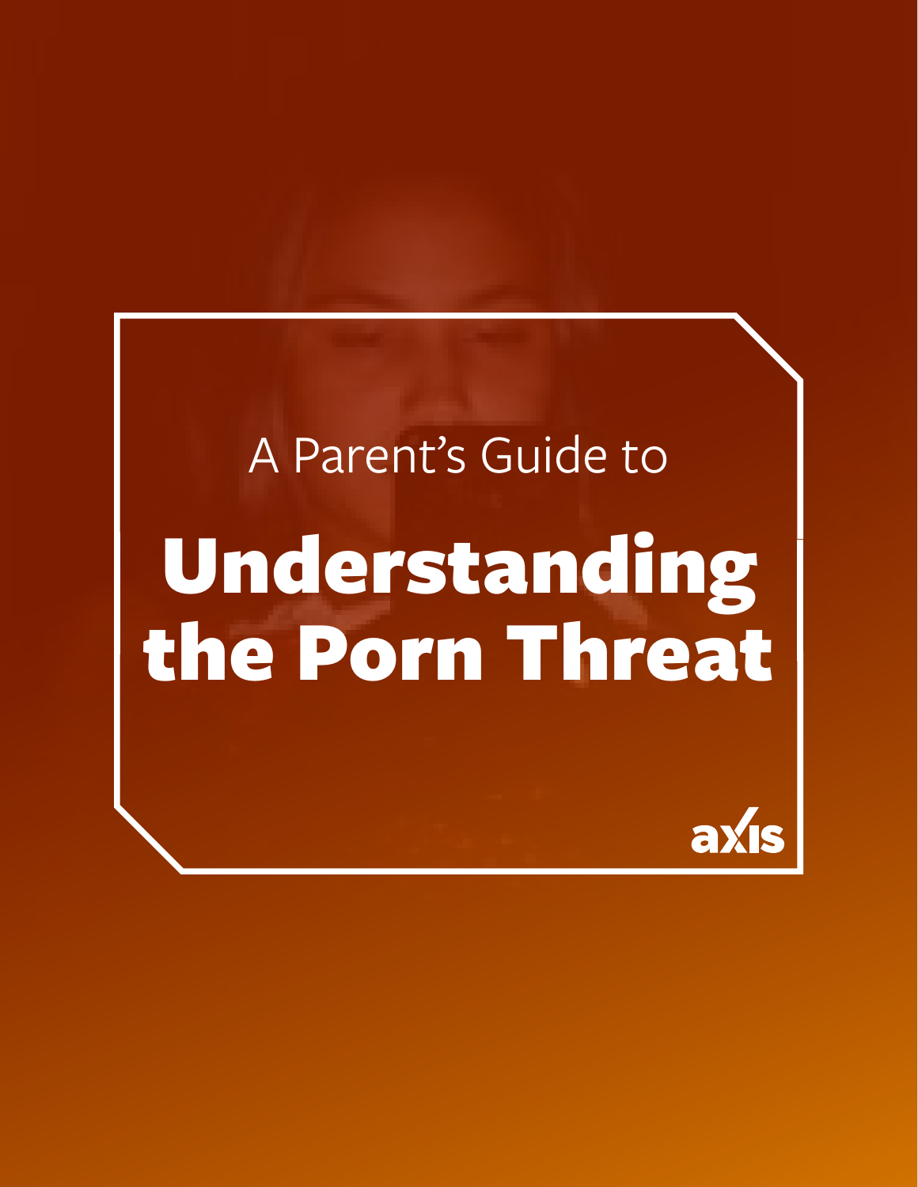A Parent's Guide to

# Understanding the Porn Threat

axis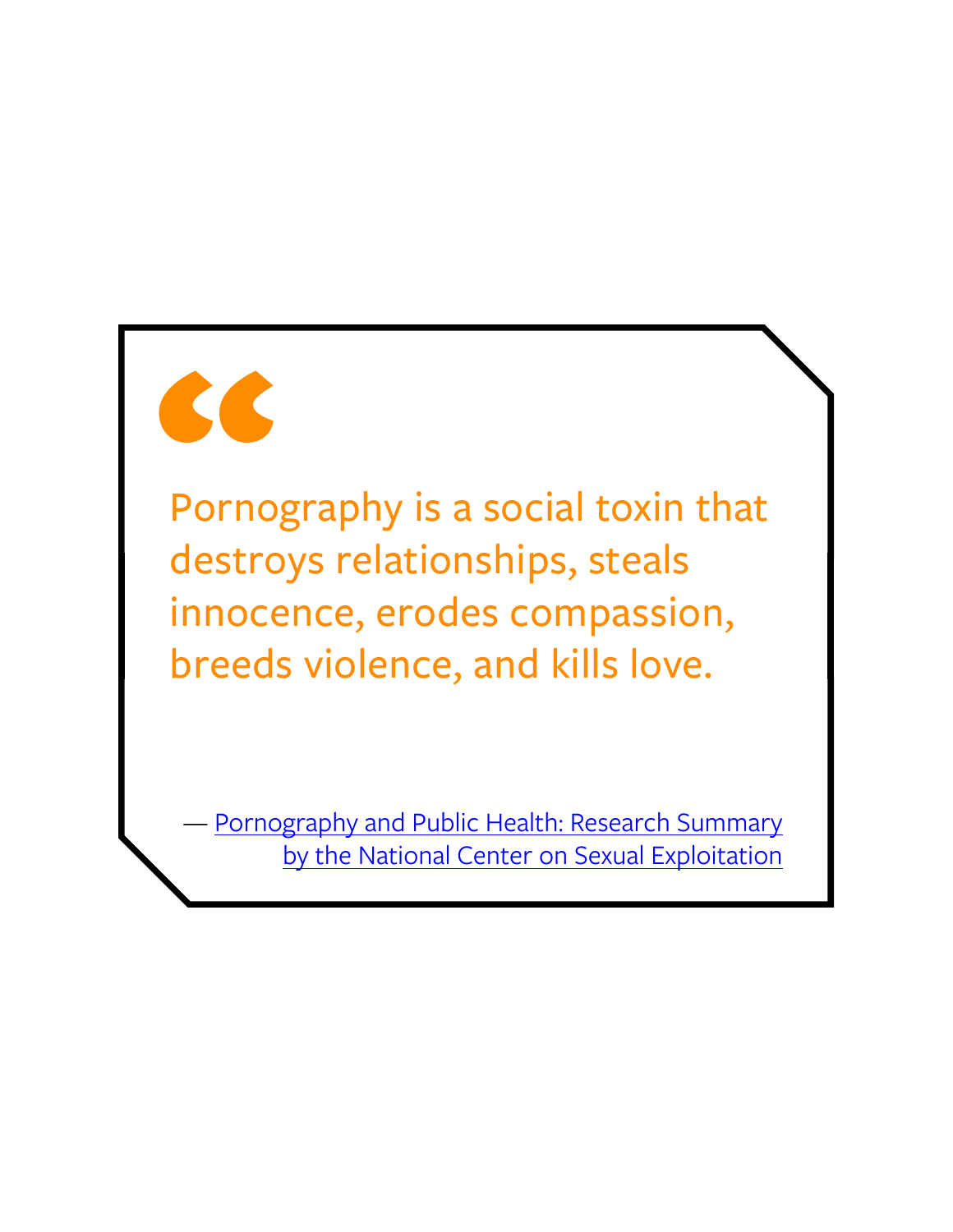> Pornography is a social toxin that destroys relationships, steals innocence, erodes compassion, breeds violence, and kills love.
>
> — Pornography and Public Health: Research Summary by the National Center on Sexual Exploitation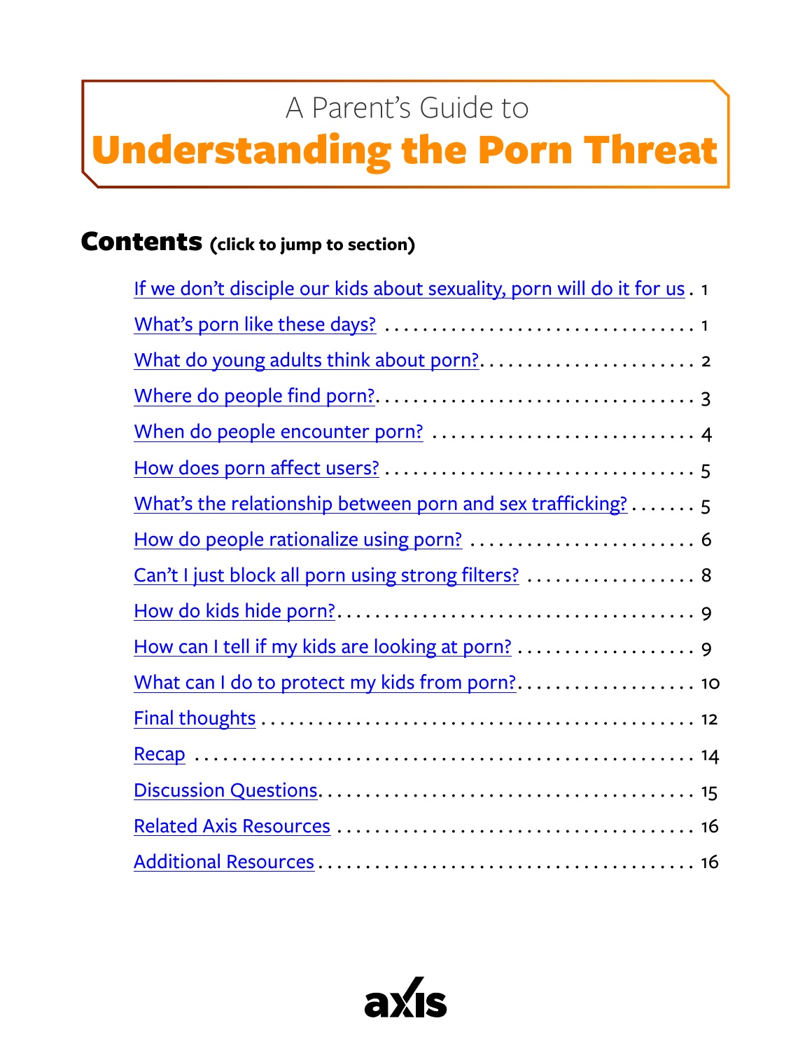A Parent's Guide to

# Understanding the Porn Threat

## Contents (click to jump to section)

- If we don't disciple our kids about sexuality, porn will do it for us . 1
- What's porn like these days? . . . . . . . . . . . . . . . . . . . . . . . . . . . . . . . . 1
- What do young adults think about porn? . . . . . . . . . . . . . . . . . . . . . . . 2
- Where do people find porn? . . . . . . . . . . . . . . . . . . . . . . . . . . . . . . . . 3
- When do people encounter porn? . . . . . . . . . . . . . . . . . . . . . . . . . . . 4
- How does porn affect users? . . . . . . . . . . . . . . . . . . . . . . . . . . . . . . . 5
- What's the relationship between porn and sex trafficking? . . . . . . . 5
- How do people rationalize using porn? . . . . . . . . . . . . . . . . . . . . . . . 6
- Can't I just block all porn using strong filters? . . . . . . . . . . . . . . . . . 8
- How do kids hide porn? . . . . . . . . . . . . . . . . . . . . . . . . . . . . . . . . . . 9
- How can I tell if my kids are looking at porn? . . . . . . . . . . . . . . . . . . 9
- What can I do to protect my kids from porn? . . . . . . . . . . . . . . . . . . 10
- Final thoughts . . . . . . . . . . . . . . . . . . . . . . . . . . . . . . . . . . . . . . . . . 12
- Recap . . . . . . . . . . . . . . . . . . . . . . . . . . . . . . . . . . . . . . . . . . . . . . 14
- Discussion Questions . . . . . . . . . . . . . . . . . . . . . . . . . . . . . . . . . . . 15
- Related Axis Resources . . . . . . . . . . . . . . . . . . . . . . . . . . . . . . . . . . 16
- Additional Resources . . . . . . . . . . . . . . . . . . . . . . . . . . . . . . . . . . . 16

axis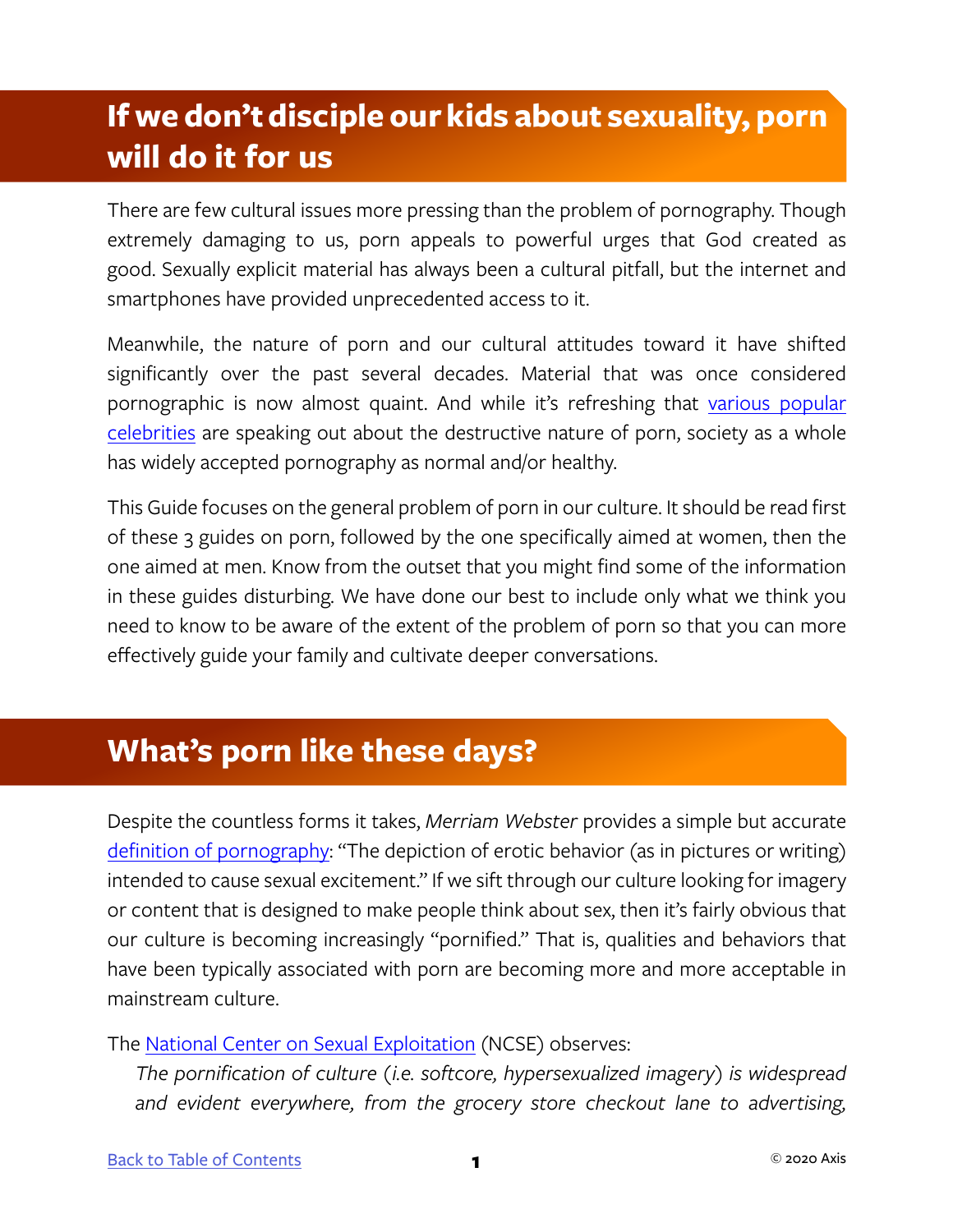## If we don't disciple our kids about sexuality, porn will do it for us

There are few cultural issues more pressing than the problem of pornography. Though extremely damaging to us, porn appeals to powerful urges that God created as good. Sexually explicit material has always been a cultural pitfall, but the internet and smartphones have provided unprecedented access to it.

Meanwhile, the nature of porn and our cultural attitudes toward it have shifted significantly over the past several decades. Material that was once considered pornographic is now almost quaint. And while it's refreshing that various popular celebrities are speaking out about the destructive nature of porn, society as a whole has widely accepted pornography as normal and/or healthy.

This Guide focuses on the general problem of porn in our culture. It should be read first of these 3 guides on porn, followed by the one specifically aimed at women, then the one aimed at men. Know from the outset that you might find some of the information in these guides disturbing. We have done our best to include only what we think you need to know to be aware of the extent of the problem of porn so that you can more effectively guide your family and cultivate deeper conversations.

## What's porn like these days?

Despite the countless forms it takes, *Merriam Webster* provides a simple but accurate definition of pornography: "The depiction of erotic behavior (as in pictures or writing) intended to cause sexual excitement." If we sift through our culture looking for imagery or content that is designed to make people think about sex, then it's fairly obvious that our culture is becoming increasingly "pornified." That is, qualities and behaviors that have been typically associated with porn are becoming more and more acceptable in mainstream culture.

The National Center on Sexual Exploitation (NCSE) observes:

> *The pornification of culture (i.e. softcore, hypersexualized imagery) is widespread and evident everywhere, from the grocery store checkout lane to advertising,*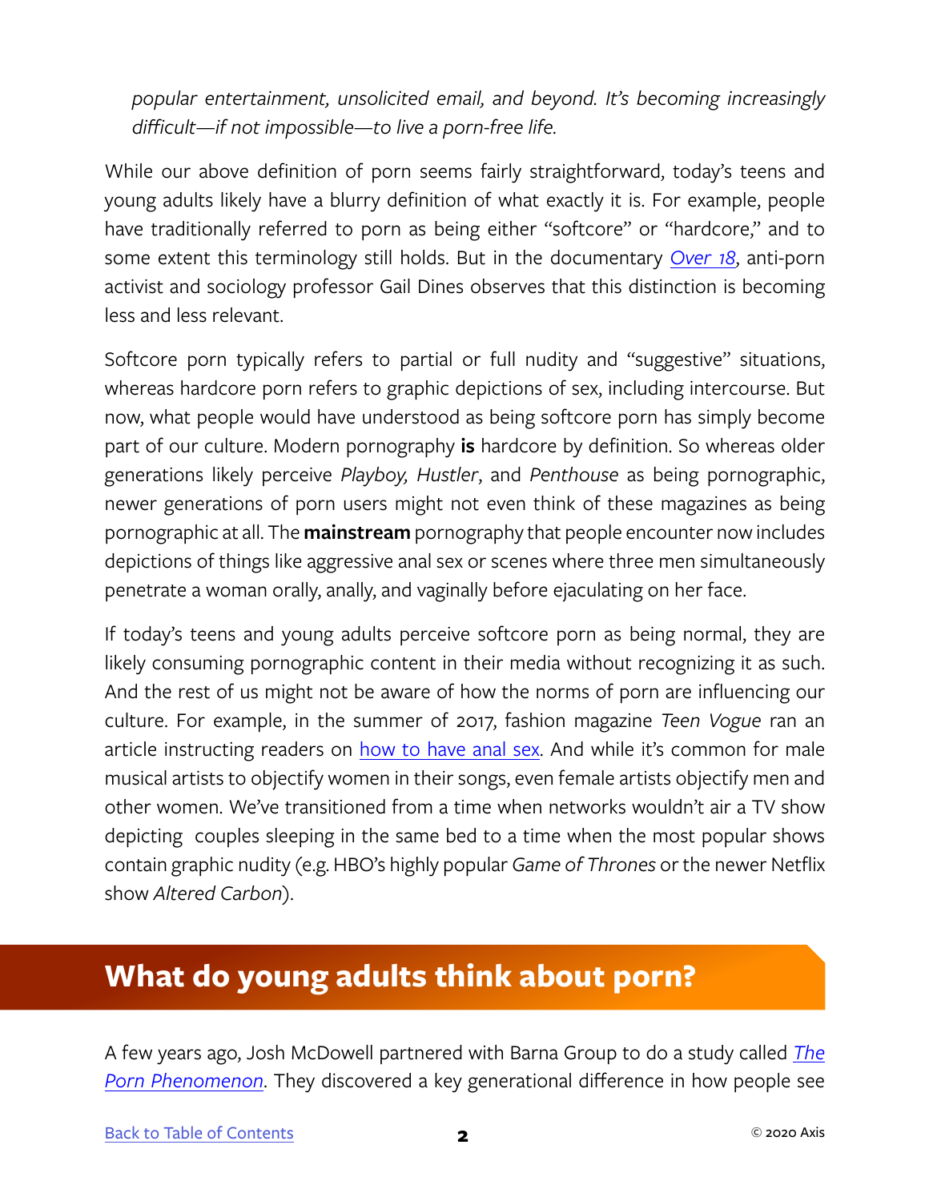*popular entertainment, unsolicited email, and beyond. It's becoming increasingly difficult—if not impossible—to live a porn-free life.*

While our above definition of porn seems fairly straightforward, today's teens and young adults likely have a blurry definition of what exactly it is. For example, people have traditionally referred to porn as being either "softcore" or "hardcore," and to some extent this terminology still holds. But in the documentary *Over 18*, anti-porn activist and sociology professor Gail Dines observes that this distinction is becoming less and less relevant.

Softcore porn typically refers to partial or full nudity and "suggestive" situations, whereas hardcore porn refers to graphic depictions of sex, including intercourse. But now, what people would have understood as being softcore porn has simply become part of our culture. Modern pornography **is** hardcore by definition. So whereas older generations likely perceive *Playboy, Hustler*, and *Penthouse* as being pornographic, newer generations of porn users might not even think of these magazines as being pornographic at all. The **mainstream** pornography that people encounter now includes depictions of things like aggressive anal sex or scenes where three men simultaneously penetrate a woman orally, anally, and vaginally before ejaculating on her face.

If today's teens and young adults perceive softcore porn as being normal, they are likely consuming pornographic content in their media without recognizing it as such. And the rest of us might not be aware of how the norms of porn are influencing our culture. For example, in the summer of 2017, fashion magazine *Teen Vogue* ran an article instructing readers on how to have anal sex. And while it's common for male musical artists to objectify women in their songs, even female artists objectify men and other women. We've transitioned from a time when networks wouldn't air a TV show depicting couples sleeping in the same bed to a time when the most popular shows contain graphic nudity (e.g. HBO's highly popular *Game of Thrones* or the newer Netflix show *Altered Carbon*).

## What do young adults think about porn?

A few years ago, Josh McDowell partnered with Barna Group to do a study called *The Porn Phenomenon*. They discovered a key generational difference in how people see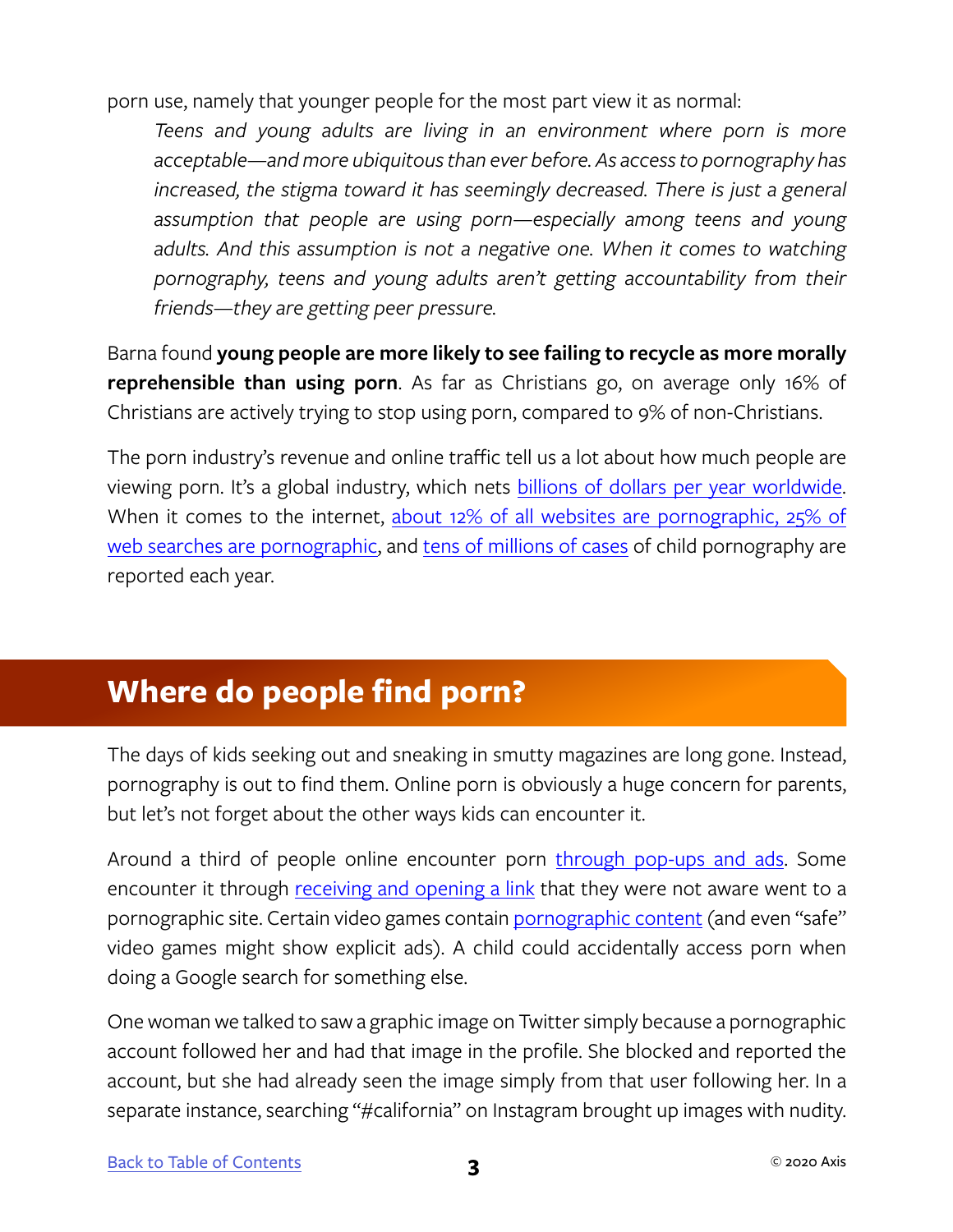porn use, namely that younger people for the most part view it as normal:

> *Teens and young adults are living in an environment where porn is more acceptable—and more ubiquitous than ever before. As access to pornography has increased, the stigma toward it has seemingly decreased. There is just a general assumption that people are using porn—especially among teens and young adults. And this assumption is not a negative one. When it comes to watching pornography, teens and young adults aren't getting accountability from their friends—they are getting peer pressure.*

Barna found **young people are more likely to see failing to recycle as more morally reprehensible than using porn**. As far as Christians go, on average only 16% of Christians are actively trying to stop using porn, compared to 9% of non-Christians.

The porn industry's revenue and online traffic tell us a lot about how much people are viewing porn. It's a global industry, which nets billions of dollars per year worldwide. When it comes to the internet, about 12% of all websites are pornographic, 25% of web searches are pornographic, and tens of millions of cases of child pornography are reported each year.

## Where do people find porn?

The days of kids seeking out and sneaking in smutty magazines are long gone. Instead, pornography is out to find them. Online porn is obviously a huge concern for parents, but let's not forget about the other ways kids can encounter it.

Around a third of people online encounter porn through pop-ups and ads. Some encounter it through receiving and opening a link that they were not aware went to a pornographic site. Certain video games contain pornographic content (and even "safe" video games might show explicit ads). A child could accidentally access porn when doing a Google search for something else.

One woman we talked to saw a graphic image on Twitter simply because a pornographic account followed her and had that image in the profile. She blocked and reported the account, but she had already seen the image simply from that user following her. In a separate instance, searching "#california" on Instagram brought up images with nudity.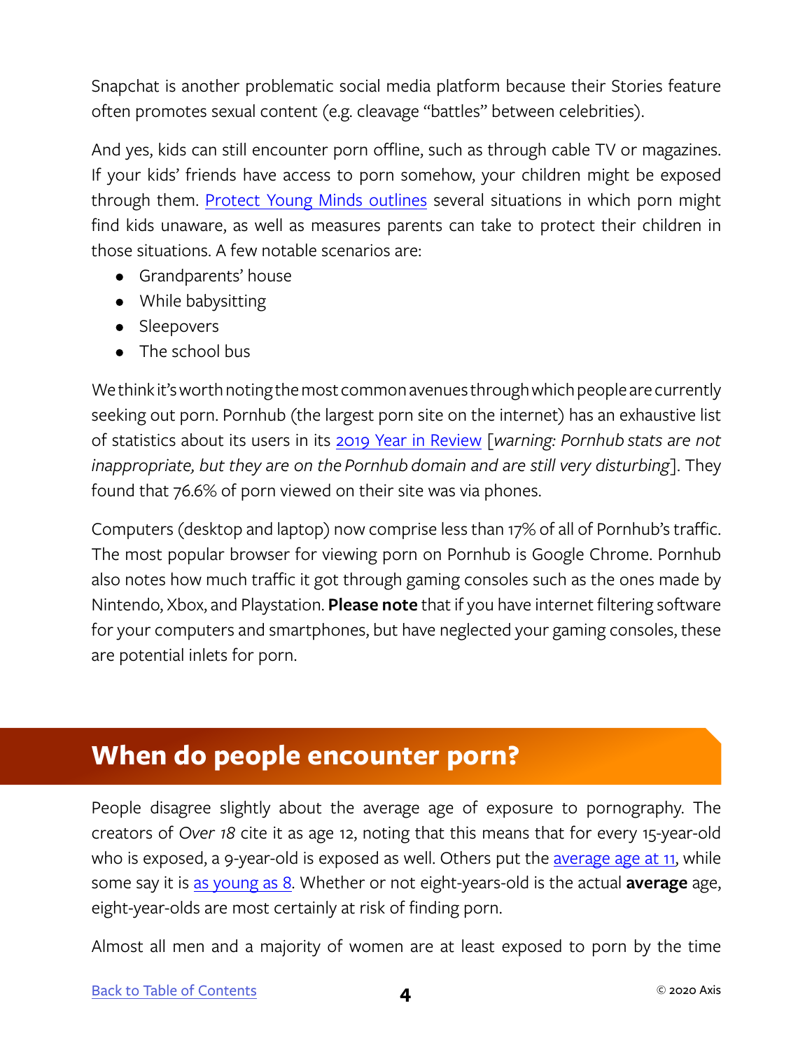Snapchat is another problematic social media platform because their Stories feature often promotes sexual content (e.g. cleavage "battles" between celebrities).

And yes, kids can still encounter porn offline, such as through cable TV or magazines. If your kids' friends have access to porn somehow, your children might be exposed through them. Protect Young Minds outlines several situations in which porn might find kids unaware, as well as measures parents can take to protect their children in those situations. A few notable scenarios are:

- Grandparents' house
- While babysitting
- Sleepovers
- The school bus

We think it's worth noting the most common avenues through which people are currently seeking out porn. Pornhub (the largest porn site on the internet) has an exhaustive list of statistics about its users in its 2019 Year in Review [*warning: Pornhub stats are not inappropriate, but they are on the Pornhub domain and are still very disturbing*]. They found that 76.6% of porn viewed on their site was via phones.

Computers (desktop and laptop) now comprise less than 17% of all of Pornhub's traffic. The most popular browser for viewing porn on Pornhub is Google Chrome. Pornhub also notes how much traffic it got through gaming consoles such as the ones made by Nintendo, Xbox, and Playstation. **Please note** that if you have internet filtering software for your computers and smartphones, but have neglected your gaming consoles, these are potential inlets for porn.

## When do people encounter porn?

People disagree slightly about the average age of exposure to pornography. The creators of *Over 18* cite it as age 12, noting that this means that for every 15-year-old who is exposed, a 9-year-old is exposed as well. Others put the average age at 11, while some say it is as young as 8. Whether or not eight-years-old is the actual **average** age, eight-year-olds are most certainly at risk of finding porn.

Almost all men and a majority of women are at least exposed to porn by the time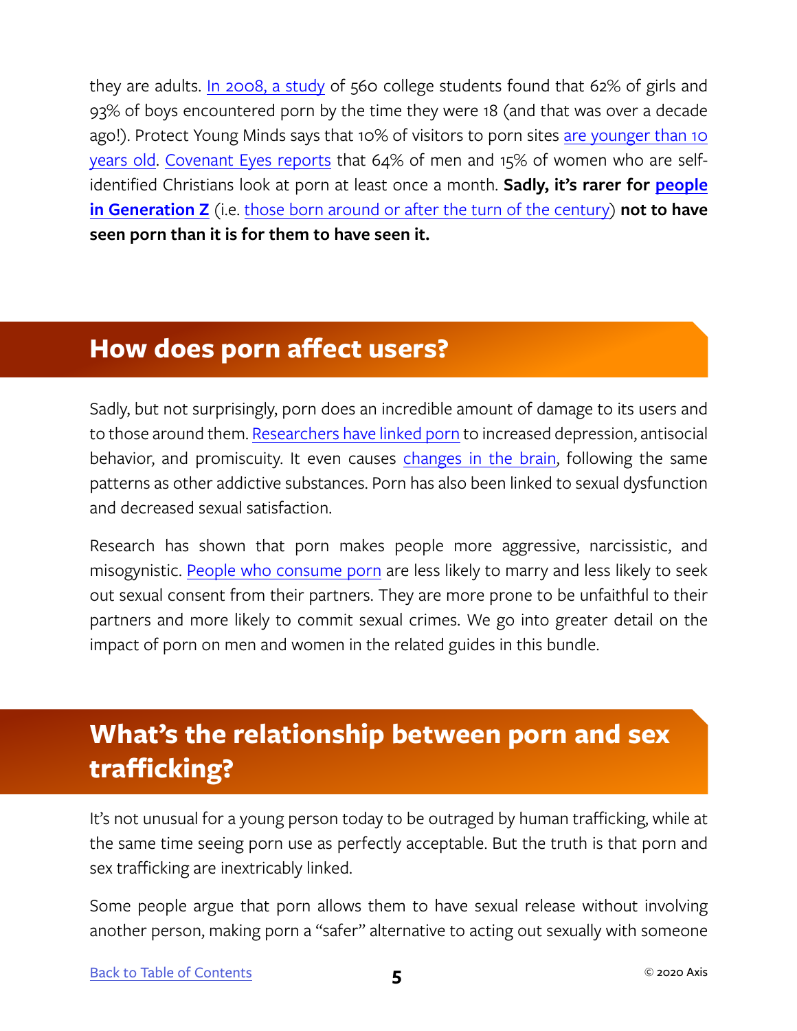they are adults. In 2008, a study of 560 college students found that 62% of girls and 93% of boys encountered porn by the time they were 18 (and that was over a decade ago!). Protect Young Minds says that 10% of visitors to porn sites are younger than 10 years old. Covenant Eyes reports that 64% of men and 15% of women who are self-identified Christians look at porn at least once a month. **Sadly, it's rarer for people in Generation Z** (i.e. those born around or after the turn of the century) **not to have seen porn than it is for them to have seen it.**

## How does porn affect users?

Sadly, but not surprisingly, porn does an incredible amount of damage to its users and to those around them. Researchers have linked porn to increased depression, antisocial behavior, and promiscuity. It even causes changes in the brain, following the same patterns as other addictive substances. Porn has also been linked to sexual dysfunction and decreased sexual satisfaction.

Research has shown that porn makes people more aggressive, narcissistic, and misogynistic. People who consume porn are less likely to marry and less likely to seek out sexual consent from their partners. They are more prone to be unfaithful to their partners and more likely to commit sexual crimes. We go into greater detail on the impact of porn on men and women in the related guides in this bundle.

## What's the relationship between porn and sex trafficking?

It's not unusual for a young person today to be outraged by human trafficking, while at the same time seeing porn use as perfectly acceptable. But the truth is that porn and sex trafficking are inextricably linked.

Some people argue that porn allows them to have sexual release without involving another person, making porn a "safer" alternative to acting out sexually with someone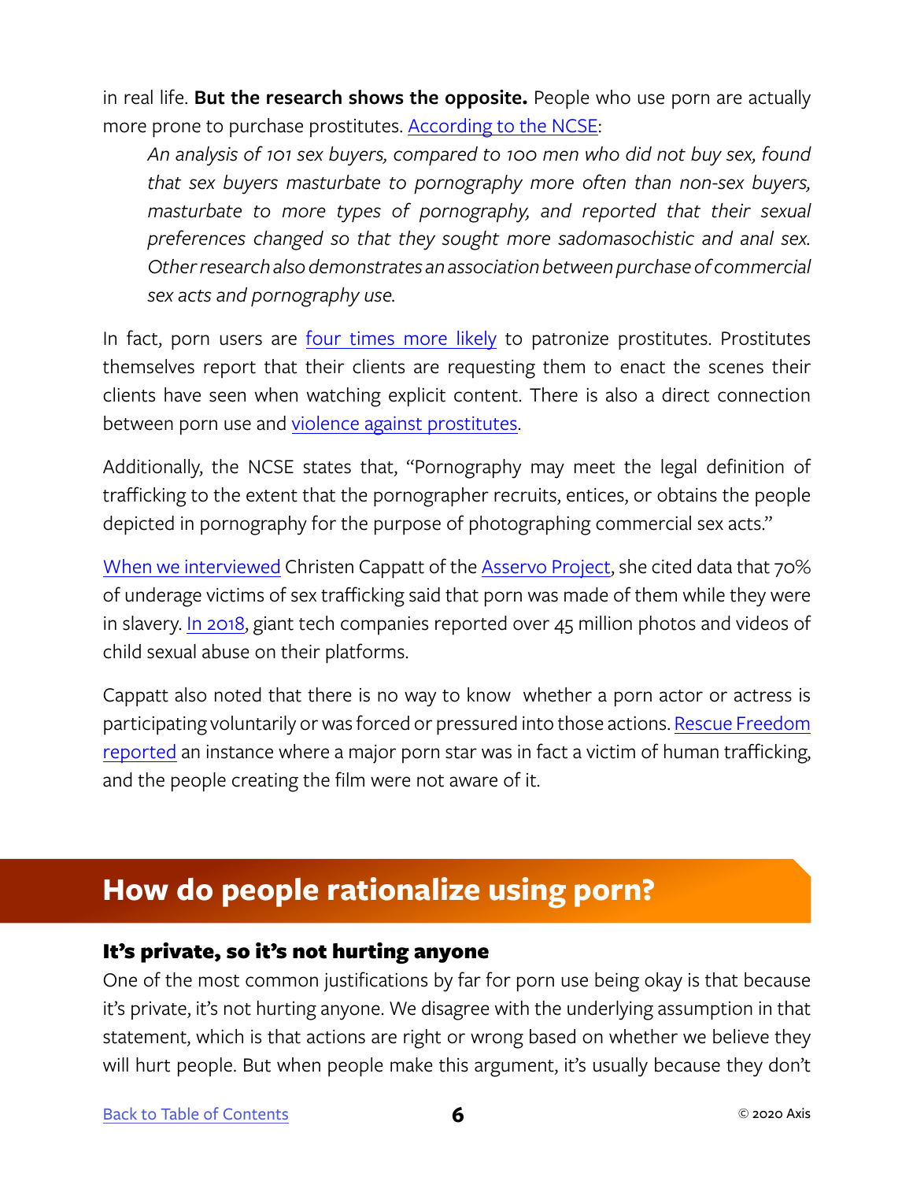in real life. **But the research shows the opposite.** People who use porn are actually more prone to purchase prostitutes. According to the NCSE:

> *An analysis of 101 sex buyers, compared to 100 men who did not buy sex, found that sex buyers masturbate to pornography more often than non-sex buyers, masturbate to more types of pornography, and reported that their sexual preferences changed so that they sought more sadomasochistic and anal sex. Other research also demonstrates an association between purchase of commercial sex acts and pornography use.*

In fact, porn users are four times more likely to patronize prostitutes. Prostitutes themselves report that their clients are requesting them to enact the scenes their clients have seen when watching explicit content. There is also a direct connection between porn use and violence against prostitutes.

Additionally, the NCSE states that, "Pornography may meet the legal definition of trafficking to the extent that the pornographer recruits, entices, or obtains the people depicted in pornography for the purpose of photographing commercial sex acts."

When we interviewed Christen Cappatt of the Asservo Project, she cited data that 70% of underage victims of sex trafficking said that porn was made of them while they were in slavery. In 2018, giant tech companies reported over 45 million photos and videos of child sexual abuse on their platforms.

Cappatt also noted that there is no way to know whether a porn actor or actress is participating voluntarily or was forced or pressured into those actions. Rescue Freedom reported an instance where a major porn star was in fact a victim of human trafficking, and the people creating the film were not aware of it.

## How do people rationalize using porn?

### It's private, so it's not hurting anyone

One of the most common justifications by far for porn use being okay is that because it's private, it's not hurting anyone. We disagree with the underlying assumption in that statement, which is that actions are right or wrong based on whether we believe they will hurt people. But when people make this argument, it's usually because they don't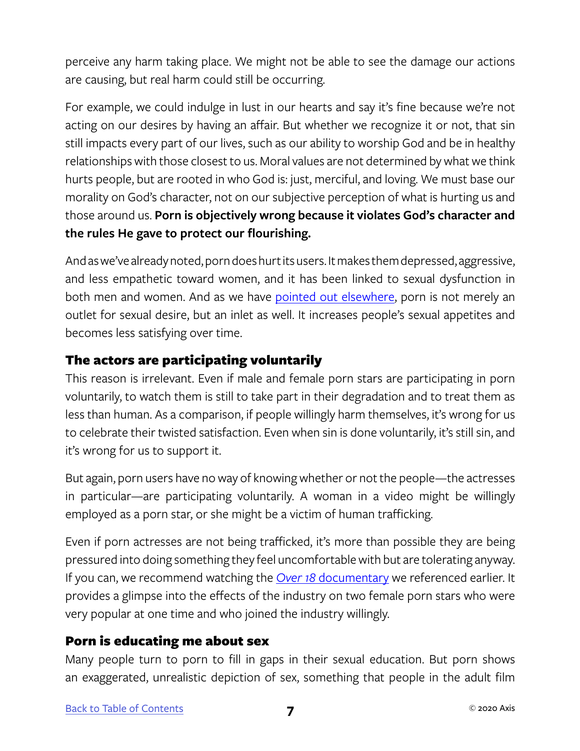perceive any harm taking place. We might not be able to see the damage our actions are causing, but real harm could still be occurring.

For example, we could indulge in lust in our hearts and say it's fine because we're not acting on our desires by having an affair. But whether we recognize it or not, that sin still impacts every part of our lives, such as our ability to worship God and be in healthy relationships with those closest to us. Moral values are not determined by what we think hurts people, but are rooted in who God is: just, merciful, and loving. We must base our morality on God's character, not on our subjective perception of what is hurting us and those around us. **Porn is objectively wrong because it violates God's character and the rules He gave to protect our flourishing.**

And as we've already noted, porn does hurt its users. It makes them depressed, aggressive, and less empathetic toward women, and it has been linked to sexual dysfunction in both men and women. And as we have pointed out elsewhere, porn is not merely an outlet for sexual desire, but an inlet as well. It increases people's sexual appetites and becomes less satisfying over time.

### The actors are participating voluntarily

This reason is irrelevant. Even if male and female porn stars are participating in porn voluntarily, to watch them is still to take part in their degradation and to treat them as less than human. As a comparison, if people willingly harm themselves, it's wrong for us to celebrate their twisted satisfaction. Even when sin is done voluntarily, it's still sin, and it's wrong for us to support it.

But again, porn users have no way of knowing whether or not the people—the actresses in particular—are participating voluntarily. A woman in a video might be willingly employed as a porn star, or she might be a victim of human trafficking.

Even if porn actresses are not being trafficked, it's more than possible they are being pressured into doing something they feel uncomfortable with but are tolerating anyway. If you can, we recommend watching the *Over 18* documentary we referenced earlier. It provides a glimpse into the effects of the industry on two female porn stars who were very popular at one time and who joined the industry willingly.

### Porn is educating me about sex

Many people turn to porn to fill in gaps in their sexual education. But porn shows an exaggerated, unrealistic depiction of sex, something that people in the adult film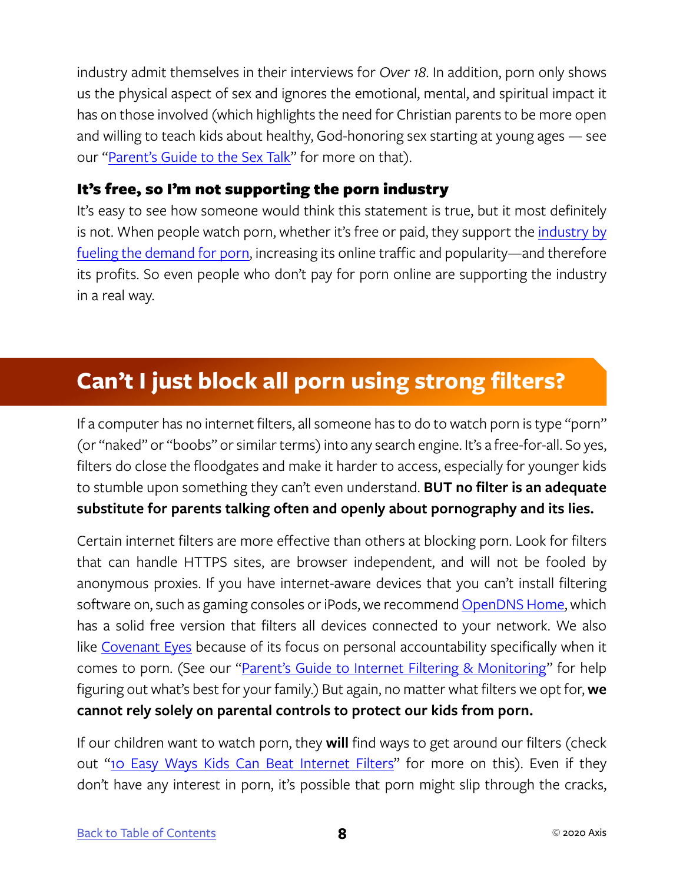industry admit themselves in their interviews for *Over 18*. In addition, porn only shows us the physical aspect of sex and ignores the emotional, mental, and spiritual impact it has on those involved (which highlights the need for Christian parents to be more open and willing to teach kids about healthy, God-honoring sex starting at young ages — see our "Parent's Guide to the Sex Talk" for more on that).

### It's free, so I'm not supporting the porn industry

It's easy to see how someone would think this statement is true, but it most definitely is not. When people watch porn, whether it's free or paid, they support the industry by fueling the demand for porn, increasing its online traffic and popularity—and therefore its profits. So even people who don't pay for porn online are supporting the industry in a real way.

## Can't I just block all porn using strong filters?

If a computer has no internet filters, all someone has to do to watch porn is type "porn" (or "naked" or "boobs" or similar terms) into any search engine. It's a free-for-all. So yes, filters do close the floodgates and make it harder to access, especially for younger kids to stumble upon something they can't even understand. **BUT no filter is an adequate substitute for parents talking often and openly about pornography and its lies.**

Certain internet filters are more effective than others at blocking porn. Look for filters that can handle HTTPS sites, are browser independent, and will not be fooled by anonymous proxies. If you have internet-aware devices that you can't install filtering software on, such as gaming consoles or iPods, we recommend OpenDNS Home, which has a solid free version that filters all devices connected to your network. We also like Covenant Eyes because of its focus on personal accountability specifically when it comes to porn. (See our "Parent's Guide to Internet Filtering & Monitoring" for help figuring out what's best for your family.) But again, no matter what filters we opt for, **we cannot rely solely on parental controls to protect our kids from porn.**

If our children want to watch porn, they **will** find ways to get around our filters (check out "10 Easy Ways Kids Can Beat Internet Filters" for more on this). Even if they don't have any interest in porn, it's possible that porn might slip through the cracks,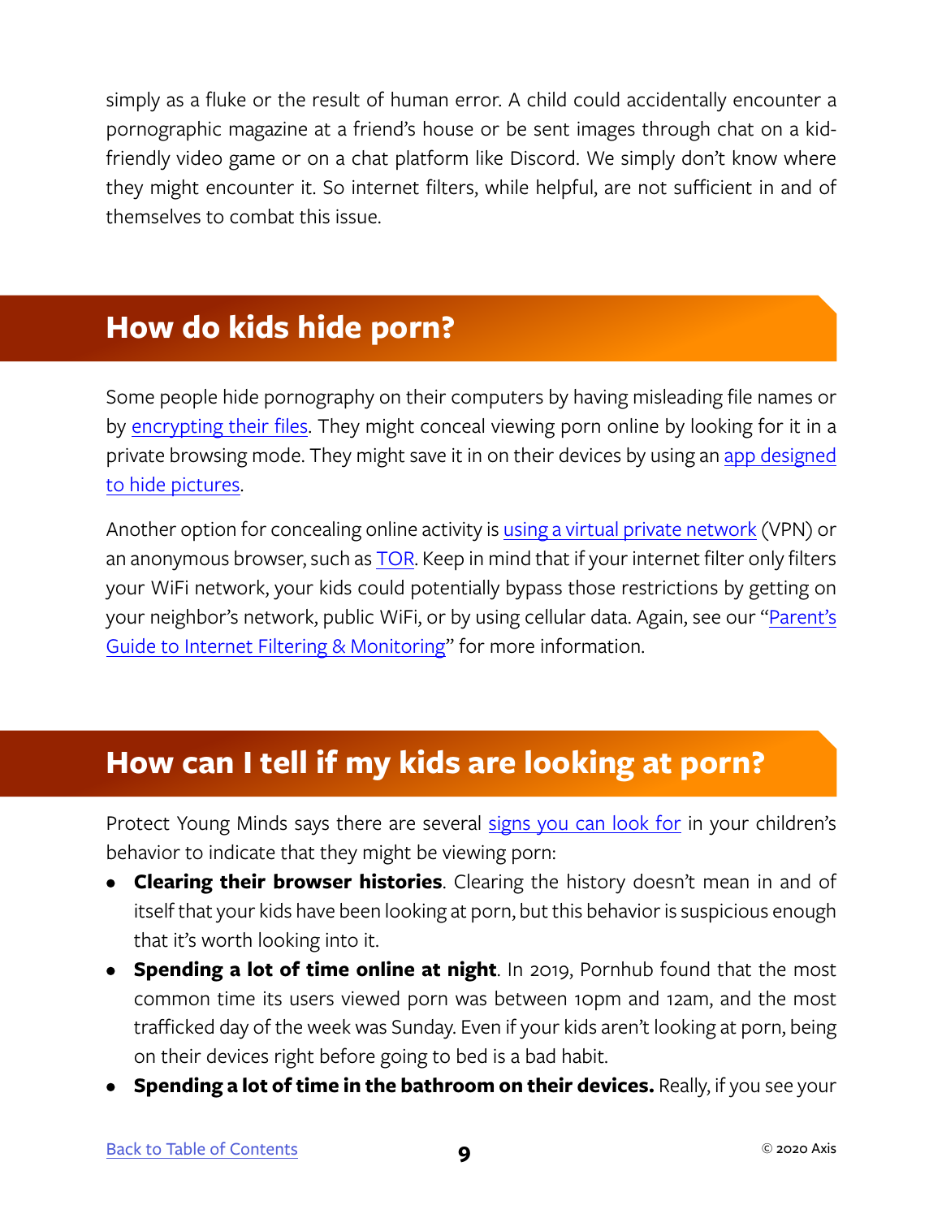simply as a fluke or the result of human error. A child could accidentally encounter a pornographic magazine at a friend's house or be sent images through chat on a kid-friendly video game or on a chat platform like Discord. We simply don't know where they might encounter it. So internet filters, while helpful, are not sufficient in and of themselves to combat this issue.

## How do kids hide porn?

Some people hide pornography on their computers by having misleading file names or by encrypting their files. They might conceal viewing porn online by looking for it in a private browsing mode. They might save it in on their devices by using an app designed to hide pictures.

Another option for concealing online activity is using a virtual private network (VPN) or an anonymous browser, such as TOR. Keep in mind that if your internet filter only filters your WiFi network, your kids could potentially bypass those restrictions by getting on your neighbor's network, public WiFi, or by using cellular data. Again, see our "Parent's Guide to Internet Filtering & Monitoring" for more information.

## How can I tell if my kids are looking at porn?

Protect Young Minds says there are several signs you can look for in your children's behavior to indicate that they might be viewing porn:

- **Clearing their browser histories**. Clearing the history doesn't mean in and of itself that your kids have been looking at porn, but this behavior is suspicious enough that it's worth looking into it.
- **Spending a lot of time online at night**. In 2019, Pornhub found that the most common time its users viewed porn was between 10pm and 12am, and the most trafficked day of the week was Sunday. Even if your kids aren't looking at porn, being on their devices right before going to bed is a bad habit.
- **Spending a lot of time in the bathroom on their devices.** Really, if you see your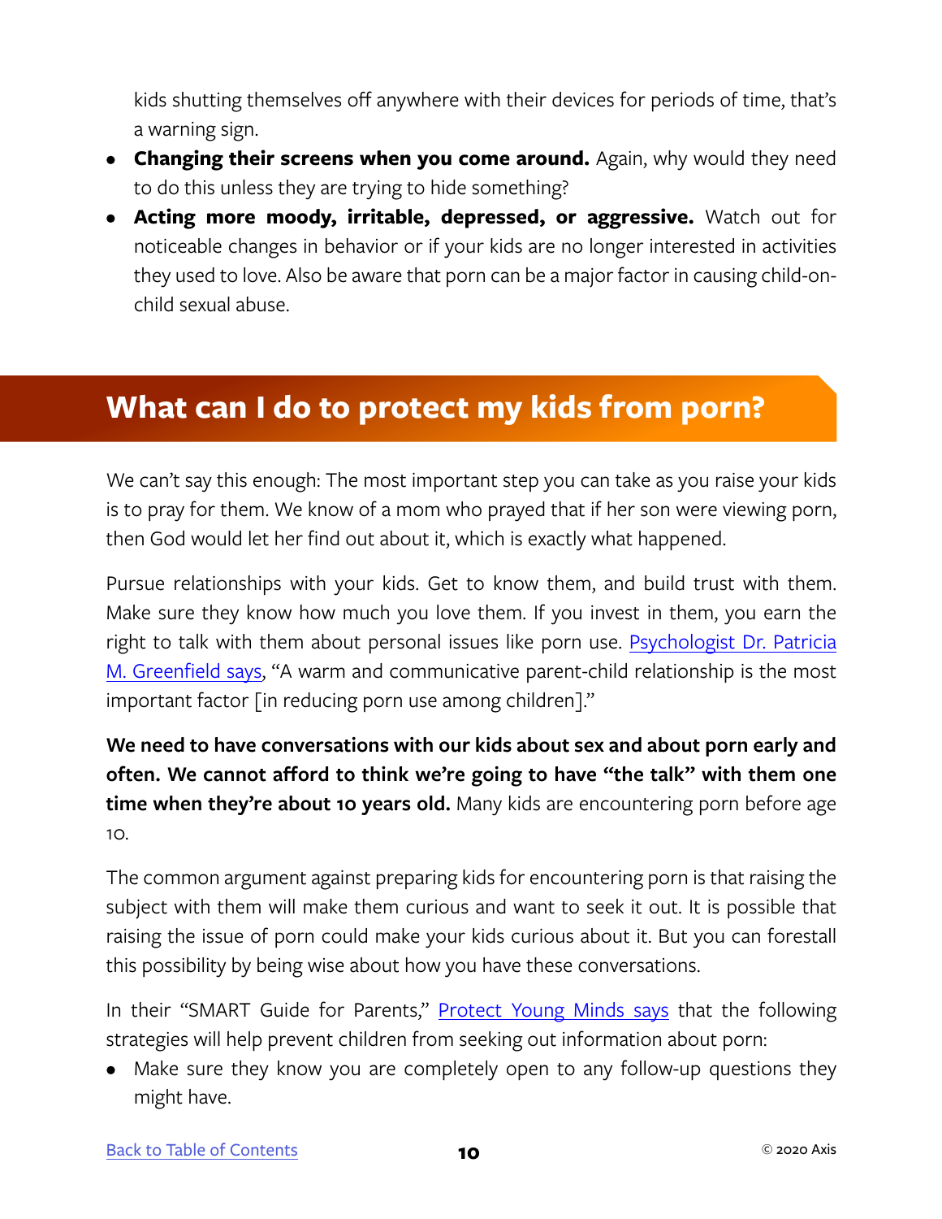kids shutting themselves off anywhere with their devices for periods of time, that's a warning sign.

- **Changing their screens when you come around.** Again, why would they need to do this unless they are trying to hide something?
- **Acting more moody, irritable, depressed, or aggressive.** Watch out for noticeable changes in behavior or if your kids are no longer interested in activities they used to love. Also be aware that porn can be a major factor in causing child-on-child sexual abuse.

## What can I do to protect my kids from porn?

We can't say this enough: The most important step you can take as you raise your kids is to pray for them. We know of a mom who prayed that if her son were viewing porn, then God would let her find out about it, which is exactly what happened.

Pursue relationships with your kids. Get to know them, and build trust with them. Make sure they know how much you love them. If you invest in them, you earn the right to talk with them about personal issues like porn use. Psychologist Dr. Patricia M. Greenfield says, "A warm and communicative parent-child relationship is the most important factor [in reducing porn use among children]."

**We need to have conversations with our kids about sex and about porn early and often. We cannot afford to think we're going to have "the talk" with them one time when they're about 10 years old.** Many kids are encountering porn before age 10.

The common argument against preparing kids for encountering porn is that raising the subject with them will make them curious and want to seek it out. It is possible that raising the issue of porn could make your kids curious about it. But you can forestall this possibility by being wise about how you have these conversations.

In their "SMART Guide for Parents," Protect Young Minds says that the following strategies will help prevent children from seeking out information about porn:

- Make sure they know you are completely open to any follow-up questions they might have.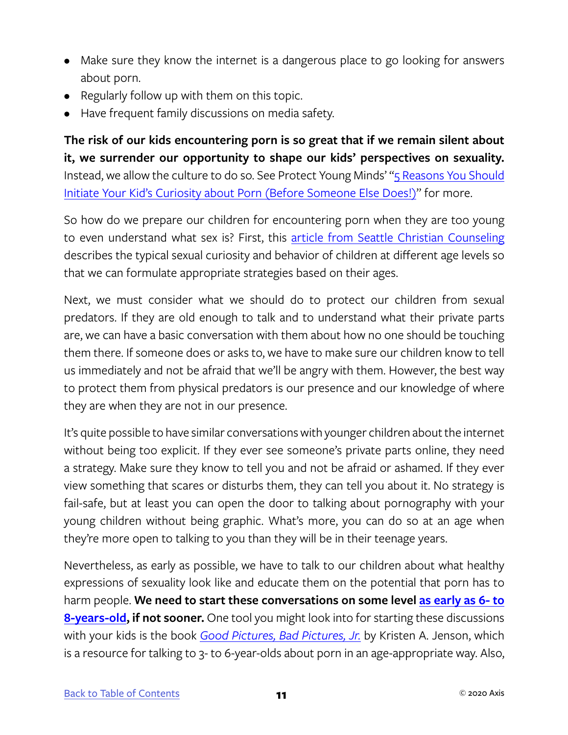- Make sure they know the internet is a dangerous place to go looking for answers about porn.
- Regularly follow up with them on this topic.
- Have frequent family discussions on media safety.

**The risk of our kids encountering porn is so great that if we remain silent about it, we surrender our opportunity to shape our kids' perspectives on sexuality.** Instead, we allow the culture to do so. See Protect Young Minds' "5 Reasons You Should Initiate Your Kid's Curiosity about Porn (Before Someone Else Does!)" for more.

So how do we prepare our children for encountering porn when they are too young to even understand what sex is? First, this article from Seattle Christian Counseling describes the typical sexual curiosity and behavior of children at different age levels so that we can formulate appropriate strategies based on their ages.

Next, we must consider what we should do to protect our children from sexual predators. If they are old enough to talk and to understand what their private parts are, we can have a basic conversation with them about how no one should be touching them there. If someone does or asks to, we have to make sure our children know to tell us immediately and not be afraid that we'll be angry with them. However, the best way to protect them from physical predators is our presence and our knowledge of where they are when they are not in our presence.

It's quite possible to have similar conversations with younger children about the internet without being too explicit. If they ever see someone's private parts online, they need a strategy. Make sure they know to tell you and not be afraid or ashamed. If they ever view something that scares or disturbs them, they can tell you about it. No strategy is fail-safe, but at least you can open the door to talking about pornography with your young children without being graphic. What's more, you can do so at an age when they're more open to talking to you than they will be in their teenage years.

Nevertheless, as early as possible, we have to talk to our children about what healthy expressions of sexuality look like and educate them on the potential that porn has to harm people. **We need to start these conversations on some level as early as 6- to 8-years-old, if not sooner.** One tool you might look into for starting these discussions with your kids is the book *Good Pictures, Bad Pictures, Jr.* by Kristen A. Jenson, which is a resource for talking to 3- to 6-year-olds about porn in an age-appropriate way. Also,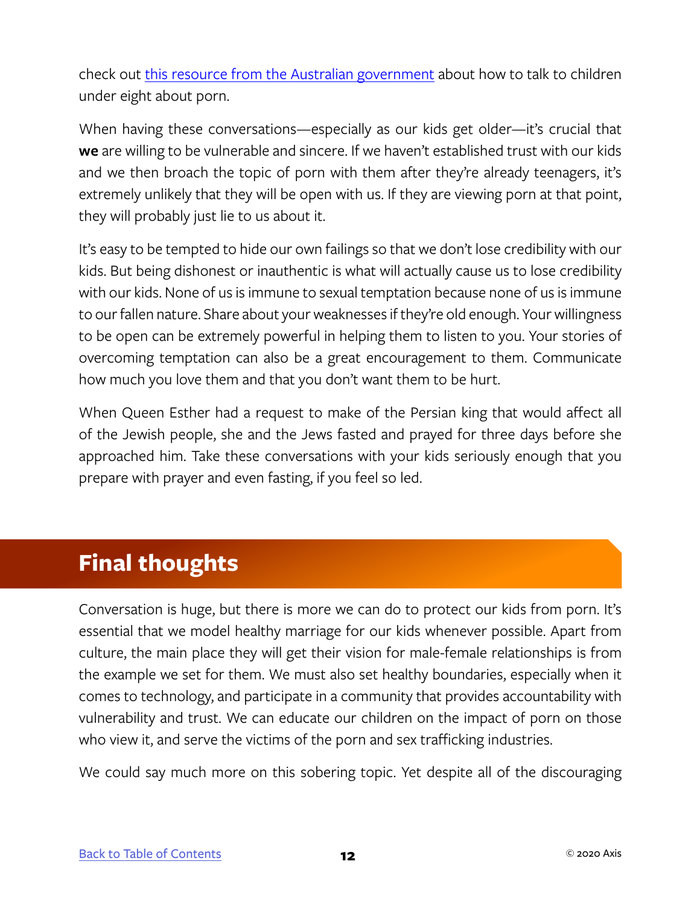check out [this resource from the Australian government](#) about how to talk to children under eight about porn.

When having these conversations—especially as our kids get older—it's crucial that **we** are willing to be vulnerable and sincere. If we haven't established trust with our kids and we then broach the topic of porn with them after they're already teenagers, it's extremely unlikely that they will be open with us. If they are viewing porn at that point, they will probably just lie to us about it.

It's easy to be tempted to hide our own failings so that we don't lose credibility with our kids. But being dishonest or inauthentic is what will actually cause us to lose credibility with our kids. None of us is immune to sexual temptation because none of us is immune to our fallen nature. Share about your weaknesses if they're old enough. Your willingness to be open can be extremely powerful in helping them to listen to you. Your stories of overcoming temptation can also be a great encouragement to them. Communicate how much you love them and that you don't want them to be hurt.

When Queen Esther had a request to make of the Persian king that would affect all of the Jewish people, she and the Jews fasted and prayed for three days before she approached him. Take these conversations with your kids seriously enough that you prepare with prayer and even fasting, if you feel so led.

## Final thoughts

Conversation is huge, but there is more we can do to protect our kids from porn. It's essential that we model healthy marriage for our kids whenever possible. Apart from culture, the main place they will get their vision for male-female relationships is from the example we set for them. We must also set healthy boundaries, especially when it comes to technology, and participate in a community that provides accountability with vulnerability and trust. We can educate our children on the impact of porn on those who view it, and serve the victims of the porn and sex trafficking industries.

We could say much more on this sobering topic. Yet despite all of the discouraging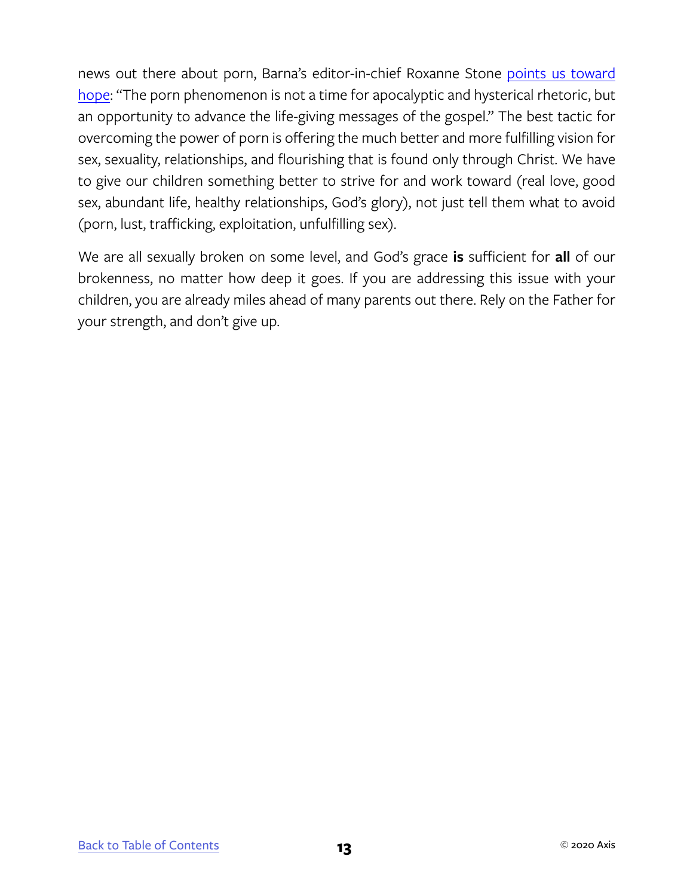news out there about porn, Barna's editor-in-chief Roxanne Stone points us toward hope: "The porn phenomenon is not a time for apocalyptic and hysterical rhetoric, but an opportunity to advance the life-giving messages of the gospel." The best tactic for overcoming the power of porn is offering the much better and more fulfilling vision for sex, sexuality, relationships, and flourishing that is found only through Christ. We have to give our children something better to strive for and work toward (real love, good sex, abundant life, healthy relationships, God's glory), not just tell them what to avoid (porn, lust, trafficking, exploitation, unfulfilling sex).

We are all sexually broken on some level, and God's grace **is** sufficient for **all** of our brokenness, no matter how deep it goes. If you are addressing this issue with your children, you are already miles ahead of many parents out there. Rely on the Father for your strength, and don't give up.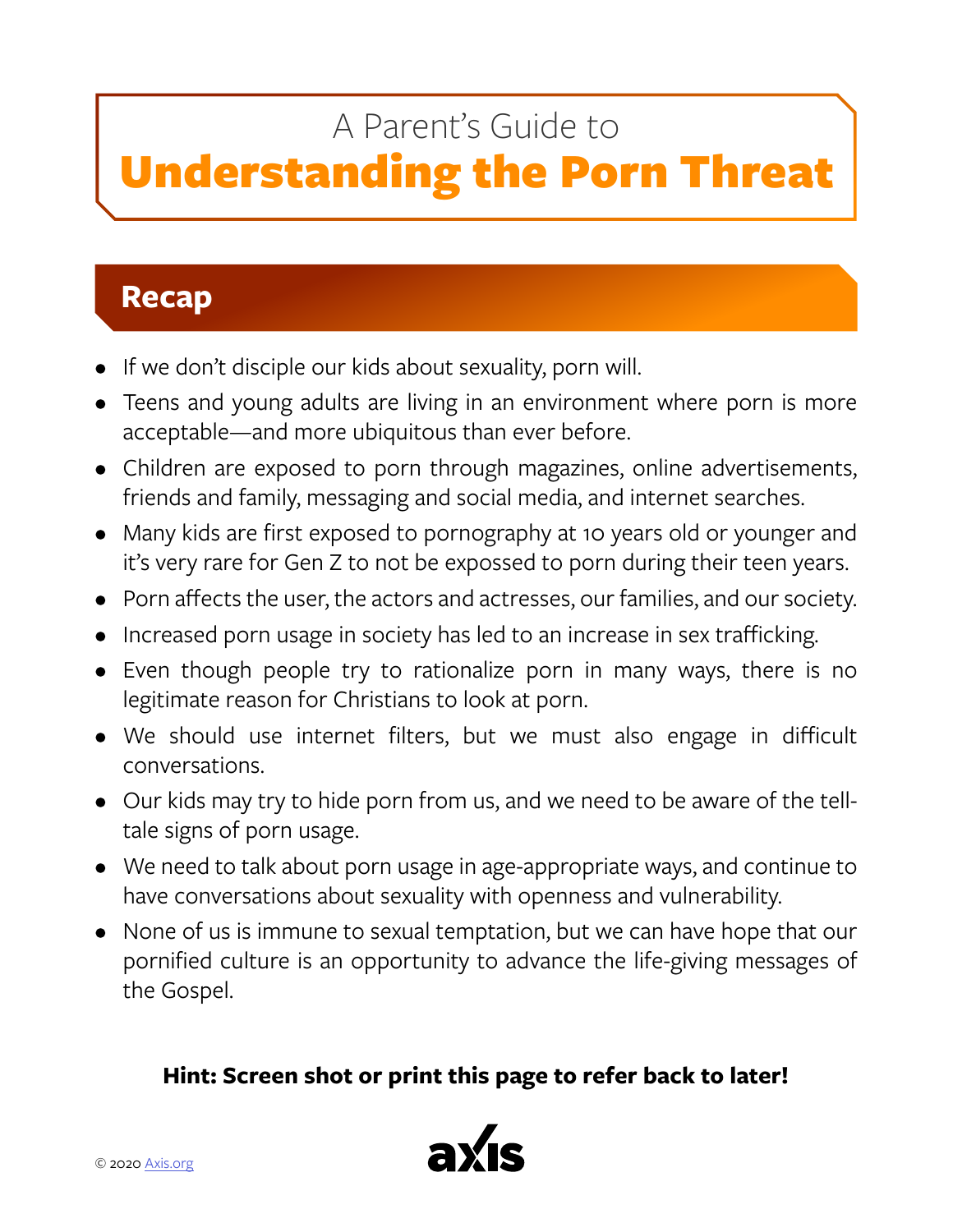A Parent's Guide to

# Understanding the Porn Threat

## Recap

- If we don't disciple our kids about sexuality, porn will.
- Teens and young adults are living in an environment where porn is more acceptable—and more ubiquitous than ever before.
- Children are exposed to porn through magazines, online advertisements, friends and family, messaging and social media, and internet searches.
- Many kids are first exposed to pornography at 10 years old or younger and it's very rare for Gen Z to not be expossed to porn during their teen years.
- Porn affects the user, the actors and actresses, our families, and our society.
- Increased porn usage in society has led to an increase in sex trafficking.
- Even though people try to rationalize porn in many ways, there is no legitimate reason for Christians to look at porn.
- We should use internet filters, but we must also engage in difficult conversations.
- Our kids may try to hide porn from us, and we need to be aware of the tell-tale signs of porn usage.
- We need to talk about porn usage in age-appropriate ways, and continue to have conversations about sexuality with openness and vulnerability.
- None of us is immune to sexual temptation, but we can have hope that our pornified culture is an opportunity to advance the life-giving messages of the Gospel.

**Hint: Screen shot or print this page to refer back to later!**

© 2020 Axis.org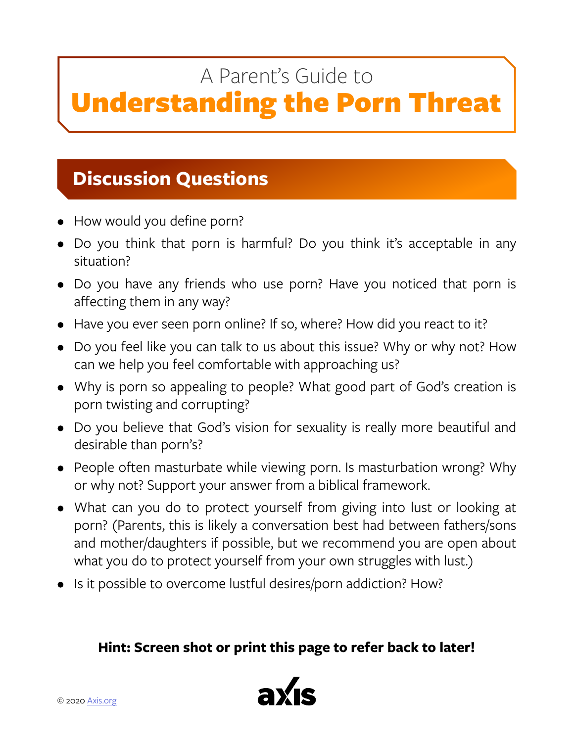# A Parent's Guide to **Understanding the Porn Threat**

## Discussion Questions

- How would you define porn?
- Do you think that porn is harmful? Do you think it's acceptable in any situation?
- Do you have any friends who use porn? Have you noticed that porn is affecting them in any way?
- Have you ever seen porn online? If so, where? How did you react to it?
- Do you feel like you can talk to us about this issue? Why or why not? How can we help you feel comfortable with approaching us?
- Why is porn so appealing to people? What good part of God's creation is porn twisting and corrupting?
- Do you believe that God's vision for sexuality is really more beautiful and desirable than porn's?
- People often masturbate while viewing porn. Is masturbation wrong? Why or why not? Support your answer from a biblical framework.
- What can you do to protect yourself from giving into lust or looking at porn? (Parents, this is likely a conversation best had between fathers/sons and mother/daughters if possible, but we recommend you are open about what you do to protect yourself from your own struggles with lust.)
- Is it possible to overcome lustful desires/porn addiction? How?

**Hint: Screen shot or print this page to refer back to later!**

© 2020 Axis.org

axis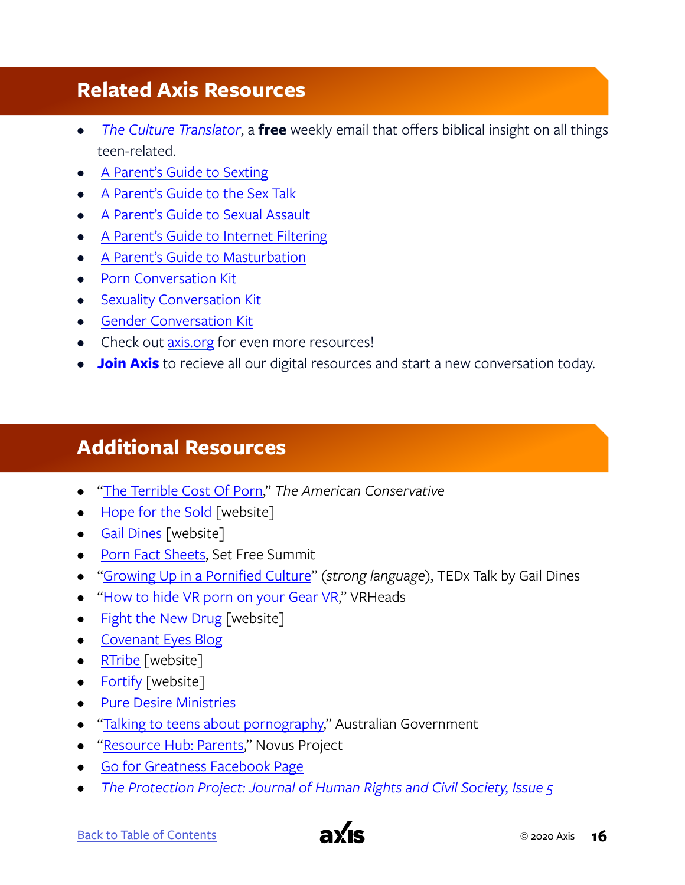## Related Axis Resources

- *The Culture Translator*, a **free** weekly email that offers biblical insight on all things teen-related.
- A Parent's Guide to Sexting
- A Parent's Guide to the Sex Talk
- A Parent's Guide to Sexual Assault
- A Parent's Guide to Internet Filtering
- A Parent's Guide to Masturbation
- Porn Conversation Kit
- Sexuality Conversation Kit
- Gender Conversation Kit
- Check out axis.org for even more resources!
- **Join Axis** to recieve all our digital resources and start a new conversation today.

## Additional Resources

- "The Terrible Cost Of Porn," *The American Conservative*
- Hope for the Sold [website]
- Gail Dines [website]
- Porn Fact Sheets, Set Free Summit
- "Growing Up in a Pornified Culture" (*strong language*), TEDx Talk by Gail Dines
- "How to hide VR porn on your Gear VR," VRHeads
- Fight the New Drug [website]
- Covenant Eyes Blog
- RTribe [website]
- Fortify [website]
- Pure Desire Ministries
- "Talking to teens about pornography," Australian Government
- "Resource Hub: Parents," Novus Project
- Go for Greatness Facebook Page
- *The Protection Project: Journal of Human Rights and Civil Society, Issue 5*

Back to Table of Contents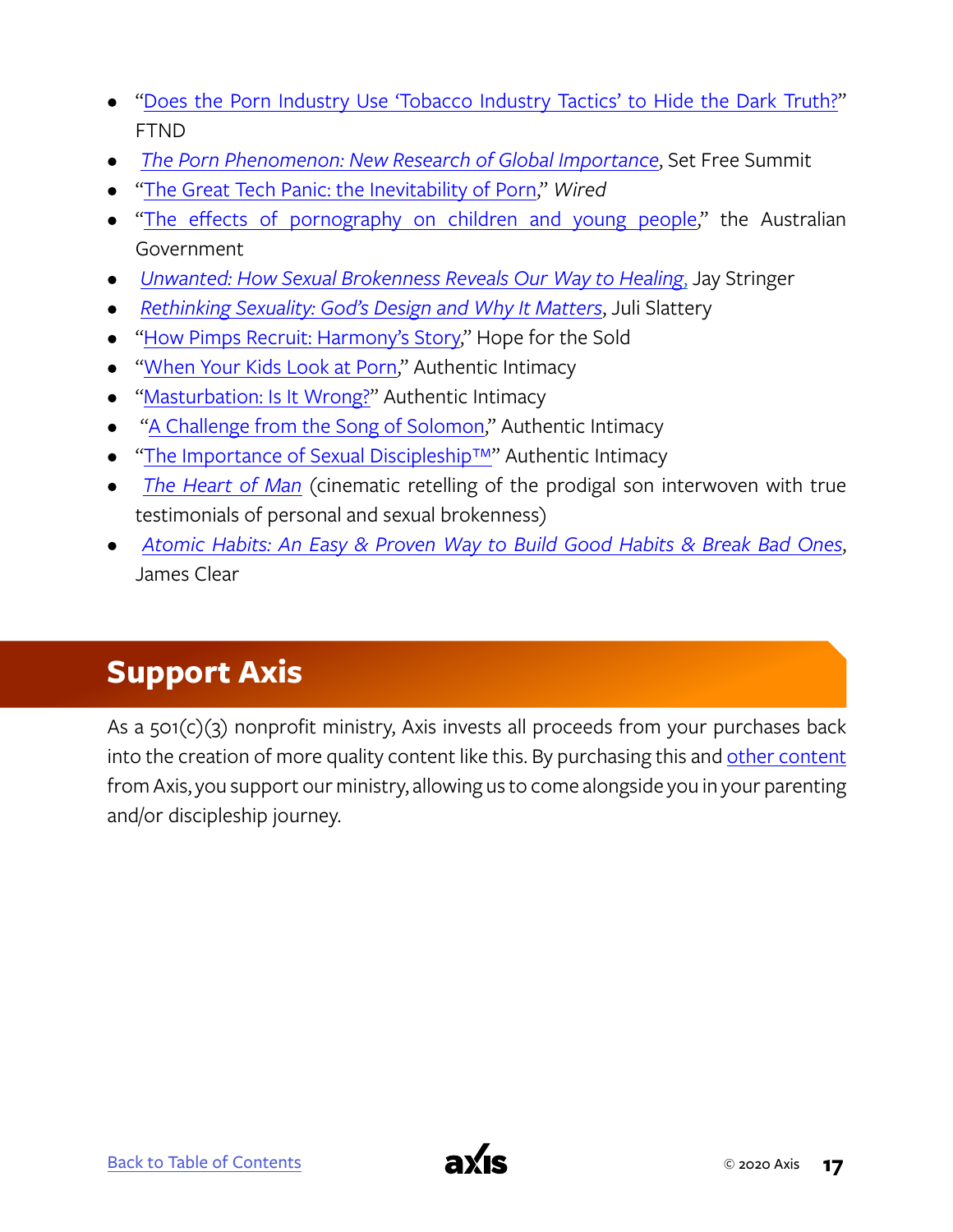- "Does the Porn Industry Use 'Tobacco Industry Tactics' to Hide the Dark Truth?" FTND
- *The Porn Phenomenon: New Research of Global Importance*, Set Free Summit
- "The Great Tech Panic: the Inevitability of Porn," *Wired*
- "The effects of pornography on children and young people," the Australian Government
- *Unwanted: How Sexual Brokenness Reveals Our Way to Healing*, Jay Stringer
- *Rethinking Sexuality: God's Design and Why It Matters*, Juli Slattery
- "How Pimps Recruit: Harmony's Story," Hope for the Sold
- "When Your Kids Look at Porn," Authentic Intimacy
- "Masturbation: Is It Wrong?" Authentic Intimacy
- "A Challenge from the Song of Solomon," Authentic Intimacy
- "The Importance of Sexual Discipleship™" Authentic Intimacy
- *The Heart of Man* (cinematic retelling of the prodigal son interwoven with true testimonials of personal and sexual brokenness)
- *Atomic Habits: An Easy & Proven Way to Build Good Habits & Break Bad Ones*, James Clear

## Support Axis

As a 501(c)(3) nonprofit ministry, Axis invests all proceeds from your purchases back into the creation of more quality content like this. By purchasing this and other content from Axis, you support our ministry, allowing us to come alongside you in your parenting and/or discipleship journey.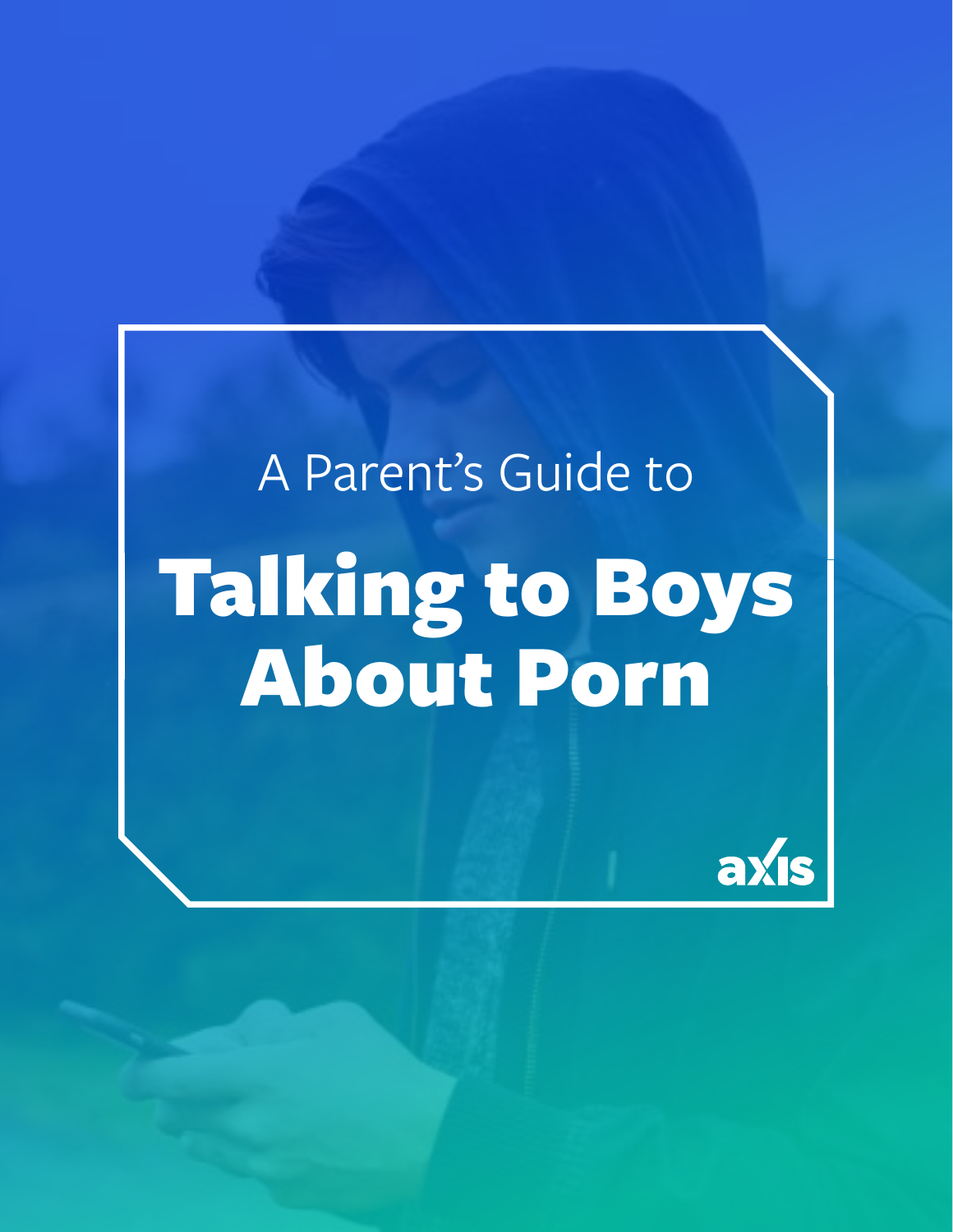A Parent's Guide to

# Talking to Boys About Porn

axis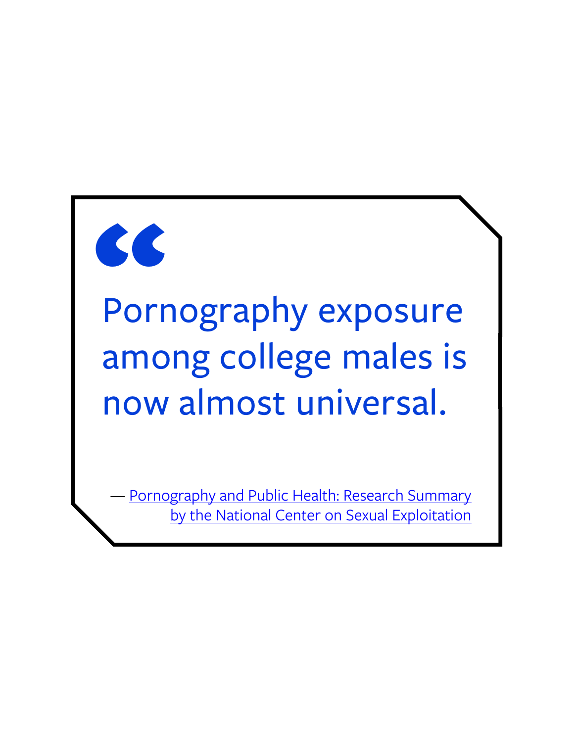> Pornography exposure among college males is now almost universal.
>
> — Pornography and Public Health: Research Summary by the National Center on Sexual Exploitation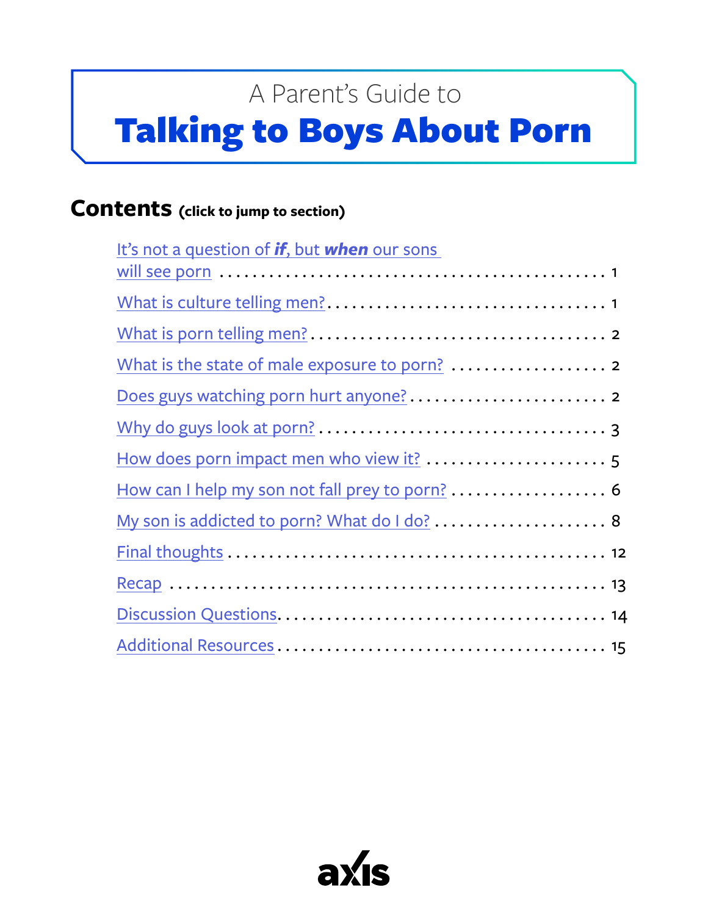A Parent's Guide to

# Talking to Boys About Porn

## Contents (click to jump to section)

- It's not a question of ***if***, but ***when*** our sons will see porn . . . . . 1
- What is culture telling men? . . . . . 1
- What is porn telling men? . . . . . 2
- What is the state of male exposure to porn? . . . . . 2
- Does guys watching porn hurt anyone? . . . . . 2
- Why do guys look at porn? . . . . . 3
- How does porn impact men who view it? . . . . . 5
- How can I help my son not fall prey to porn? . . . . . 6
- My son is addicted to porn? What do I do? . . . . . 8
- Final thoughts . . . . . 12
- Recap . . . . . 13
- Discussion Questions . . . . . 14
- Additional Resources . . . . . 15

axis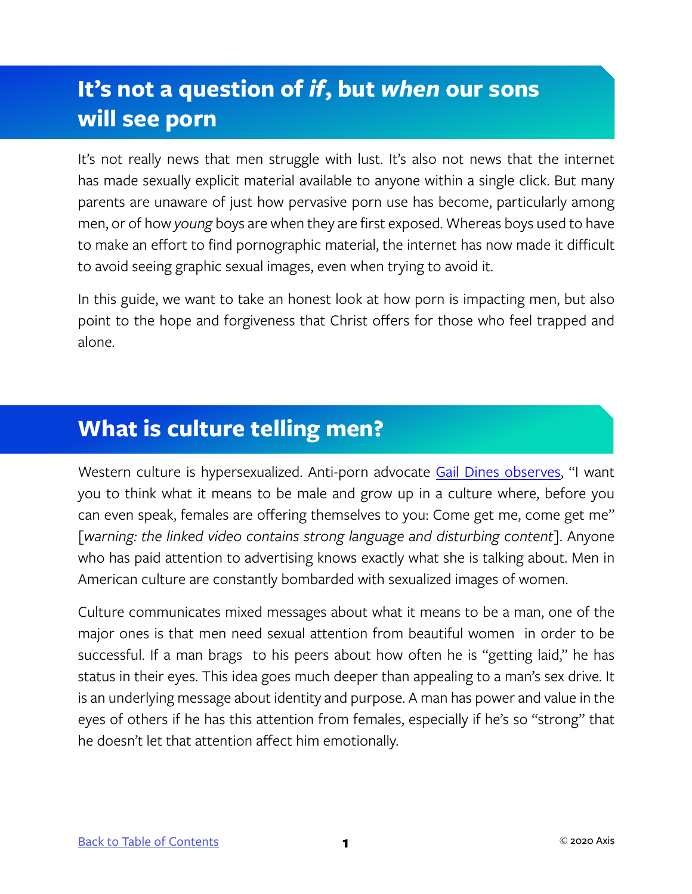## It's not a question of *if*, but *when* our sons will see porn

It's not really news that men struggle with lust. It's also not news that the internet has made sexually explicit material available to anyone within a single click. But many parents are unaware of just how pervasive porn use has become, particularly among men, or of how *young* boys are when they are first exposed. Whereas boys used to have to make an effort to find pornographic material, the internet has now made it difficult to avoid seeing graphic sexual images, even when trying to avoid it.

In this guide, we want to take an honest look at how porn is impacting men, but also point to the hope and forgiveness that Christ offers for those who feel trapped and alone.

## What is culture telling men?

Western culture is hypersexualized. Anti-porn advocate Gail Dines observes, "I want you to think what it means to be male and grow up in a culture where, before you can even speak, females are offering themselves to you: Come get me, come get me" [*warning: the linked video contains strong language and disturbing content*]. Anyone who has paid attention to advertising knows exactly what she is talking about. Men in American culture are constantly bombarded with sexualized images of women.

Culture communicates mixed messages about what it means to be a man, one of the major ones is that men need sexual attention from beautiful women in order to be successful. If a man brags to his peers about how often he is "getting laid," he has status in their eyes. This idea goes much deeper than appealing to a man's sex drive. It is an underlying message about identity and purpose. A man has power and value in the eyes of others if he has this attention from females, especially if he's so "strong" that he doesn't let that attention affect him emotionally.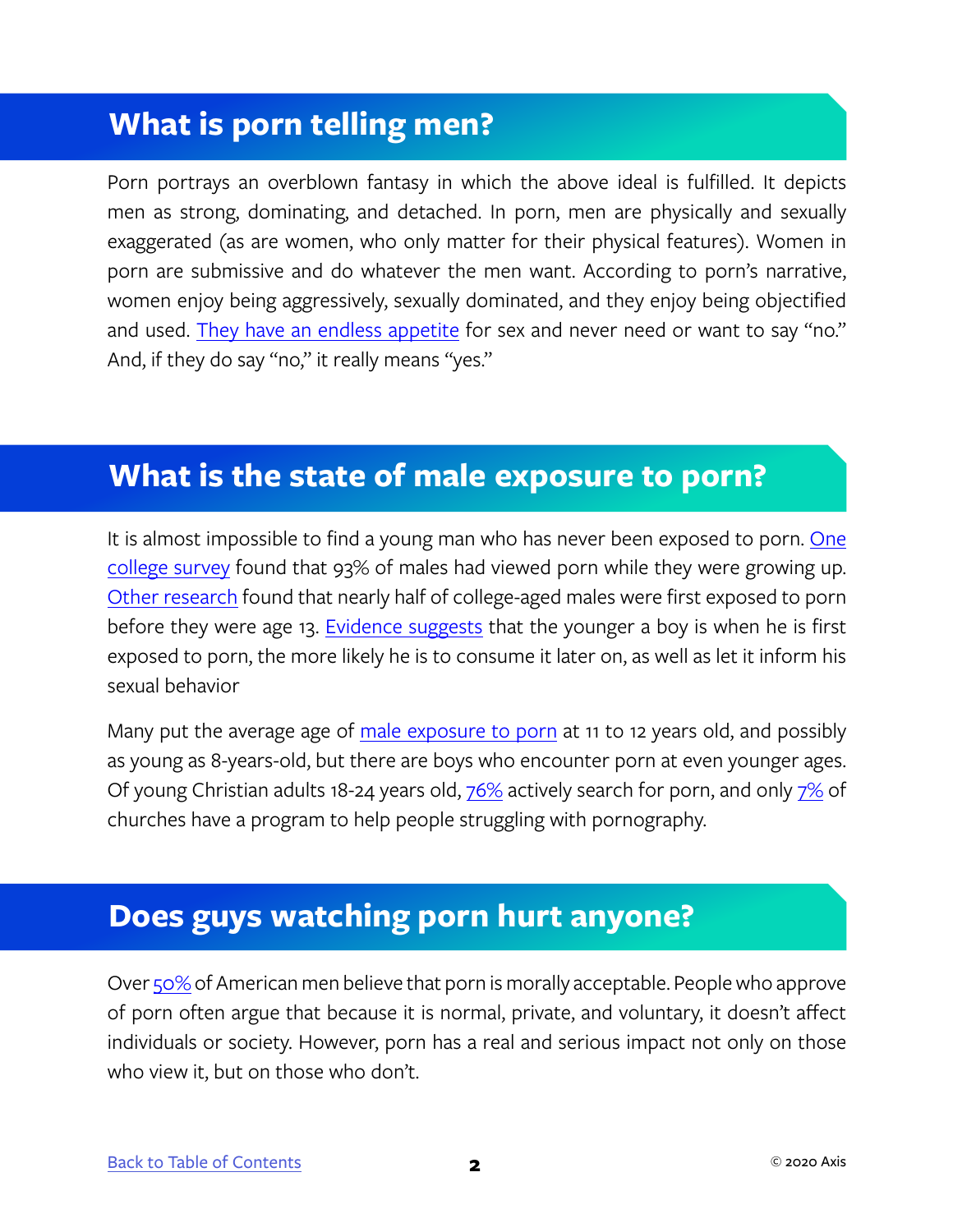## What is porn telling men?

Porn portrays an overblown fantasy in which the above ideal is fulfilled. It depicts men as strong, dominating, and detached. In porn, men are physically and sexually exaggerated (as are women, who only matter for their physical features). Women in porn are submissive and do whatever the men want. According to porn's narrative, women enjoy being aggressively, sexually dominated, and they enjoy being objectified and used. They have an endless appetite for sex and never need or want to say "no." And, if they do say "no," it really means "yes."

## What is the state of male exposure to porn?

It is almost impossible to find a young man who has never been exposed to porn. One college survey found that 93% of males had viewed porn while they were growing up. Other research found that nearly half of college-aged males were first exposed to porn before they were age 13. Evidence suggests that the younger a boy is when he is first exposed to porn, the more likely he is to consume it later on, as well as let it inform his sexual behavior

Many put the average age of male exposure to porn at 11 to 12 years old, and possibly as young as 8-years-old, but there are boys who encounter porn at even younger ages. Of young Christian adults 18-24 years old, 76% actively search for porn, and only 7% of churches have a program to help people struggling with pornography.

## Does guys watching porn hurt anyone?

Over 50% of American men believe that porn is morally acceptable. People who approve of porn often argue that because it is normal, private, and voluntary, it doesn't affect individuals or society. However, porn has a real and serious impact not only on those who view it, but on those who don't.

Back to Table of Contents

© 2020 Axis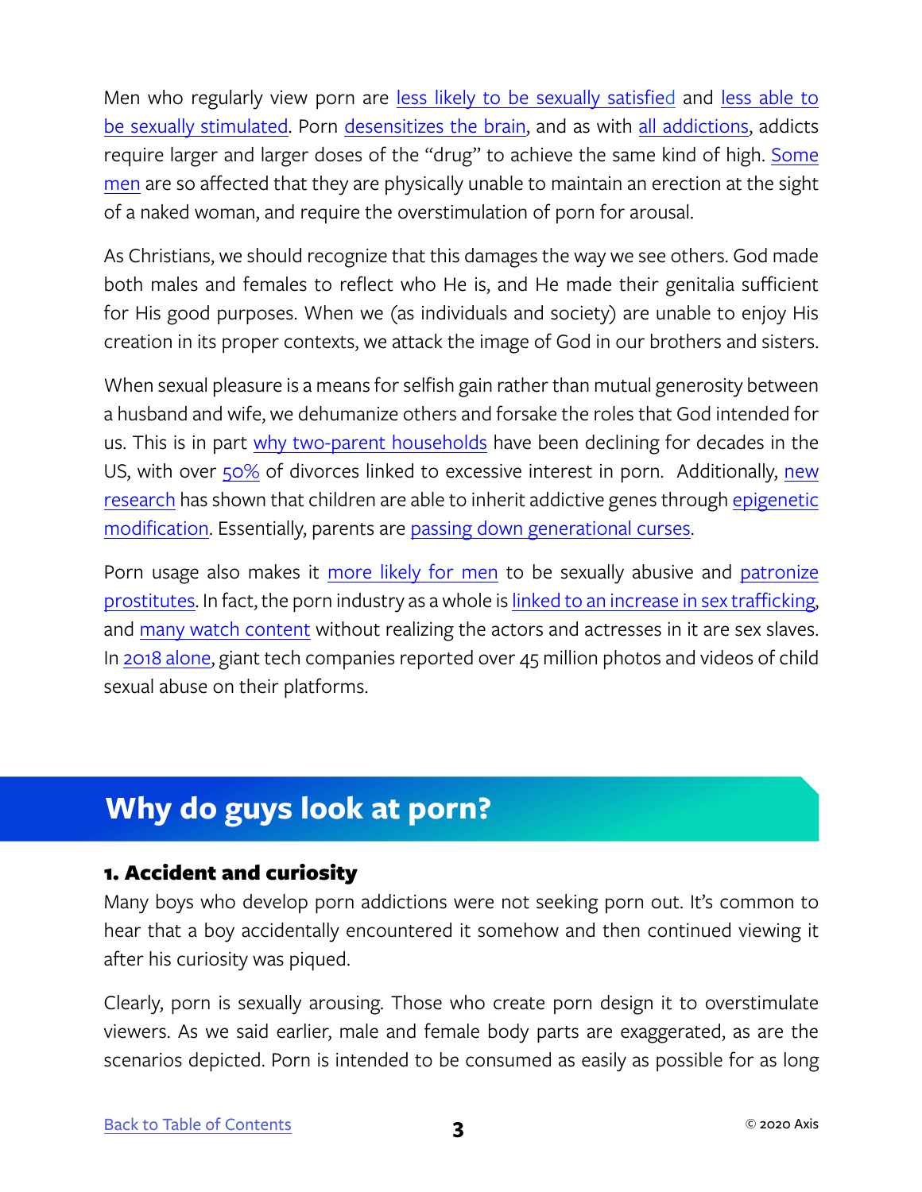Men who regularly view porn are less likely to be sexually satisfied and less able to be sexually stimulated. Porn desensitizes the brain, and as with all addictions, addicts require larger and larger doses of the "drug" to achieve the same kind of high. Some men are so affected that they are physically unable to maintain an erection at the sight of a naked woman, and require the overstimulation of porn for arousal.

As Christians, we should recognize that this damages the way we see others. God made both males and females to reflect who He is, and He made their genitalia sufficient for His good purposes. When we (as individuals and society) are unable to enjoy His creation in its proper contexts, we attack the image of God in our brothers and sisters.

When sexual pleasure is a means for selfish gain rather than mutual generosity between a husband and wife, we dehumanize others and forsake the roles that God intended for us. This is in part why two-parent households have been declining for decades in the US, with over 50% of divorces linked to excessive interest in porn. Additionally, new research has shown that children are able to inherit addictive genes through epigenetic modification. Essentially, parents are passing down generational curses.

Porn usage also makes it more likely for men to be sexually abusive and patronize prostitutes. In fact, the porn industry as a whole is linked to an increase in sex trafficking, and many watch content without realizing the actors and actresses in it are sex slaves. In 2018 alone, giant tech companies reported over 45 million photos and videos of child sexual abuse on their platforms.

## Why do guys look at porn?

### 1. Accident and curiosity

Many boys who develop porn addictions were not seeking porn out. It's common to hear that a boy accidentally encountered it somehow and then continued viewing it after his curiosity was piqued.

Clearly, porn is sexually arousing. Those who create porn design it to overstimulate viewers. As we said earlier, male and female body parts are exaggerated, as are the scenarios depicted. Porn is intended to be consumed as easily as possible for as long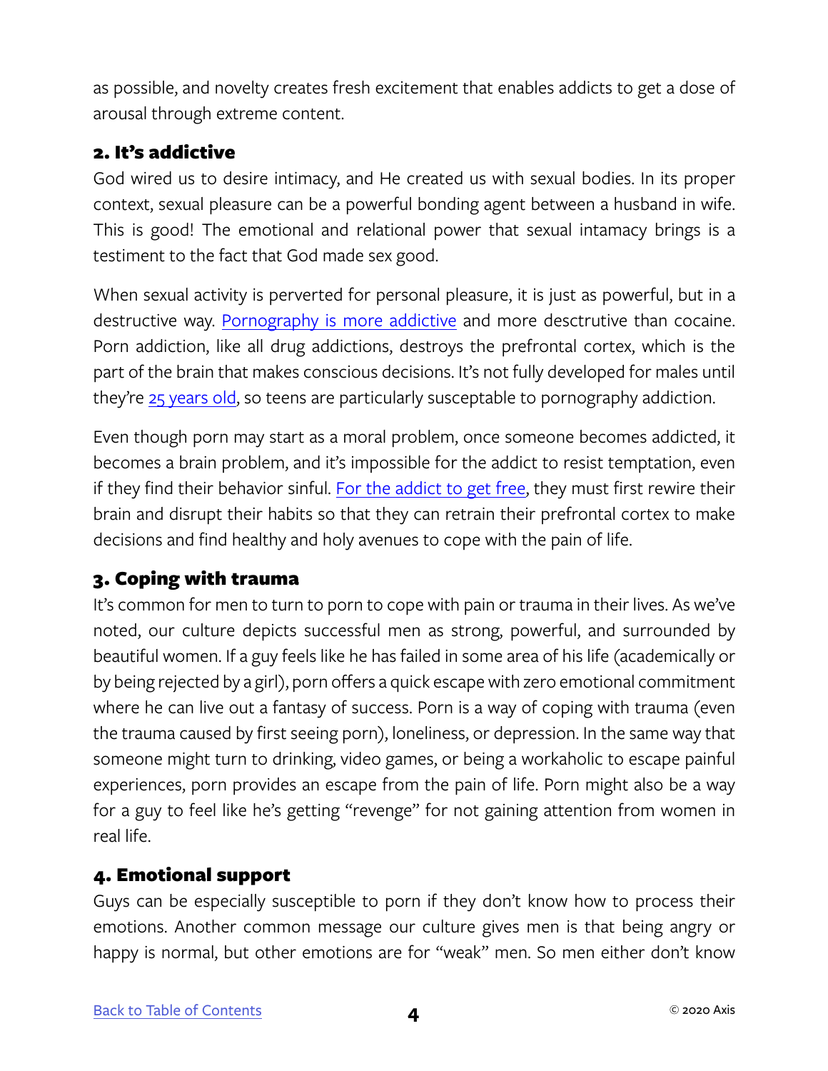as possible, and novelty creates fresh excitement that enables addicts to get a dose of arousal through extreme content.

## 2. It's addictive

God wired us to desire intimacy, and He created us with sexual bodies. In its proper context, sexual pleasure can be a powerful bonding agent between a husband in wife. This is good! The emotional and relational power that sexual intamacy brings is a testiment to the fact that God made sex good.

When sexual activity is perverted for personal pleasure, it is just as powerful, but in a destructive way. [Pornography is more addictive] and more desctrutive than cocaine. Porn addiction, like all drug addictions, destroys the prefrontal cortex, which is the part of the brain that makes conscious decisions. It's not fully developed for males until they're [25 years old], so teens are particularly susceptable to pornography addiction.

Even though porn may start as a moral problem, once someone becomes addicted, it becomes a brain problem, and it's impossible for the addict to resist temptation, even if they find their behavior sinful. [For the addict to get free], they must first rewire their brain and disrupt their habits so that they can retrain their prefrontal cortex to make decisions and find healthy and holy avenues to cope with the pain of life.

## 3. Coping with trauma

It's common for men to turn to porn to cope with pain or trauma in their lives. As we've noted, our culture depicts successful men as strong, powerful, and surrounded by beautiful women. If a guy feels like he has failed in some area of his life (academically or by being rejected by a girl), porn offers a quick escape with zero emotional commitment where he can live out a fantasy of success. Porn is a way of coping with trauma (even the trauma caused by first seeing porn), loneliness, or depression. In the same way that someone might turn to drinking, video games, or being a workaholic to escape painful experiences, porn provides an escape from the pain of life. Porn might also be a way for a guy to feel like he's getting "revenge" for not gaining attention from women in real life.

## 4. Emotional support

Guys can be especially susceptible to porn if they don't know how to process their emotions. Another common message our culture gives men is that being angry or happy is normal, but other emotions are for "weak" men. So men either don't know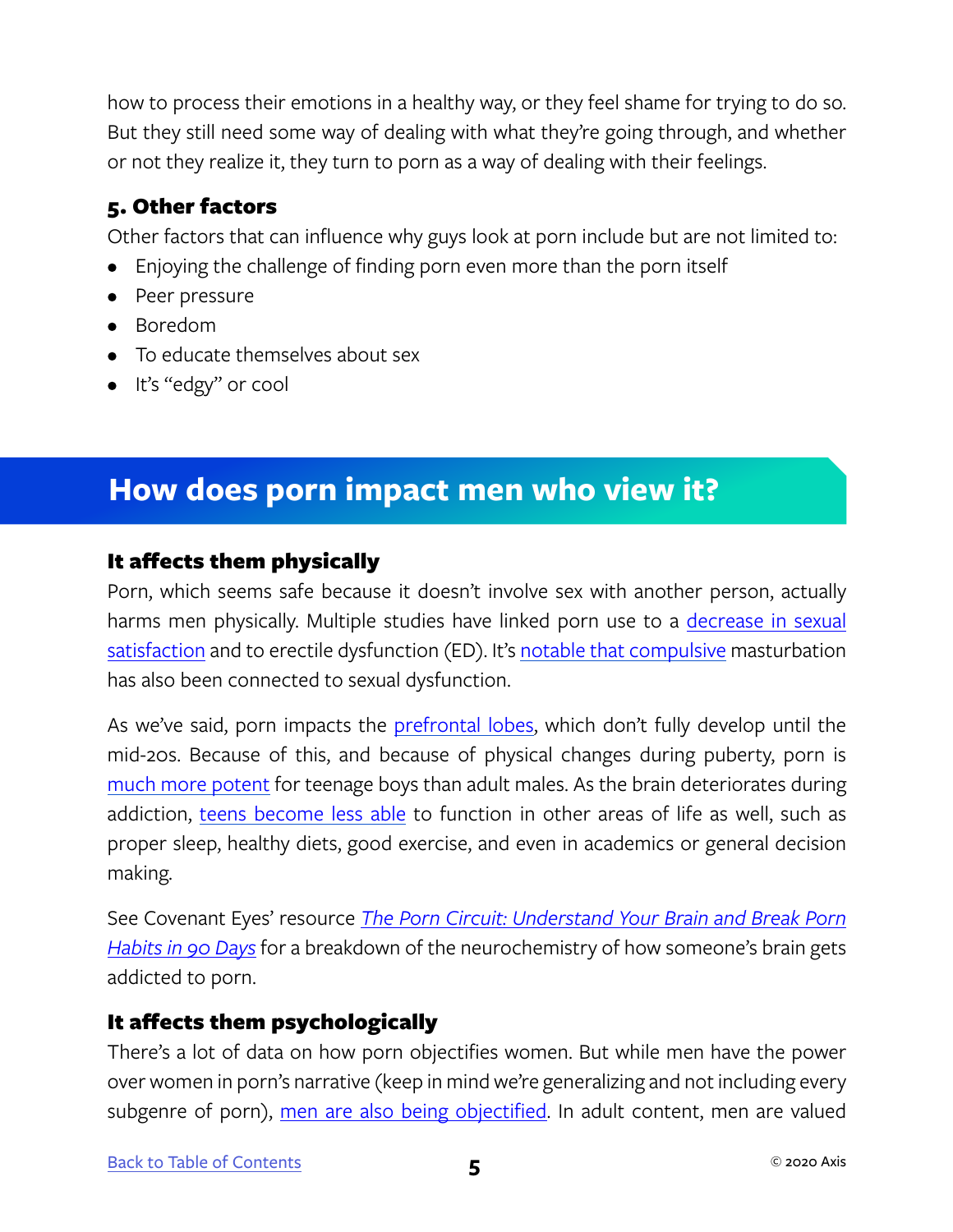how to process their emotions in a healthy way, or they feel shame for trying to do so. But they still need some way of dealing with what they're going through, and whether or not they realize it, they turn to porn as a way of dealing with their feelings.

### 5. Other factors

Other factors that can influence why guys look at porn include but are not limited to:

- Enjoying the challenge of finding porn even more than the porn itself
- Peer pressure
- Boredom
- To educate themselves about sex
- It's "edgy" or cool

## How does porn impact men who view it?

### It affects them physically

Porn, which seems safe because it doesn't involve sex with another person, actually harms men physically. Multiple studies have linked porn use to a decrease in sexual satisfaction and to erectile dysfunction (ED). It's notable that compulsive masturbation has also been connected to sexual dysfunction.

As we've said, porn impacts the prefrontal lobes, which don't fully develop until the mid-20s. Because of this, and because of physical changes during puberty, porn is much more potent for teenage boys than adult males. As the brain deteriorates during addiction, teens become less able to function in other areas of life as well, such as proper sleep, healthy diets, good exercise, and even in academics or general decision making.

See Covenant Eyes' resource *The Porn Circuit: Understand Your Brain and Break Porn Habits in 90 Days* for a breakdown of the neurochemistry of how someone's brain gets addicted to porn.

### It affects them psychologically

There's a lot of data on how porn objectifies women. But while men have the power over women in porn's narrative (keep in mind we're generalizing and not including every subgenre of porn), men are also being objectified. In adult content, men are valued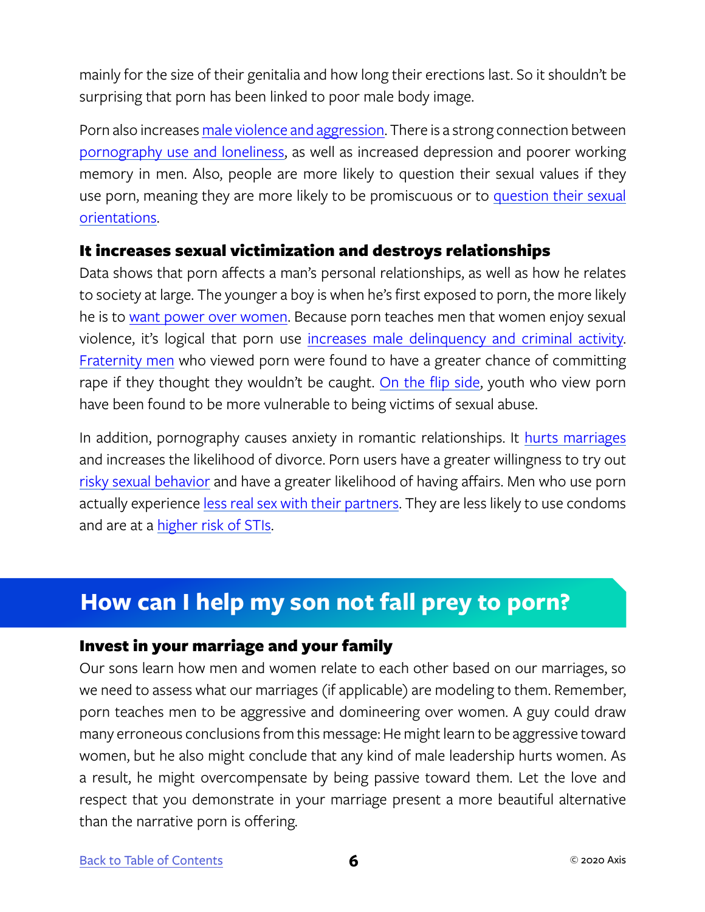mainly for the size of their genitalia and how long their erections last. So it shouldn't be surprising that porn has been linked to poor male body image.

Porn also increases male violence and aggression. There is a strong connection between pornography use and loneliness, as well as increased depression and poorer working memory in men. Also, people are more likely to question their sexual values if they use porn, meaning they are more likely to be promiscuous or to question their sexual orientations.

### It increases sexual victimization and destroys relationships

Data shows that porn affects a man's personal relationships, as well as how he relates to society at large. The younger a boy is when he's first exposed to porn, the more likely he is to want power over women. Because porn teaches men that women enjoy sexual violence, it's logical that porn use increases male delinquency and criminal activity. Fraternity men who viewed porn were found to have a greater chance of committing rape if they thought they wouldn't be caught. On the flip side, youth who view porn have been found to be more vulnerable to being victims of sexual abuse.

In addition, pornography causes anxiety in romantic relationships. It hurts marriages and increases the likelihood of divorce. Porn users have a greater willingness to try out risky sexual behavior and have a greater likelihood of having affairs. Men who use porn actually experience less real sex with their partners. They are less likely to use condoms and are at a higher risk of STIs.

## How can I help my son not fall prey to porn?

### Invest in your marriage and your family

Our sons learn how men and women relate to each other based on our marriages, so we need to assess what our marriages (if applicable) are modeling to them. Remember, porn teaches men to be aggressive and domineering over women. A guy could draw many erroneous conclusions from this message: He might learn to be aggressive toward women, but he also might conclude that any kind of male leadership hurts women. As a result, he might overcompensate by being passive toward them. Let the love and respect that you demonstrate in your marriage present a more beautiful alternative than the narrative porn is offering.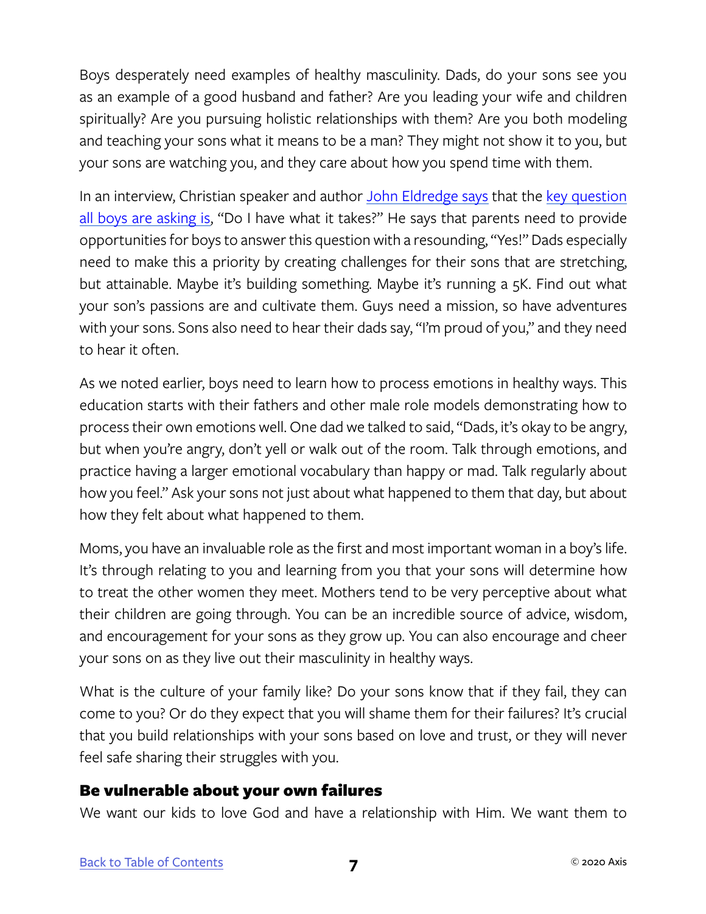Boys desperately need examples of healthy masculinity. Dads, do your sons see you as an example of a good husband and father? Are you leading your wife and children spiritually? Are you pursuing holistic relationships with them? Are you both modeling and teaching your sons what it means to be a man? They might not show it to you, but your sons are watching you, and they care about how you spend time with them.

In an interview, Christian speaker and author John Eldredge says that the key question all boys are asking is, "Do I have what it takes?" He says that parents need to provide opportunities for boys to answer this question with a resounding, "Yes!" Dads especially need to make this a priority by creating challenges for their sons that are stretching, but attainable. Maybe it's building something. Maybe it's running a 5K. Find out what your son's passions are and cultivate them. Guys need a mission, so have adventures with your sons. Sons also need to hear their dads say, "I'm proud of you," and they need to hear it often.

As we noted earlier, boys need to learn how to process emotions in healthy ways. This education starts with their fathers and other male role models demonstrating how to process their own emotions well. One dad we talked to said, "Dads, it's okay to be angry, but when you're angry, don't yell or walk out of the room. Talk through emotions, and practice having a larger emotional vocabulary than happy or mad. Talk regularly about how you feel." Ask your sons not just about what happened to them that day, but about how they felt about what happened to them.

Moms, you have an invaluable role as the first and most important woman in a boy's life. It's through relating to you and learning from you that your sons will determine how to treat the other women they meet. Mothers tend to be very perceptive about what their children are going through. You can be an incredible source of advice, wisdom, and encouragement for your sons as they grow up. You can also encourage and cheer your sons on as they live out their masculinity in healthy ways.

What is the culture of your family like? Do your sons know that if they fail, they can come to you? Or do they expect that you will shame them for their failures? It's crucial that you build relationships with your sons based on love and trust, or they will never feel safe sharing their struggles with you.

### Be vulnerable about your own failures

We want our kids to love God and have a relationship with Him. We want them to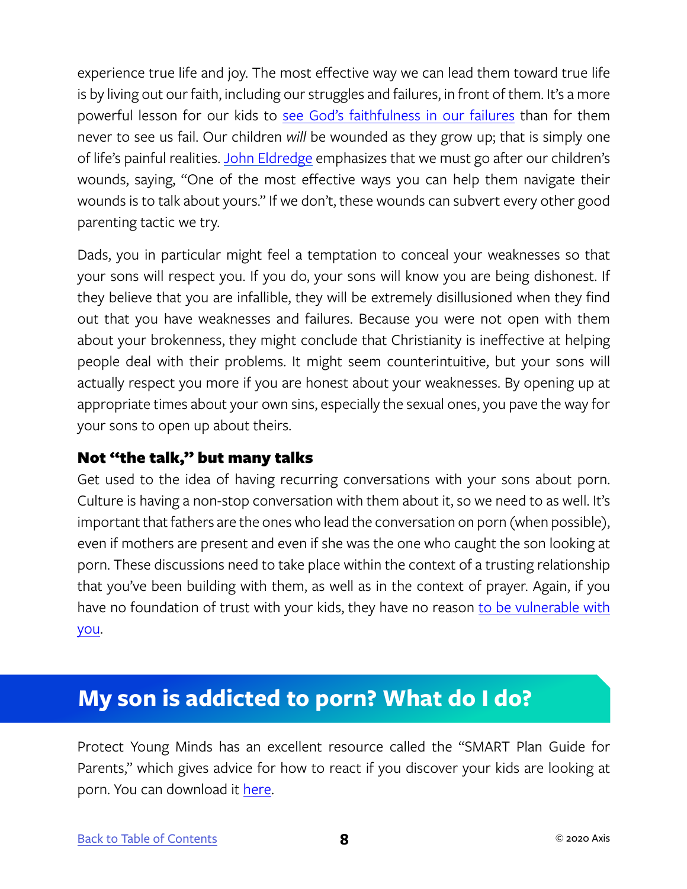experience true life and joy. The most effective way we can lead them toward true life is by living out our faith, including our struggles and failures, in front of them. It's a more powerful lesson for our kids to see God's faithfulness in our failures than for them never to see us fail. Our children *will* be wounded as they grow up; that is simply one of life's painful realities. John Eldredge emphasizes that we must go after our children's wounds, saying, "One of the most effective ways you can help them navigate their wounds is to talk about yours." If we don't, these wounds can subvert every other good parenting tactic we try.

Dads, you in particular might feel a temptation to conceal your weaknesses so that your sons will respect you. If you do, your sons will know you are being dishonest. If they believe that you are infallible, they will be extremely disillusioned when they find out that you have weaknesses and failures. Because you were not open with them about your brokenness, they might conclude that Christianity is ineffective at helping people deal with their problems. It might seem counterintuitive, but your sons will actually respect you more if you are honest about your weaknesses. By opening up at appropriate times about your own sins, especially the sexual ones, you pave the way for your sons to open up about theirs.

### Not "the talk," but many talks

Get used to the idea of having recurring conversations with your sons about porn. Culture is having a non-stop conversation with them about it, so we need to as well. It's important that fathers are the ones who lead the conversation on porn (when possible), even if mothers are present and even if she was the one who caught the son looking at porn. These discussions need to take place within the context of a trusting relationship that you've been building with them, as well as in the context of prayer. Again, if you have no foundation of trust with your kids, they have no reason to be vulnerable with you.

## My son is addicted to porn? What do I do?

Protect Young Minds has an excellent resource called the "SMART Plan Guide for Parents," which gives advice for how to react if you discover your kids are looking at porn. You can download it here.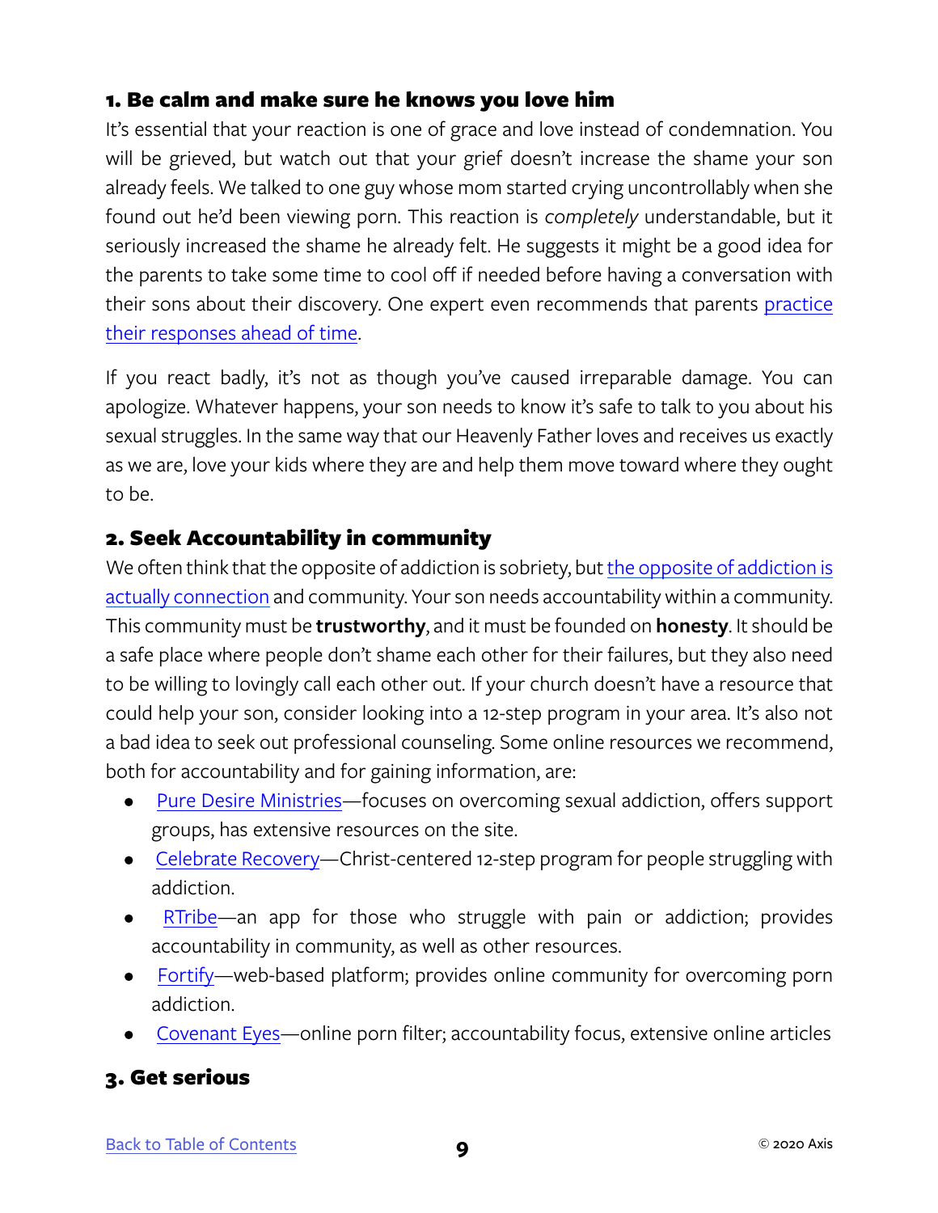### 1. Be calm and make sure he knows you love him

It's essential that your reaction is one of grace and love instead of condemnation. You will be grieved, but watch out that your grief doesn't increase the shame your son already feels. We talked to one guy whose mom started crying uncontrollably when she found out he'd been viewing porn. This reaction is *completely* understandable, but it seriously increased the shame he already felt. He suggests it might be a good idea for the parents to take some time to cool off if needed before having a conversation with their sons about their discovery. One expert even recommends that parents practice their responses ahead of time.

If you react badly, it's not as though you've caused irreparable damage. You can apologize. Whatever happens, your son needs to know it's safe to talk to you about his sexual struggles. In the same way that our Heavenly Father loves and receives us exactly as we are, love your kids where they are and help them move toward where they ought to be.

### 2. Seek Accountability in community

We often think that the opposite of addiction is sobriety, but the opposite of addiction is actually connection and community. Your son needs accountability within a community. This community must be **trustworthy**, and it must be founded on **honesty**. It should be a safe place where people don't shame each other for their failures, but they also need to be willing to lovingly call each other out. If your church doesn't have a resource that could help your son, consider looking into a 12-step program in your area. It's also not a bad idea to seek out professional counseling. Some online resources we recommend, both for accountability and for gaining information, are:

- Pure Desire Ministries—focuses on overcoming sexual addiction, offers support groups, has extensive resources on the site.
- Celebrate Recovery—Christ-centered 12-step program for people struggling with addiction.
- RTribe—an app for those who struggle with pain or addiction; provides accountability in community, as well as other resources.
- Fortify—web-based platform; provides online community for overcoming porn addiction.
- Covenant Eyes—online porn filter; accountability focus, extensive online articles

### 3. Get serious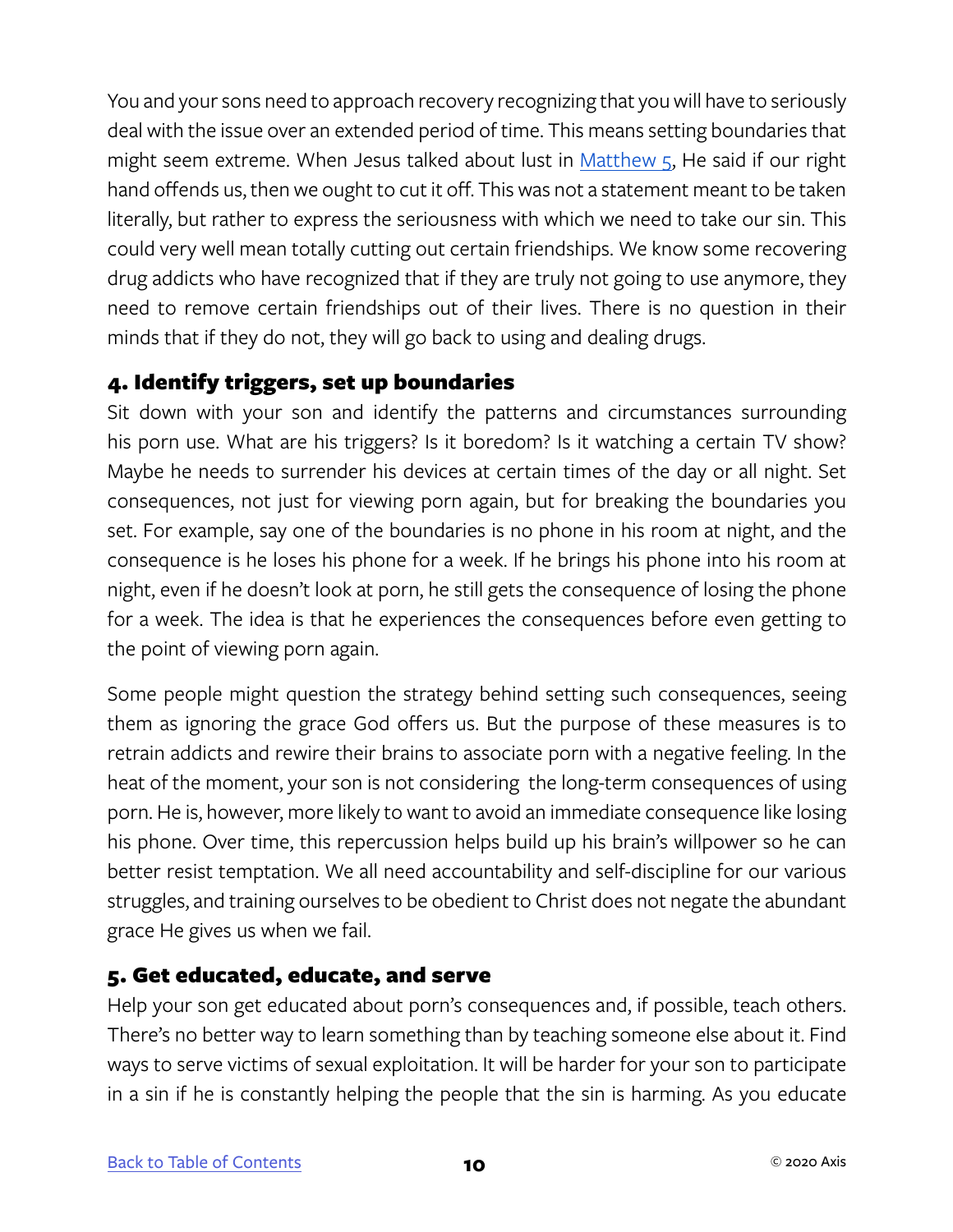You and your sons need to approach recovery recognizing that you will have to seriously deal with the issue over an extended period of time. This means setting boundaries that might seem extreme. When Jesus talked about lust in [Matthew 5](), He said if our right hand offends us, then we ought to cut it off. This was not a statement meant to be taken literally, but rather to express the seriousness with which we need to take our sin. This could very well mean totally cutting out certain friendships. We know some recovering drug addicts who have recognized that if they are truly not going to use anymore, they need to remove certain friendships out of their lives. There is no question in their minds that if they do not, they will go back to using and dealing drugs.

### 4. Identify triggers, set up boundaries

Sit down with your son and identify the patterns and circumstances surrounding his porn use. What are his triggers? Is it boredom? Is it watching a certain TV show? Maybe he needs to surrender his devices at certain times of the day or all night. Set consequences, not just for viewing porn again, but for breaking the boundaries you set. For example, say one of the boundaries is no phone in his room at night, and the consequence is he loses his phone for a week. If he brings his phone into his room at night, even if he doesn't look at porn, he still gets the consequence of losing the phone for a week. The idea is that he experiences the consequences before even getting to the point of viewing porn again.

Some people might question the strategy behind setting such consequences, seeing them as ignoring the grace God offers us. But the purpose of these measures is to retrain addicts and rewire their brains to associate porn with a negative feeling. In the heat of the moment, your son is not considering the long-term consequences of using porn. He is, however, more likely to want to avoid an immediate consequence like losing his phone. Over time, this repercussion helps build up his brain's willpower so he can better resist temptation. We all need accountability and self-discipline for our various struggles, and training ourselves to be obedient to Christ does not negate the abundant grace He gives us when we fail.

### 5. Get educated, educate, and serve

Help your son get educated about porn's consequences and, if possible, teach others. There's no better way to learn something than by teaching someone else about it. Find ways to serve victims of sexual exploitation. It will be harder for your son to participate in a sin if he is constantly helping the people that the sin is harming. As you educate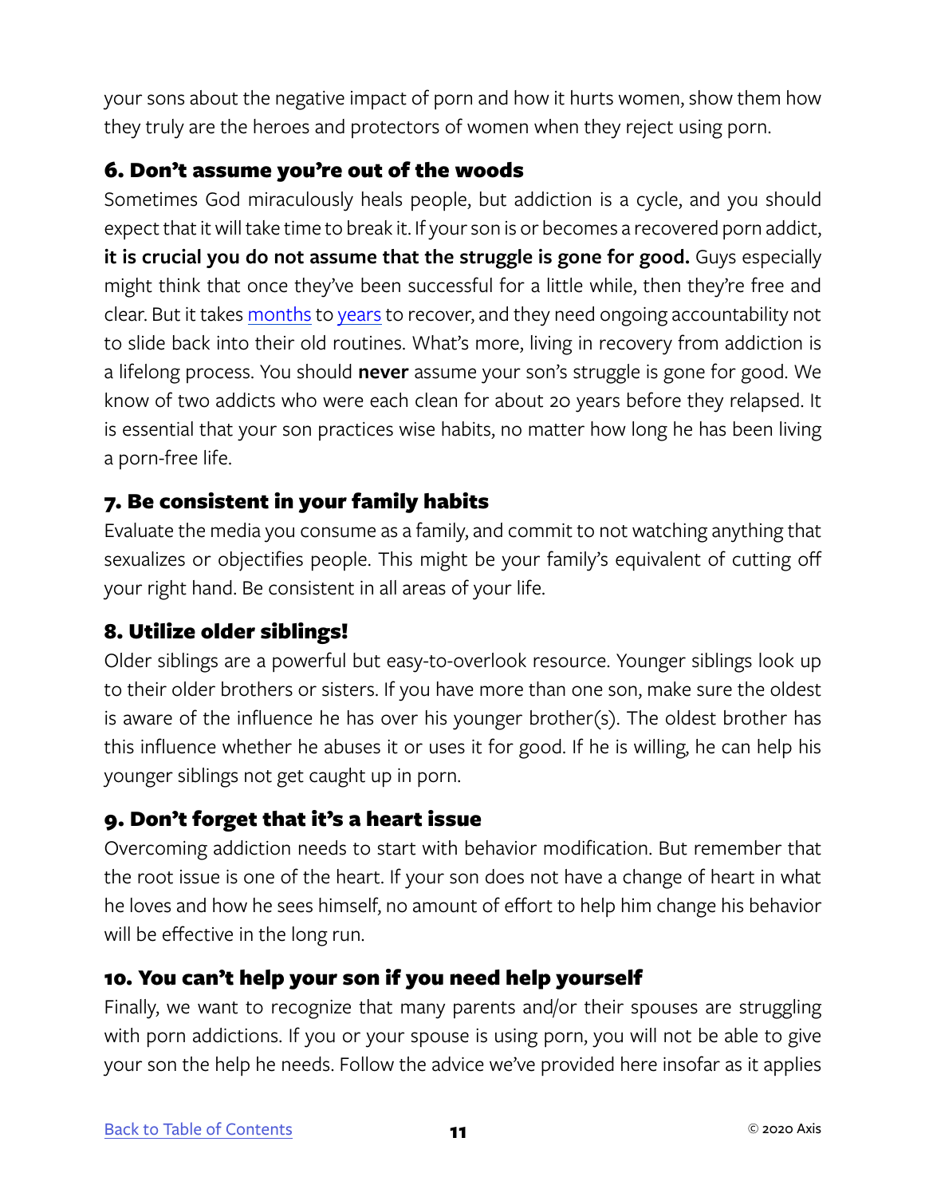your sons about the negative impact of porn and how it hurts women, show them how they truly are the heroes and protectors of women when they reject using porn.

### 6. Don't assume you're out of the woods

Sometimes God miraculously heals people, but addiction is a cycle, and you should expect that it will take time to break it. If your son is or becomes a recovered porn addict, **it is crucial you do not assume that the struggle is gone for good.** Guys especially might think that once they've been successful for a little while, then they're free and clear. But it takes months to years to recover, and they need ongoing accountability not to slide back into their old routines. What's more, living in recovery from addiction is a lifelong process. You should **never** assume your son's struggle is gone for good. We know of two addicts who were each clean for about 20 years before they relapsed. It is essential that your son practices wise habits, no matter how long he has been living a porn-free life.

### 7. Be consistent in your family habits

Evaluate the media you consume as a family, and commit to not watching anything that sexualizes or objectifies people. This might be your family's equivalent of cutting off your right hand. Be consistent in all areas of your life.

### 8. Utilize older siblings!

Older siblings are a powerful but easy-to-overlook resource. Younger siblings look up to their older brothers or sisters. If you have more than one son, make sure the oldest is aware of the influence he has over his younger brother(s). The oldest brother has this influence whether he abuses it or uses it for good. If he is willing, he can help his younger siblings not get caught up in porn.

### 9. Don't forget that it's a heart issue

Overcoming addiction needs to start with behavior modification. But remember that the root issue is one of the heart. If your son does not have a change of heart in what he loves and how he sees himself, no amount of effort to help him change his behavior will be effective in the long run.

### 10. You can't help your son if you need help yourself

Finally, we want to recognize that many parents and/or their spouses are struggling with porn addictions. If you or your spouse is using porn, you will not be able to give your son the help he needs. Follow the advice we've provided here insofar as it applies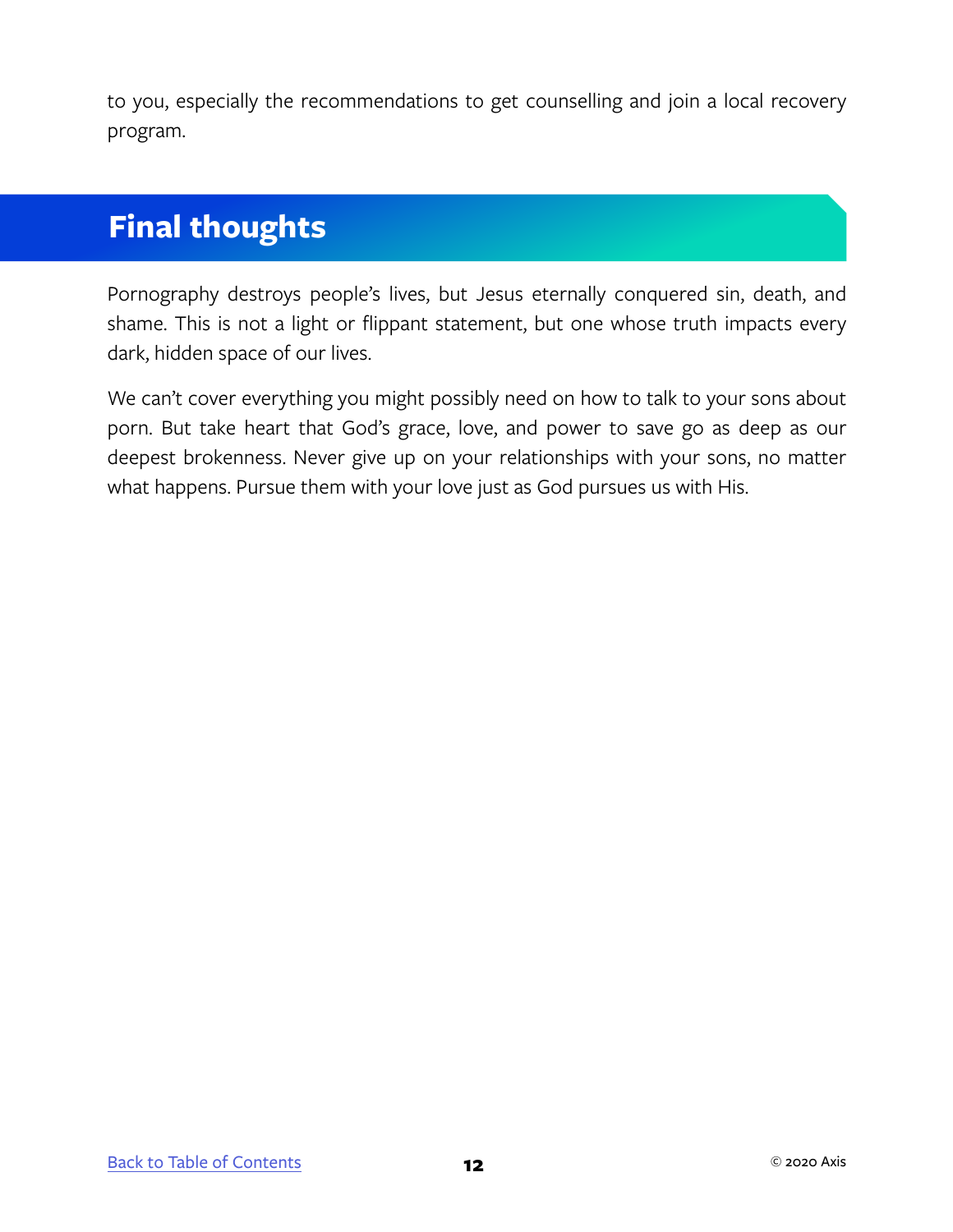to you, especially the recommendations to get counselling and join a local recovery program.

## Final thoughts

Pornography destroys people's lives, but Jesus eternally conquered sin, death, and shame. This is not a light or flippant statement, but one whose truth impacts every dark, hidden space of our lives.

We can't cover everything you might possibly need on how to talk to your sons about porn. But take heart that God's grace, love, and power to save go as deep as our deepest brokenness. Never give up on your relationships with your sons, no matter what happens. Pursue them with your love just as God pursues us with His.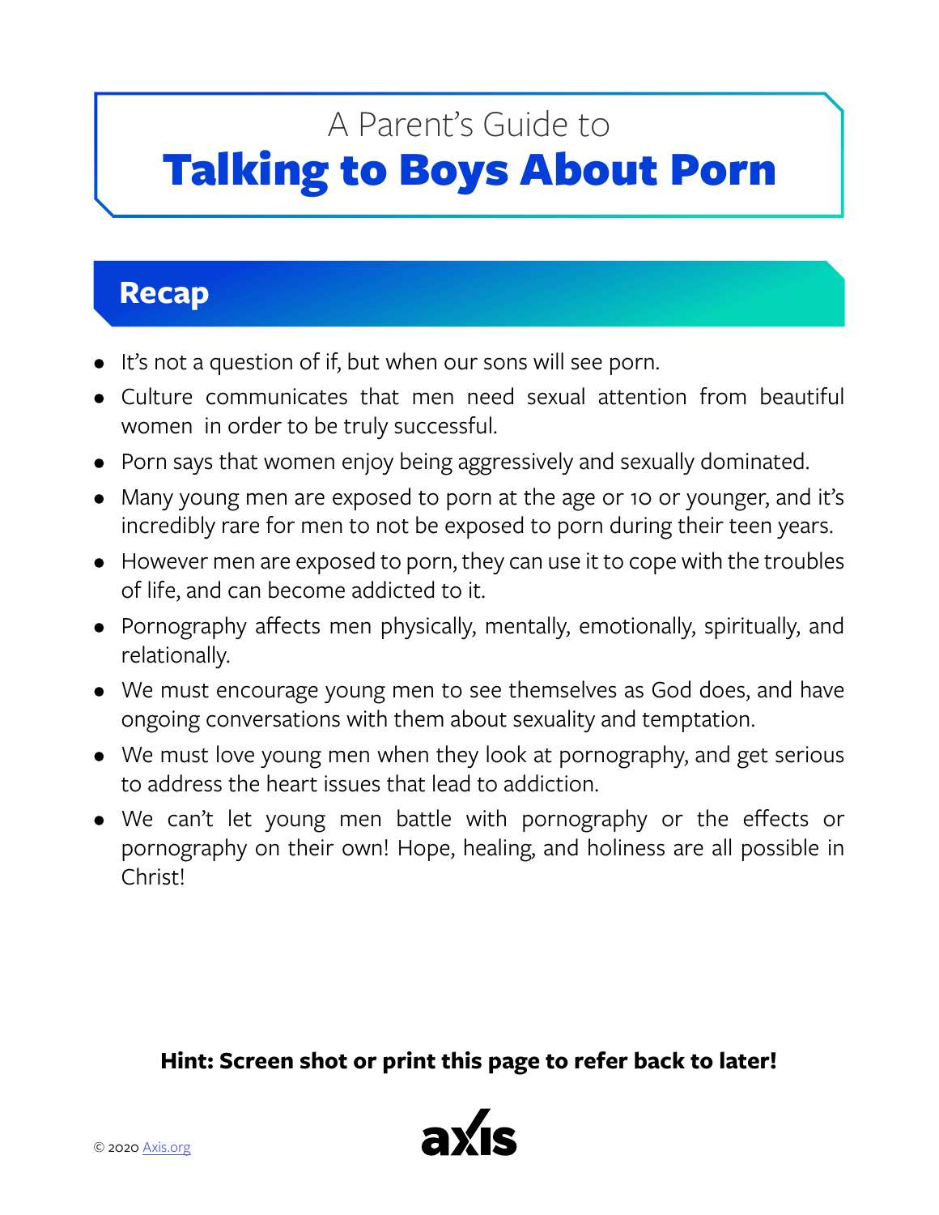# A Parent's Guide to
# Talking to Boys About Porn

## Recap

- It's not a question of if, but when our sons will see porn.
- Culture communicates that men need sexual attention from beautiful women in order to be truly successful.
- Porn says that women enjoy being aggressively and sexually dominated.
- Many young men are exposed to porn at the age or 10 or younger, and it's incredibly rare for men to not be exposed to porn during their teen years.
- However men are exposed to porn, they can use it to cope with the troubles of life, and can become addicted to it.
- Pornography affects men physically, mentally, emotionally, spiritually, and relationally.
- We must encourage young men to see themselves as God does, and have ongoing conversations with them about sexuality and temptation.
- We must love young men when they look at pornography, and get serious to address the heart issues that lead to addiction.
- We can't let young men battle with pornography or the effects or pornography on their own! Hope, healing, and holiness are all possible in Christ!

**Hint: Screen shot or print this page to refer back to later!**

© 2020 Axis.org

axis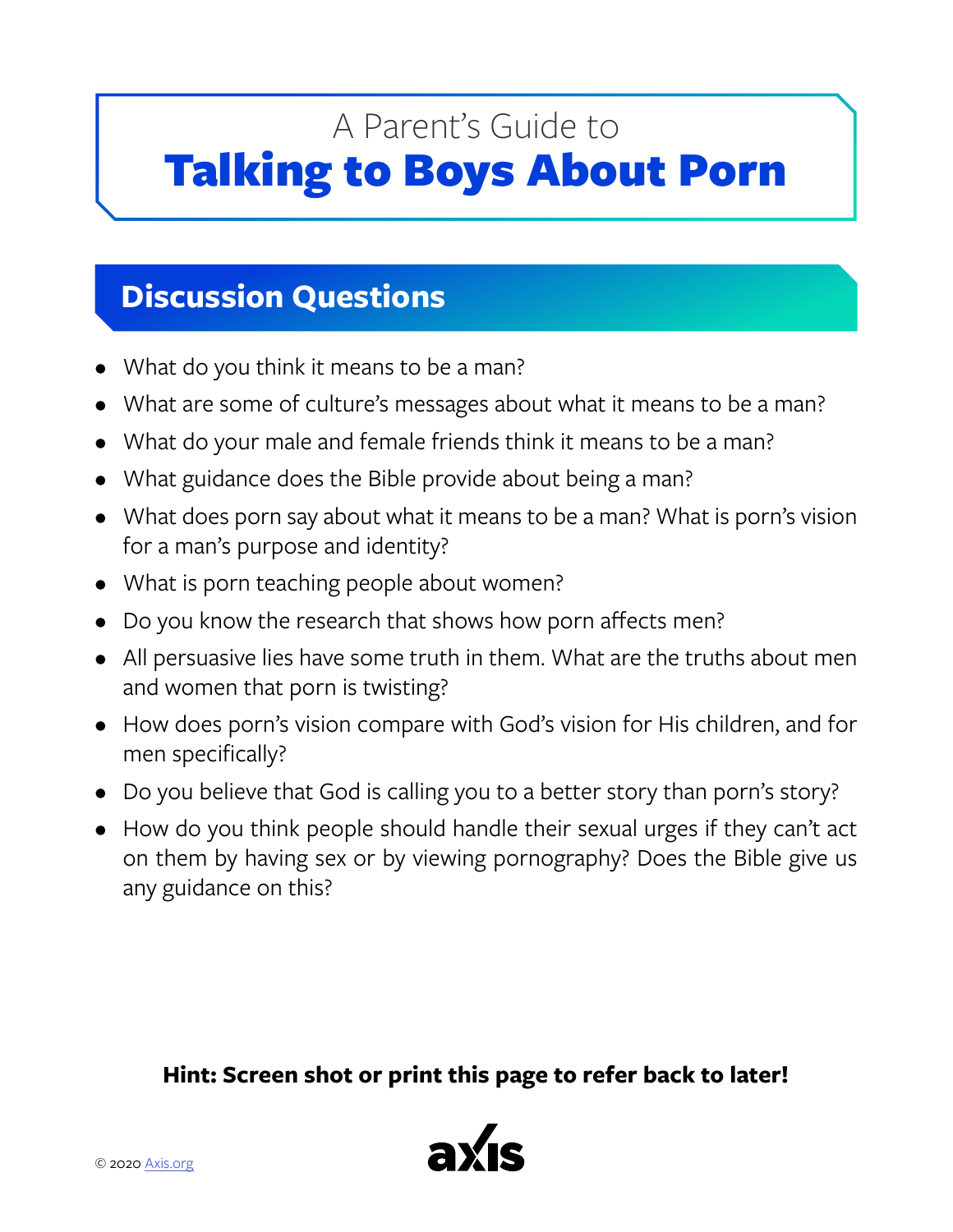# A Parent's Guide to Talking to Boys About Porn

## Discussion Questions

- What do you think it means to be a man?
- What are some of culture's messages about what it means to be a man?
- What do your male and female friends think it means to be a man?
- What guidance does the Bible provide about being a man?
- What does porn say about what it means to be a man? What is porn's vision for a man's purpose and identity?
- What is porn teaching people about women?
- Do you know the research that shows how porn affects men?
- All persuasive lies have some truth in them. What are the truths about men and women that porn is twisting?
- How does porn's vision compare with God's vision for His children, and for men specifically?
- Do you believe that God is calling you to a better story than porn's story?
- How do you think people should handle their sexual urges if they can't act on them by having sex or by viewing pornography? Does the Bible give us any guidance on this?

**Hint: Screen shot or print this page to refer back to later!**

© 2020 Axis.org

axis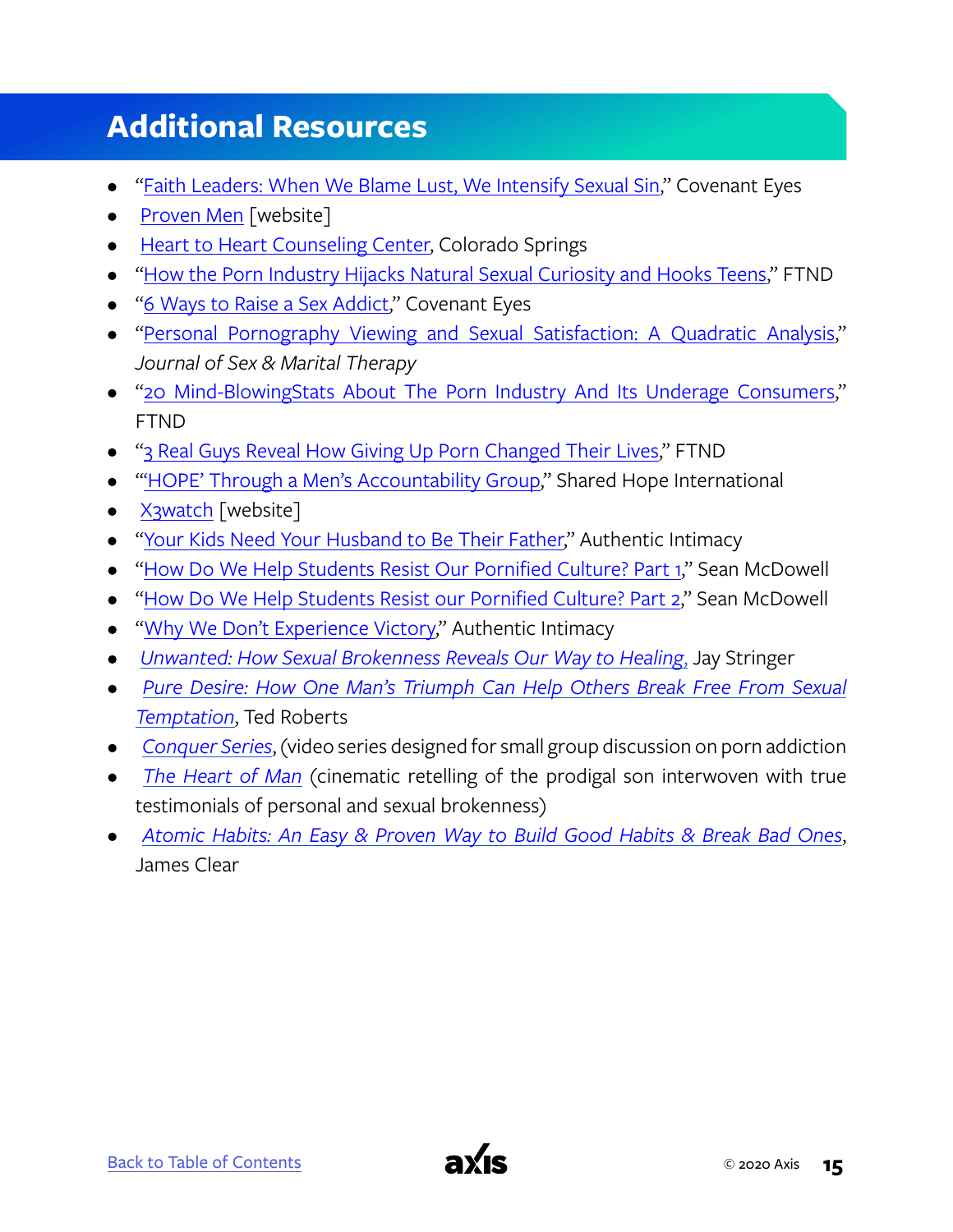## Additional Resources

- "Faith Leaders: When We Blame Lust, We Intensify Sexual Sin," Covenant Eyes
- Proven Men [website]
- Heart to Heart Counseling Center, Colorado Springs
- "How the Porn Industry Hijacks Natural Sexual Curiosity and Hooks Teens," FTND
- "6 Ways to Raise a Sex Addict," Covenant Eyes
- "Personal Pornography Viewing and Sexual Satisfaction: A Quadratic Analysis," *Journal of Sex & Marital Therapy*
- "20 Mind-BlowingStats About The Porn Industry And Its Underage Consumers," FTND
- "3 Real Guys Reveal How Giving Up Porn Changed Their Lives," FTND
- "'HOPE' Through a Men's Accountability Group," Shared Hope International
- X3watch [website]
- "Your Kids Need Your Husband to Be Their Father," Authentic Intimacy
- "How Do We Help Students Resist Our Pornified Culture? Part 1," Sean McDowell
- "How Do We Help Students Resist our Pornified Culture? Part 2," Sean McDowell
- "Why We Don't Experience Victory," Authentic Intimacy
- *Unwanted: How Sexual Brokenness Reveals Our Way to Healing*, Jay Stringer
- *Pure Desire: How One Man's Triumph Can Help Others Break Free From Sexual Temptation*, Ted Roberts
- *Conquer Series*, (video series designed for small group discussion on porn addiction
- *The Heart of Man* (cinematic retelling of the prodigal son interwoven with true testimonials of personal and sexual brokenness)
- *Atomic Habits: An Easy & Proven Way to Build Good Habits & Break Bad Ones*, James Clear

Back to Table of Contents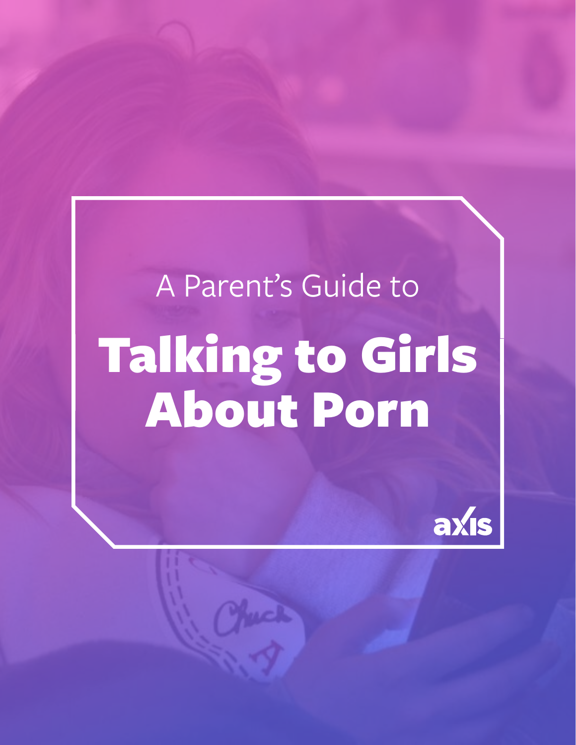A Parent's Guide to

# Talking to Girls About Porn

axis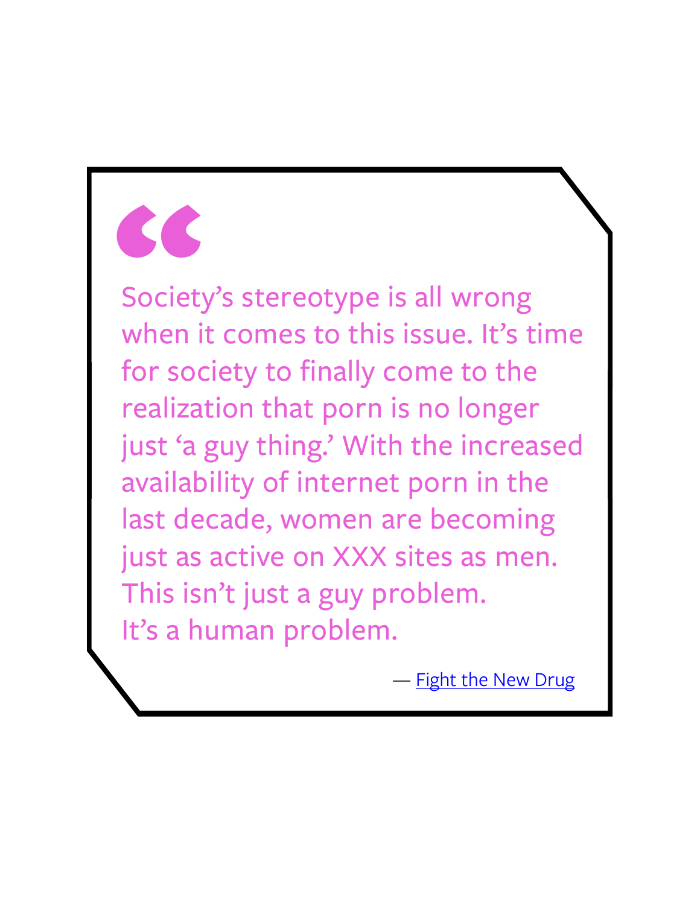> Society's stereotype is all wrong when it comes to this issue. It's time for society to finally come to the realization that porn is no longer just 'a guy thing.' With the increased availability of internet porn in the last decade, women are becoming just as active on XXX sites as men. This isn't just a guy problem. It's a human problem.
>
> — Fight the New Drug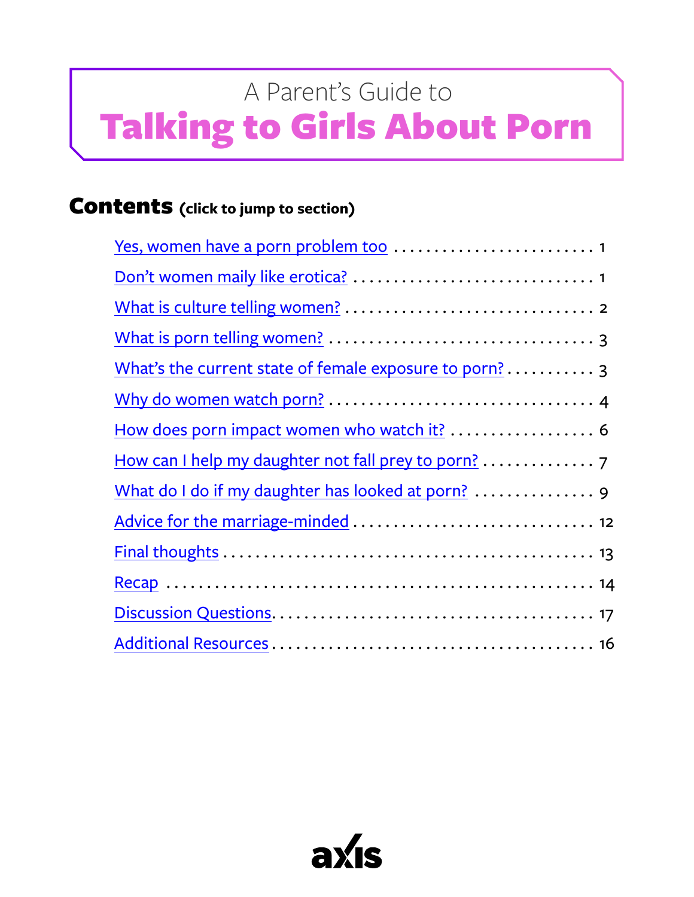A Parent's Guide to

# Talking to Girls About Porn

## Contents (click to jump to section)

Yes, women have a porn problem too . . . . . . . . . . . . . . . . . . . . . . . . . . 1

Don't women maily like erotica? . . . . . . . . . . . . . . . . . . . . . . . . . . . . . 1

What is culture telling women? . . . . . . . . . . . . . . . . . . . . . . . . . . . . . . 2

What is porn telling women? . . . . . . . . . . . . . . . . . . . . . . . . . . . . . . . 3

What's the current state of female exposure to porn? . . . . . . . . . . . 3

Why do women watch porn? . . . . . . . . . . . . . . . . . . . . . . . . . . . . . . . . 4

How does porn impact women who watch it? . . . . . . . . . . . . . . . . . . 6

How can I help my daughter not fall prey to porn? . . . . . . . . . . . . . . 7

What do I do if my daughter has looked at porn? . . . . . . . . . . . . . . . 9

Advice for the marriage-minded . . . . . . . . . . . . . . . . . . . . . . . . . . . . 12

Final thoughts . . . . . . . . . . . . . . . . . . . . . . . . . . . . . . . . . . . . . . . . . 13

Recap . . . . . . . . . . . . . . . . . . . . . . . . . . . . . . . . . . . . . . . . . . . . . . 14

Discussion Questions. . . . . . . . . . . . . . . . . . . . . . . . . . . . . . . . . . . . 17

Additional Resources . . . . . . . . . . . . . . . . . . . . . . . . . . . . . . . . . . . . 16

axis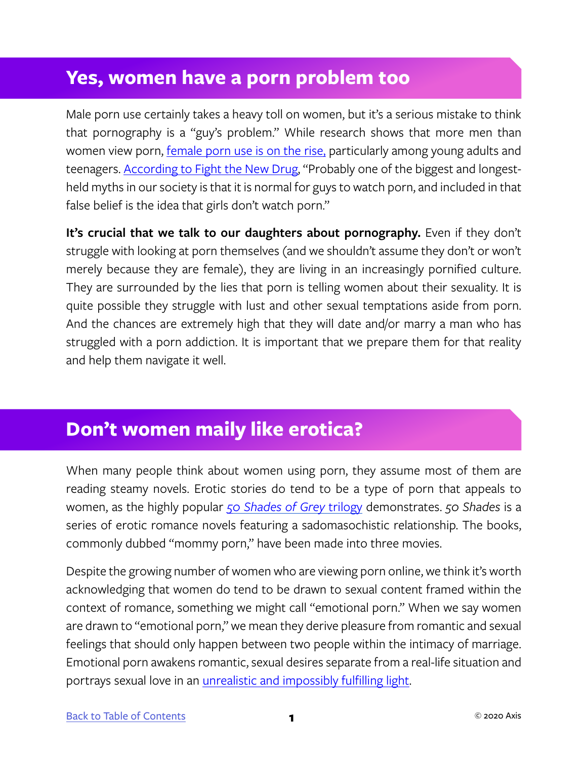## Yes, women have a porn problem too

Male porn use certainly takes a heavy toll on women, but it's a serious mistake to think that pornography is a "guy's problem." While research shows that more men than women view porn, female porn use is on the rise, particularly among young adults and teenagers. According to Fight the New Drug, "Probably one of the biggest and longest-held myths in our society is that it is normal for guys to watch porn, and included in that false belief is the idea that girls don't watch porn."

**It's crucial that we talk to our daughters about pornography.** Even if they don't struggle with looking at porn themselves (and we shouldn't assume they don't or won't merely because they are female), they are living in an increasingly pornified culture. They are surrounded by the lies that porn is telling women about their sexuality. It is quite possible they struggle with lust and other sexual temptations aside from porn. And the chances are extremely high that they will date and/or marry a man who has struggled with a porn addiction. It is important that we prepare them for that reality and help them navigate it well.

## Don't women maily like erotica?

When many people think about women using porn, they assume most of them are reading steamy novels. Erotic stories do tend to be a type of porn that appeals to women, as the highly popular *50 Shades of Grey* trilogy demonstrates. *50 Shades* is a series of erotic romance novels featuring a sadomasochistic relationship. The books, commonly dubbed "mommy porn," have been made into three movies.

Despite the growing number of women who are viewing porn online, we think it's worth acknowledging that women do tend to be drawn to sexual content framed within the context of romance, something we might call "emotional porn." When we say women are drawn to "emotional porn," we mean they derive pleasure from romantic and sexual feelings that should only happen between two people within the intimacy of marriage. Emotional porn awakens romantic, sexual desires separate from a real-life situation and portrays sexual love in an unrealistic and impossibly fulfilling light.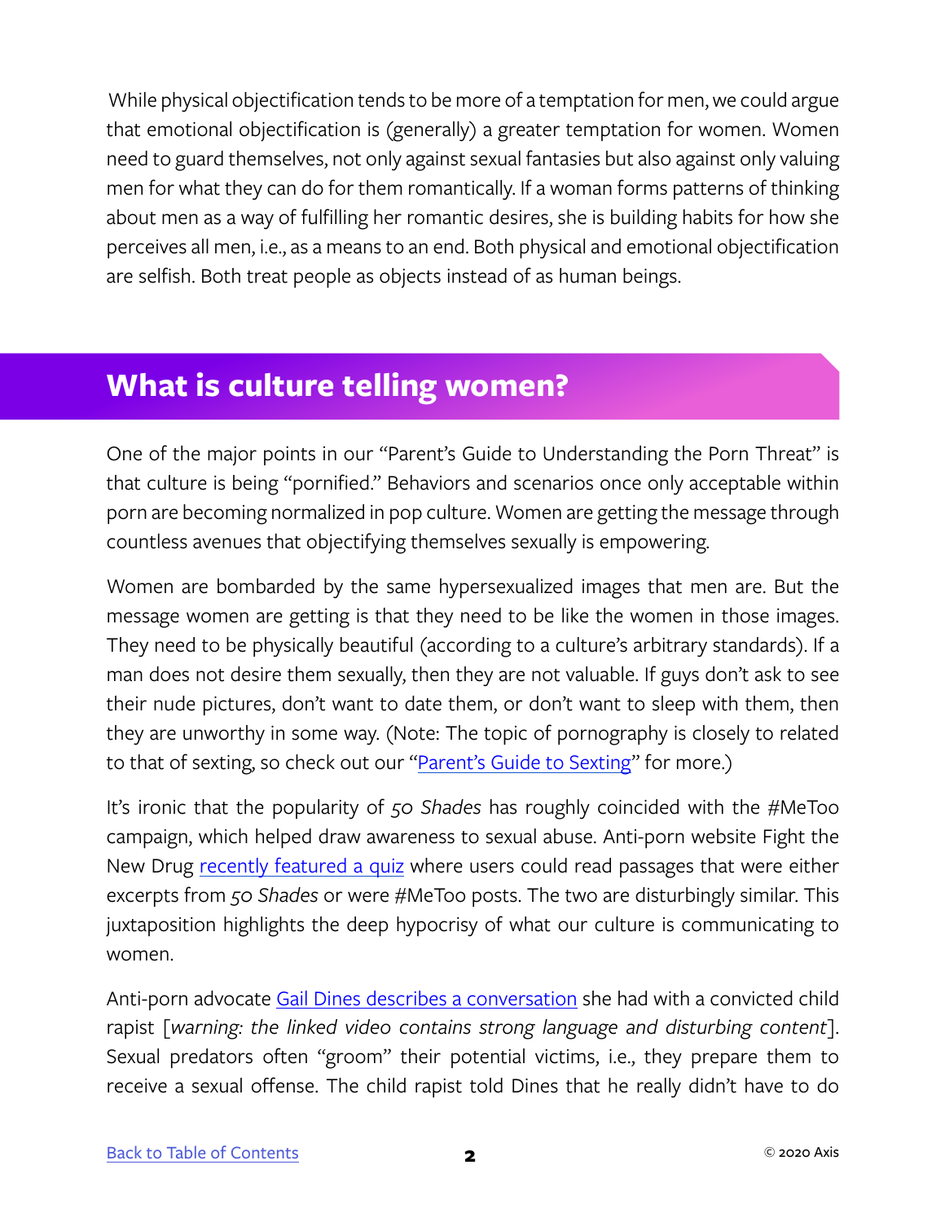While physical objectification tends to be more of a temptation for men, we could argue that emotional objectification is (generally) a greater temptation for women. Women need to guard themselves, not only against sexual fantasies but also against only valuing men for what they can do for them romantically. If a woman forms patterns of thinking about men as a way of fulfilling her romantic desires, she is building habits for how she perceives all men, i.e., as a means to an end. Both physical and emotional objectification are selfish. Both treat people as objects instead of as human beings.

## What is culture telling women?

One of the major points in our "Parent's Guide to Understanding the Porn Threat" is that culture is being "pornified." Behaviors and scenarios once only acceptable within porn are becoming normalized in pop culture. Women are getting the message through countless avenues that objectifying themselves sexually is empowering.

Women are bombarded by the same hypersexualized images that men are. But the message women are getting is that they need to be like the women in those images. They need to be physically beautiful (according to a culture's arbitrary standards). If a man does not desire them sexually, then they are not valuable. If guys don't ask to see their nude pictures, don't want to date them, or don't want to sleep with them, then they are unworthy in some way. (Note: The topic of pornography is closely to related to that of sexting, so check out our "Parent's Guide to Sexting" for more.)

It's ironic that the popularity of *50 Shades* has roughly coincided with the #MeToo campaign, which helped draw awareness to sexual abuse. Anti-porn website Fight the New Drug recently featured a quiz where users could read passages that were either excerpts from *50 Shades* or were #MeToo posts. The two are disturbingly similar. This juxtaposition highlights the deep hypocrisy of what our culture is communicating to women.

Anti-porn advocate Gail Dines describes a conversation she had with a convicted child rapist [*warning: the linked video contains strong language and disturbing content*]. Sexual predators often "groom" their potential victims, i.e., they prepare them to receive a sexual offense. The child rapist told Dines that he really didn't have to do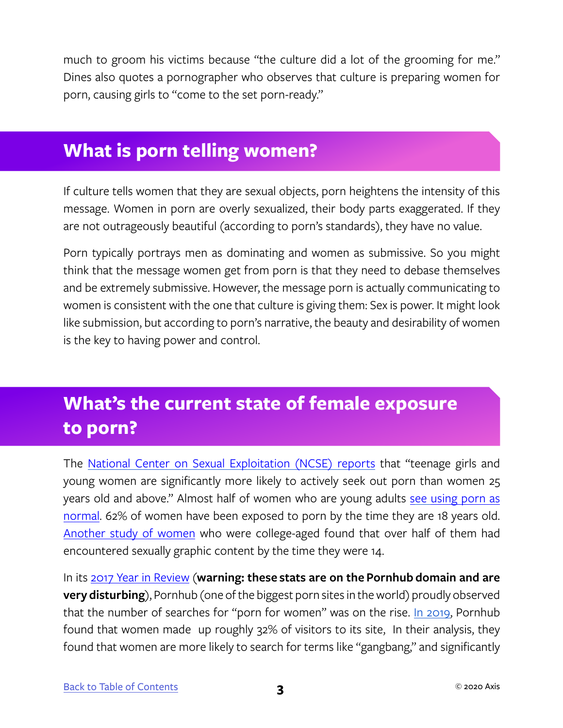much to groom his victims because "the culture did a lot of the grooming for me." Dines also quotes a pornographer who observes that culture is preparing women for porn, causing girls to "come to the set porn-ready."

## What is porn telling women?

If culture tells women that they are sexual objects, porn heightens the intensity of this message. Women in porn are overly sexualized, their body parts exaggerated. If they are not outrageously beautiful (according to porn's standards), they have no value.

Porn typically portrays men as dominating and women as submissive. So you might think that the message women get from porn is that they need to debase themselves and be extremely submissive. However, the message porn is actually communicating to women is consistent with the one that culture is giving them: Sex is power. It might look like submission, but according to porn's narrative, the beauty and desirability of women is the key to having power and control.

## What's the current state of female exposure to porn?

The National Center on Sexual Exploitation (NCSE) reports that "teenage girls and young women are significantly more likely to actively seek out porn than women 25 years old and above." Almost half of women who are young adults see using porn as normal. 62% of women have been exposed to porn by the time they are 18 years old. Another study of women who were college-aged found that over half of them had encountered sexually graphic content by the time they were 14.

In its 2017 Year in Review (**warning: these stats are on the Pornhub domain and are very disturbing**), Pornhub (one of the biggest porn sites in the world) proudly observed that the number of searches for "porn for women" was on the rise. In 2019, Pornhub found that women made up roughly 32% of visitors to its site, In their analysis, they found that women are more likely to search for terms like "gangbang," and significantly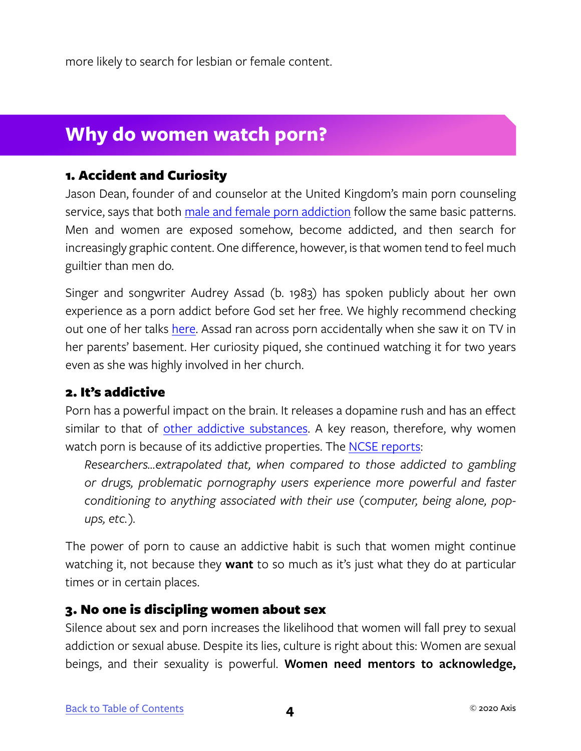more likely to search for lesbian or female content.

## Why do women watch porn?

### 1. Accident and Curiosity

Jason Dean, founder of and counselor at the United Kingdom's main porn counseling service, says that both male and female porn addiction follow the same basic patterns. Men and women are exposed somehow, become addicted, and then search for increasingly graphic content. One difference, however, is that women tend to feel much guiltier than men do.

Singer and songwriter Audrey Assad (b. 1983) has spoken publicly about her own experience as a porn addict before God set her free. We highly recommend checking out one of her talks here. Assad ran across porn accidentally when she saw it on TV in her parents' basement. Her curiosity piqued, she continued watching it for two years even as she was highly involved in her church.

### 2. It's addictive

Porn has a powerful impact on the brain. It releases a dopamine rush and has an effect similar to that of other addictive substances. A key reason, therefore, why women watch porn is because of its addictive properties. The NCSE reports:

> *Researchers...extrapolated that, when compared to those addicted to gambling or drugs, problematic pornography users experience more powerful and faster conditioning to anything associated with their use (computer, being alone, pop-ups, etc.).*

The power of porn to cause an addictive habit is such that women might continue watching it, not because they **want** to so much as it's just what they do at particular times or in certain places.

### 3. No one is discipling women about sex

Silence about sex and porn increases the likelihood that women will fall prey to sexual addiction or sexual abuse. Despite its lies, culture is right about this: Women are sexual beings, and their sexuality is powerful. **Women need mentors to acknowledge,**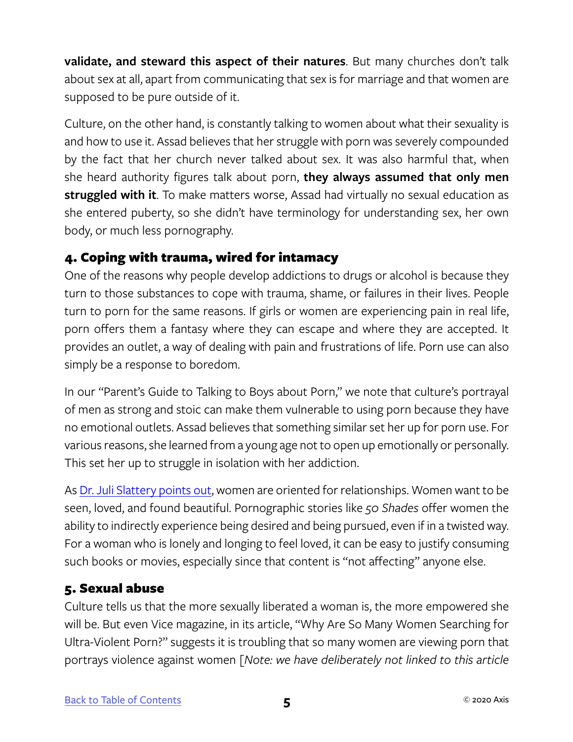**validate, and steward this aspect of their natures**. But many churches don't talk about sex at all, apart from communicating that sex is for marriage and that women are supposed to be pure outside of it.

Culture, on the other hand, is constantly talking to women about what their sexuality is and how to use it. Assad believes that her struggle with porn was severely compounded by the fact that her church never talked about sex. It was also harmful that, when she heard authority figures talk about porn, **they always assumed that only men struggled with it**. To make matters worse, Assad had virtually no sexual education as she entered puberty, so she didn't have terminology for understanding sex, her own body, or much less pornography.

## 4. Coping with trauma, wired for intamacy

One of the reasons why people develop addictions to drugs or alcohol is because they turn to those substances to cope with trauma, shame, or failures in their lives. People turn to porn for the same reasons. If girls or women are experiencing pain in real life, porn offers them a fantasy where they can escape and where they are accepted. It provides an outlet, a way of dealing with pain and frustrations of life. Porn use can also simply be a response to boredom.

In our "Parent's Guide to Talking to Boys about Porn," we note that culture's portrayal of men as strong and stoic can make them vulnerable to using porn because they have no emotional outlets. Assad believes that something similar set her up for porn use. For various reasons, she learned from a young age not to open up emotionally or personally. This set her up to struggle in isolation with her addiction.

As Dr. Juli Slattery points out, women are oriented for relationships. Women want to be seen, loved, and found beautiful. Pornographic stories like *50 Shades* offer women the ability to indirectly experience being desired and being pursued, even if in a twisted way. For a woman who is lonely and longing to feel loved, it can be easy to justify consuming such books or movies, especially since that content is "not affecting" anyone else.

## 5. Sexual abuse

Culture tells us that the more sexually liberated a woman is, the more empowered she will be. But even Vice magazine, in its article, "Why Are So Many Women Searching for Ultra-Violent Porn?" suggests it is troubling that so many women are viewing porn that portrays violence against women [*Note: we have deliberately not linked to this article*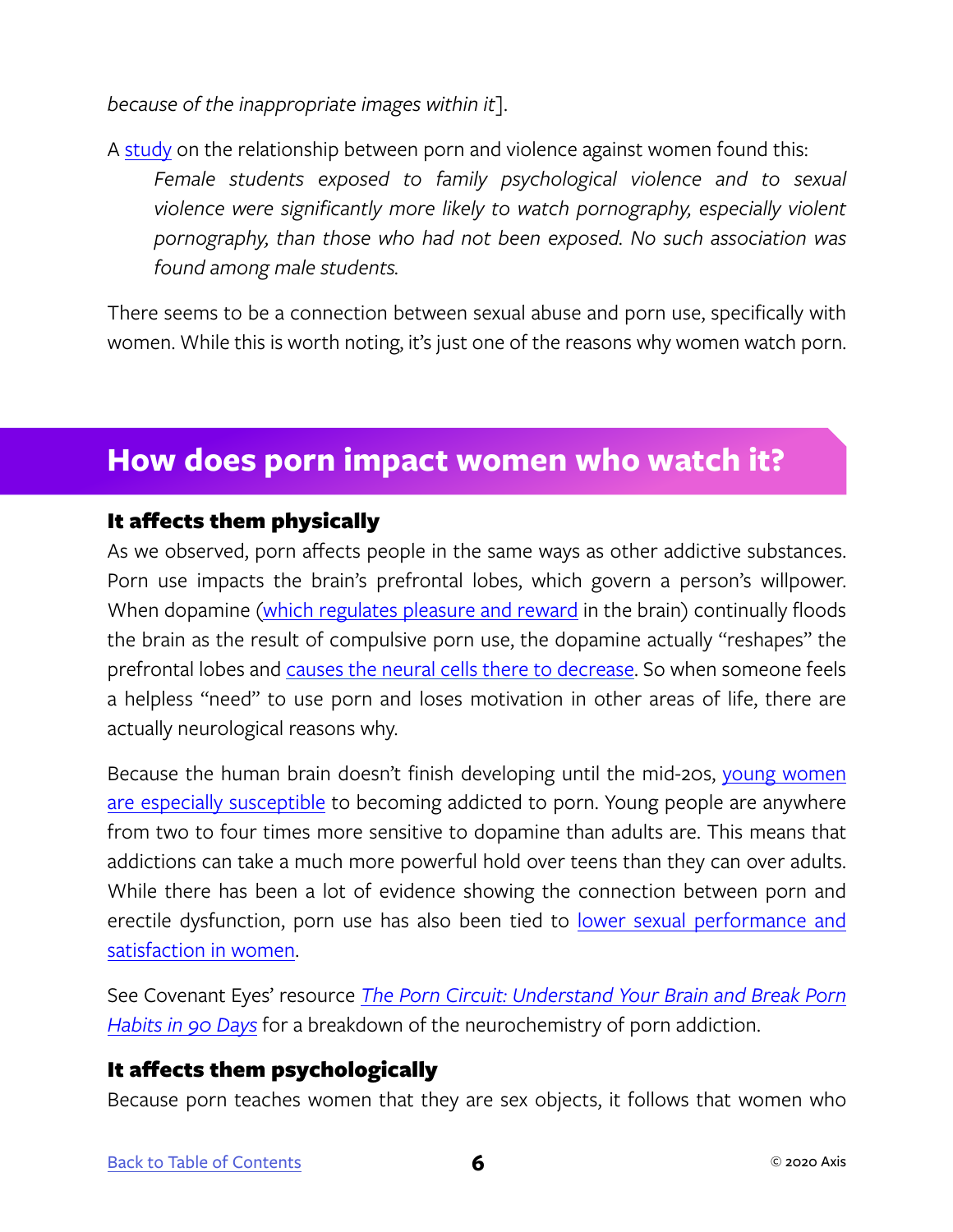*because of the inappropriate images within it*].

A study on the relationship between porn and violence against women found this:

> *Female students exposed to family psychological violence and to sexual violence were significantly more likely to watch pornography, especially violent pornography, than those who had not been exposed. No such association was found among male students.*

There seems to be a connection between sexual abuse and porn use, specifically with women. While this is worth noting, it's just one of the reasons why women watch porn.

## How does porn impact women who watch it?

### It affects them physically

As we observed, porn affects people in the same ways as other addictive substances. Porn use impacts the brain's prefrontal lobes, which govern a person's willpower. When dopamine (which regulates pleasure and reward in the brain) continually floods the brain as the result of compulsive porn use, the dopamine actually "reshapes" the prefrontal lobes and causes the neural cells there to decrease. So when someone feels a helpless "need" to use porn and loses motivation in other areas of life, there are actually neurological reasons why.

Because the human brain doesn't finish developing until the mid-20s, young women are especially susceptible to becoming addicted to porn. Young people are anywhere from two to four times more sensitive to dopamine than adults are. This means that addictions can take a much more powerful hold over teens than they can over adults. While there has been a lot of evidence showing the connection between porn and erectile dysfunction, porn use has also been tied to lower sexual performance and satisfaction in women.

See Covenant Eyes' resource *The Porn Circuit: Understand Your Brain and Break Porn Habits in 90 Days* for a breakdown of the neurochemistry of porn addiction.

### It affects them psychologically

Because porn teaches women that they are sex objects, it follows that women who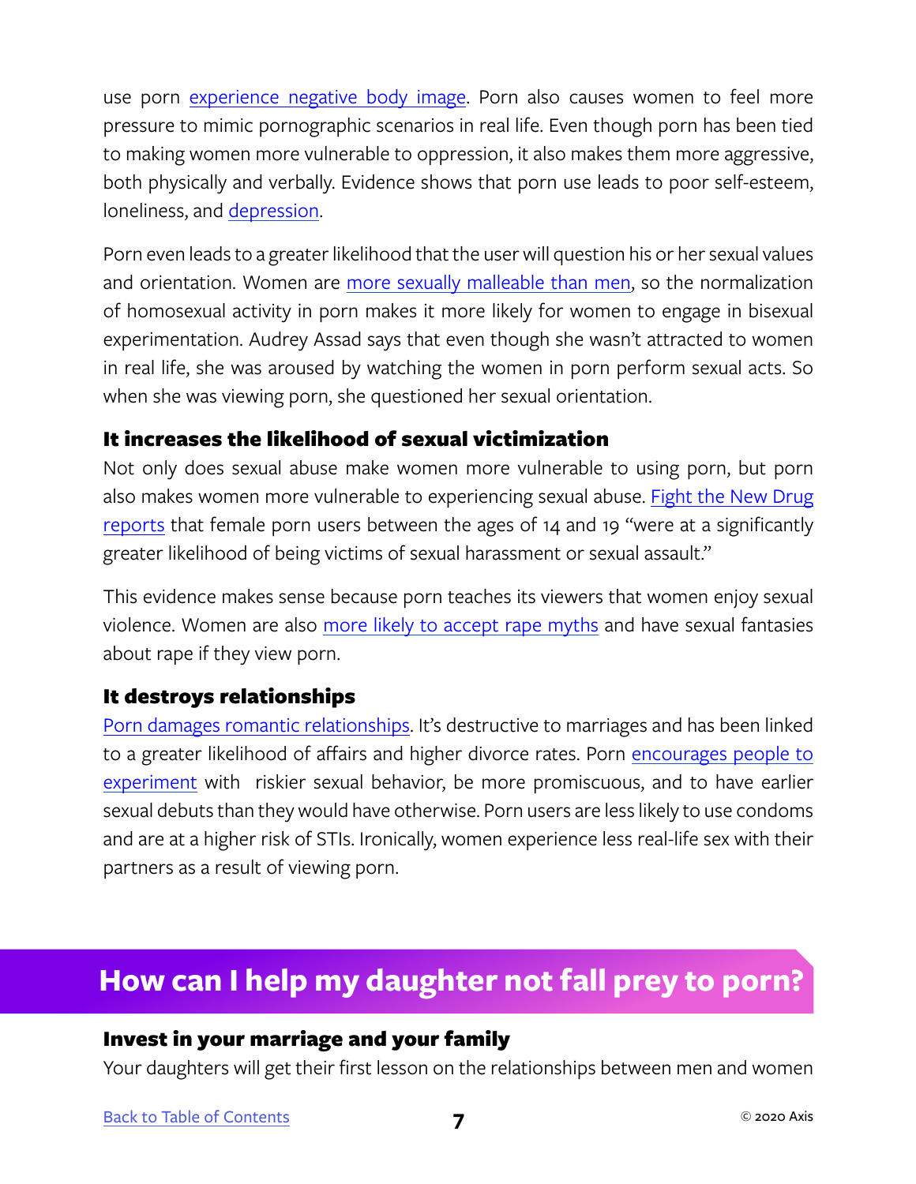use porn experience negative body image. Porn also causes women to feel more pressure to mimic pornographic scenarios in real life. Even though porn has been tied to making women more vulnerable to oppression, it also makes them more aggressive, both physically and verbally. Evidence shows that porn use leads to poor self-esteem, loneliness, and depression.

Porn even leads to a greater likelihood that the user will question his or her sexual values and orientation. Women are more sexually malleable than men, so the normalization of homosexual activity in porn makes it more likely for women to engage in bisexual experimentation. Audrey Assad says that even though she wasn't attracted to women in real life, she was aroused by watching the women in porn perform sexual acts. So when she was viewing porn, she questioned her sexual orientation.

### It increases the likelihood of sexual victimization

Not only does sexual abuse make women more vulnerable to using porn, but porn also makes women more vulnerable to experiencing sexual abuse. Fight the New Drug reports that female porn users between the ages of 14 and 19 "were at a significantly greater likelihood of being victims of sexual harassment or sexual assault."

This evidence makes sense because porn teaches its viewers that women enjoy sexual violence. Women are also more likely to accept rape myths and have sexual fantasies about rape if they view porn.

### It destroys relationships

Porn damages romantic relationships. It's destructive to marriages and has been linked to a greater likelihood of affairs and higher divorce rates. Porn encourages people to experiment with riskier sexual behavior, be more promiscuous, and to have earlier sexual debuts than they would have otherwise. Porn users are less likely to use condoms and are at a higher risk of STIs. Ironically, women experience less real-life sex with their partners as a result of viewing porn.

## How can I help my daughter not fall prey to porn?

### Invest in your marriage and your family

Your daughters will get their first lesson on the relationships between men and women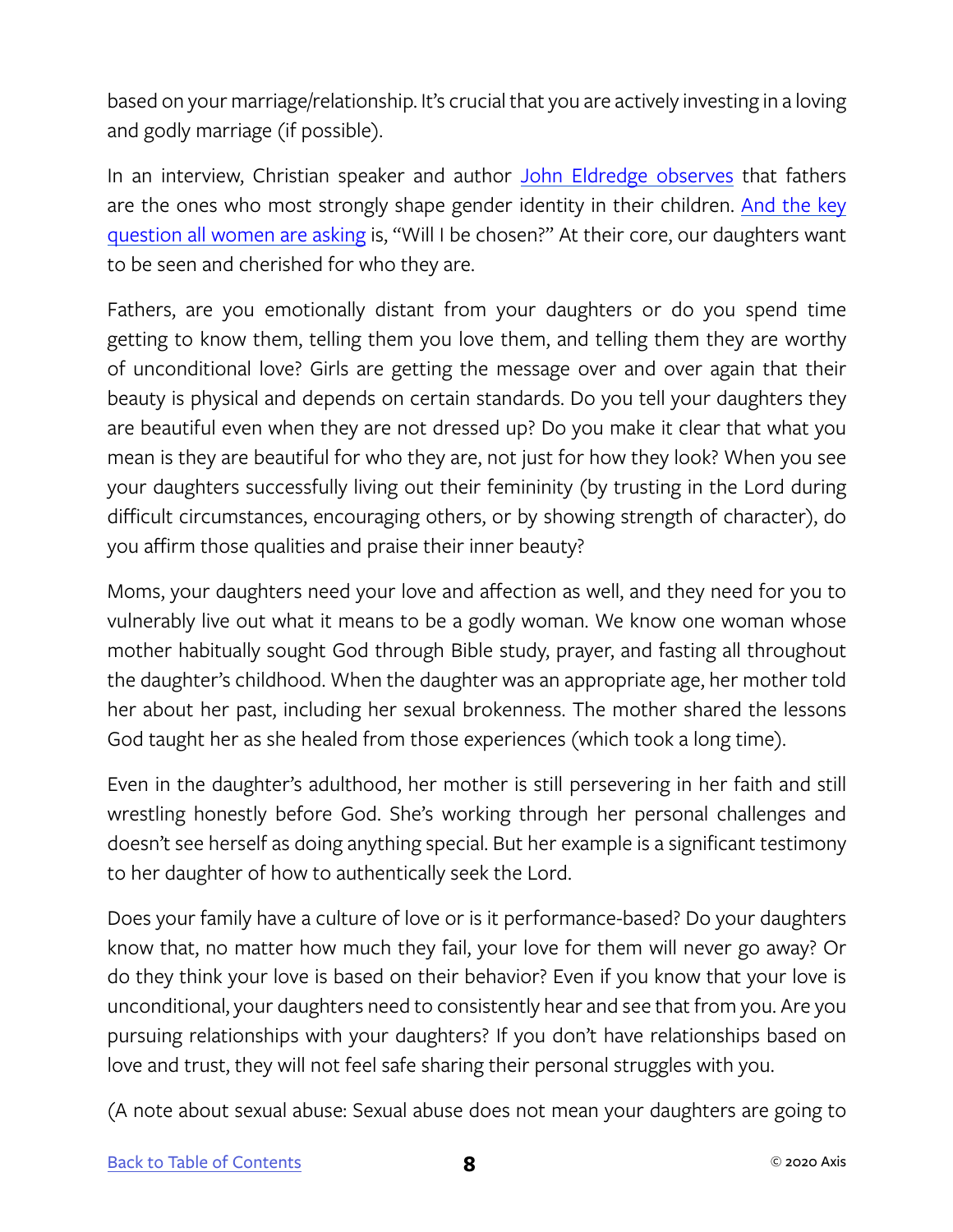based on your marriage/relationship. It's crucial that you are actively investing in a loving and godly marriage (if possible).

In an interview, Christian speaker and author John Eldredge observes that fathers are the ones who most strongly shape gender identity in their children. And the key question all women are asking is, "Will I be chosen?" At their core, our daughters want to be seen and cherished for who they are.

Fathers, are you emotionally distant from your daughters or do you spend time getting to know them, telling them you love them, and telling them they are worthy of unconditional love? Girls are getting the message over and over again that their beauty is physical and depends on certain standards. Do you tell your daughters they are beautiful even when they are not dressed up? Do you make it clear that what you mean is they are beautiful for who they are, not just for how they look? When you see your daughters successfully living out their femininity (by trusting in the Lord during difficult circumstances, encouraging others, or by showing strength of character), do you affirm those qualities and praise their inner beauty?

Moms, your daughters need your love and affection as well, and they need for you to vulnerably live out what it means to be a godly woman. We know one woman whose mother habitually sought God through Bible study, prayer, and fasting all throughout the daughter's childhood. When the daughter was an appropriate age, her mother told her about her past, including her sexual brokenness. The mother shared the lessons God taught her as she healed from those experiences (which took a long time).

Even in the daughter's adulthood, her mother is still persevering in her faith and still wrestling honestly before God. She's working through her personal challenges and doesn't see herself as doing anything special. But her example is a significant testimony to her daughter of how to authentically seek the Lord.

Does your family have a culture of love or is it performance-based? Do your daughters know that, no matter how much they fail, your love for them will never go away? Or do they think your love is based on their behavior? Even if you know that your love is unconditional, your daughters need to consistently hear and see that from you. Are you pursuing relationships with your daughters? If you don't have relationships based on love and trust, they will not feel safe sharing their personal struggles with you.

(A note about sexual abuse: Sexual abuse does not mean your daughters are going to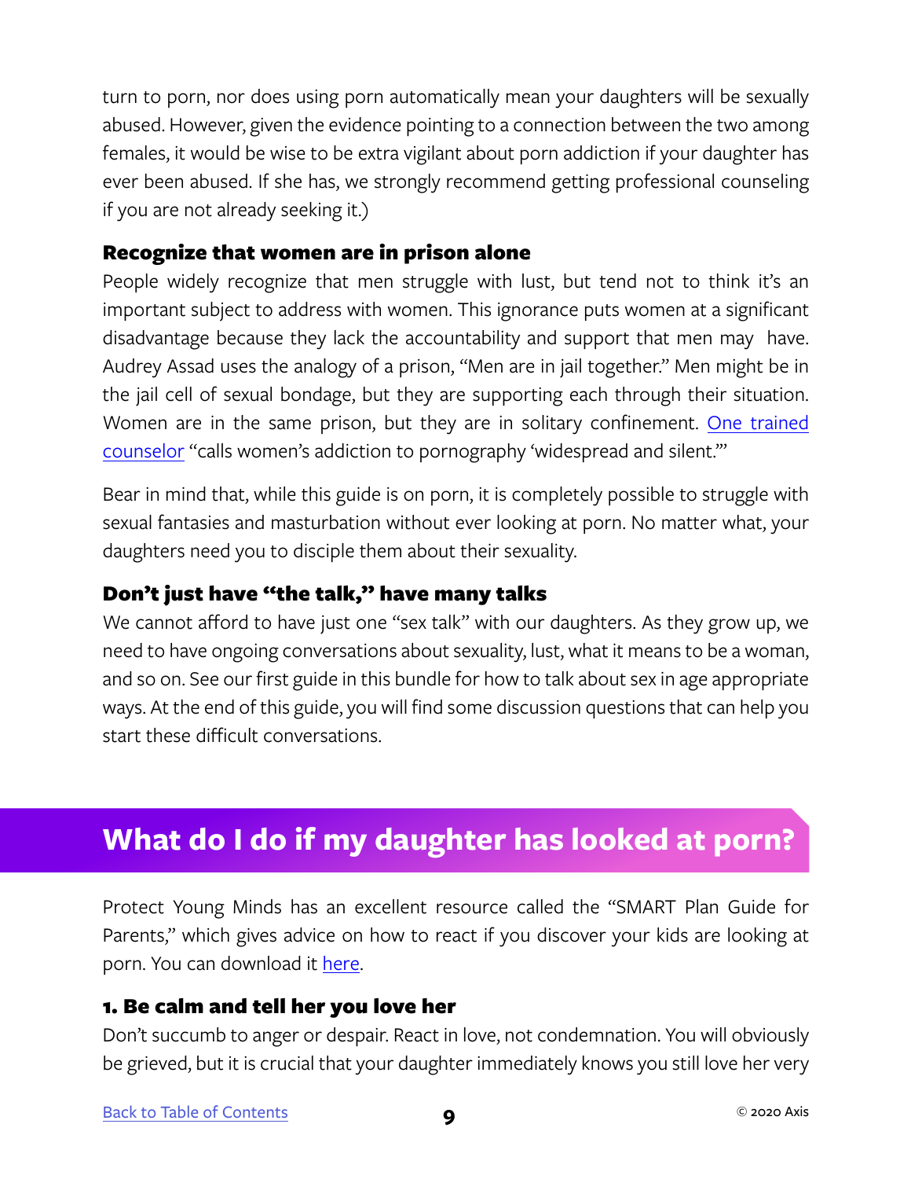turn to porn, nor does using porn automatically mean your daughters will be sexually abused. However, given the evidence pointing to a connection between the two among females, it would be wise to be extra vigilant about porn addiction if your daughter has ever been abused. If she has, we strongly recommend getting professional counseling if you are not already seeking it.)

### Recognize that women are in prison alone

People widely recognize that men struggle with lust, but tend not to think it's an important subject to address with women. This ignorance puts women at a significant disadvantage because they lack the accountability and support that men may have. Audrey Assad uses the analogy of a prison, "Men are in jail together." Men might be in the jail cell of sexual bondage, but they are supporting each through their situation. Women are in the same prison, but they are in solitary confinement. One trained counselor "calls women's addiction to pornography 'widespread and silent.'"

Bear in mind that, while this guide is on porn, it is completely possible to struggle with sexual fantasies and masturbation without ever looking at porn. No matter what, your daughters need you to disciple them about their sexuality.

### Don't just have "the talk," have many talks

We cannot afford to have just one "sex talk" with our daughters. As they grow up, we need to have ongoing conversations about sexuality, lust, what it means to be a woman, and so on. See our first guide in this bundle for how to talk about sex in age appropriate ways. At the end of this guide, you will find some discussion questions that can help you start these difficult conversations.

## What do I do if my daughter has looked at porn?

Protect Young Minds has an excellent resource called the "SMART Plan Guide for Parents," which gives advice on how to react if you discover your kids are looking at porn. You can download it here.

### 1. Be calm and tell her you love her

Don't succumb to anger or despair. React in love, not condemnation. You will obviously be grieved, but it is crucial that your daughter immediately knows you still love her very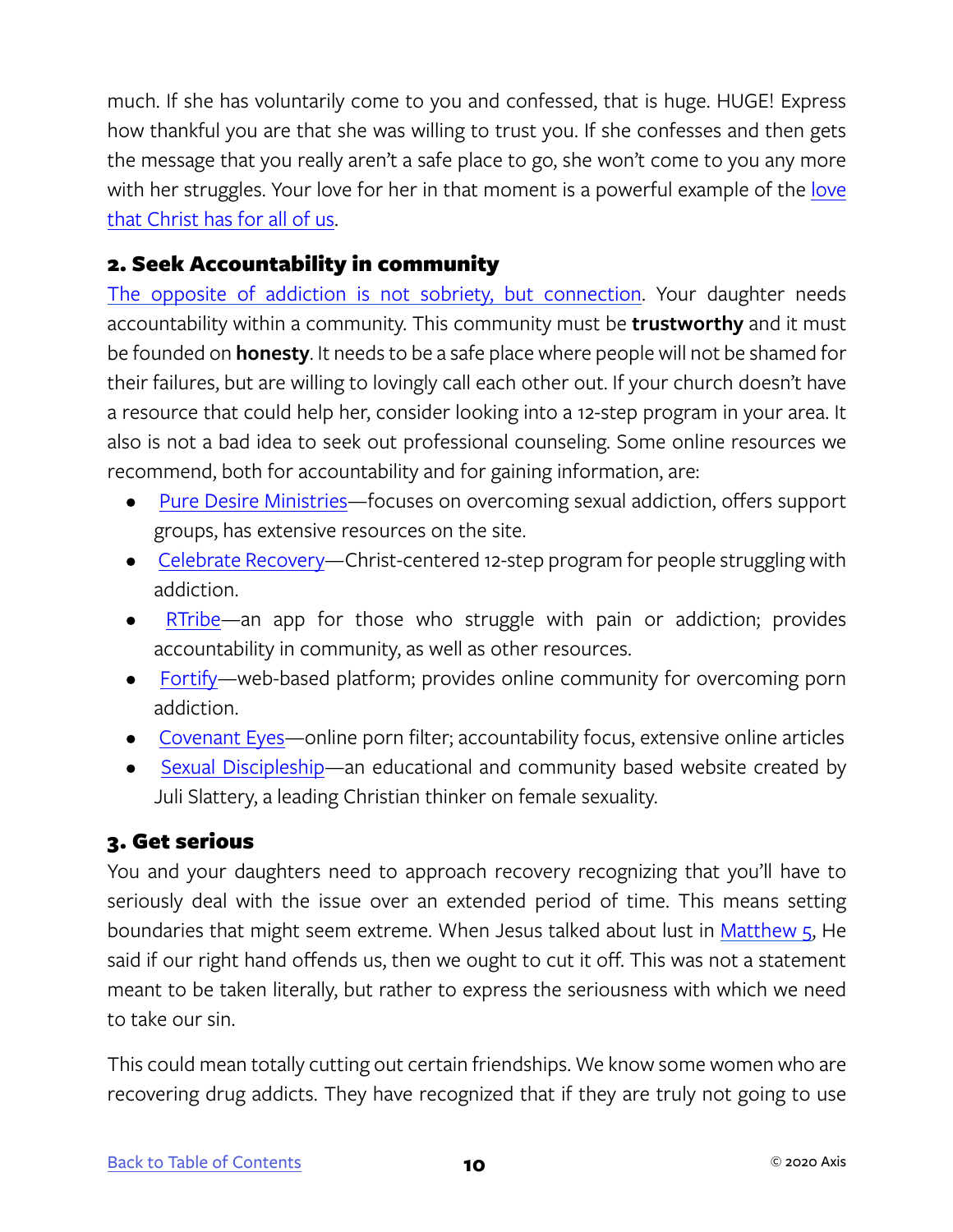much. If she has voluntarily come to you and confessed, that is huge. HUGE! Express how thankful you are that she was willing to trust you. If she confesses and then gets the message that you really aren't a safe place to go, she won't come to you any more with her struggles. Your love for her in that moment is a powerful example of the love that Christ has for all of us.

## 2. Seek Accountability in community

The opposite of addiction is not sobriety, but connection. Your daughter needs accountability within a community. This community must be **trustworthy** and it must be founded on **honesty**. It needs to be a safe place where people will not be shamed for their failures, but are willing to lovingly call each other out. If your church doesn't have a resource that could help her, consider looking into a 12-step program in your area. It also is not a bad idea to seek out professional counseling. Some online resources we recommend, both for accountability and for gaining information, are:

- Pure Desire Ministries—focuses on overcoming sexual addiction, offers support groups, has extensive resources on the site.
- Celebrate Recovery—Christ-centered 12-step program for people struggling with addiction.
- RTribe—an app for those who struggle with pain or addiction; provides accountability in community, as well as other resources.
- Fortify—web-based platform; provides online community for overcoming porn addiction.
- Covenant Eyes—online porn filter; accountability focus, extensive online articles
- Sexual Discipleship—an educational and community based website created by Juli Slattery, a leading Christian thinker on female sexuality.

## 3. Get serious

You and your daughters need to approach recovery recognizing that you'll have to seriously deal with the issue over an extended period of time. This means setting boundaries that might seem extreme. When Jesus talked about lust in Matthew 5, He said if our right hand offends us, then we ought to cut it off. This was not a statement meant to be taken literally, but rather to express the seriousness with which we need to take our sin.

This could mean totally cutting out certain friendships. We know some women who are recovering drug addicts. They have recognized that if they are truly not going to use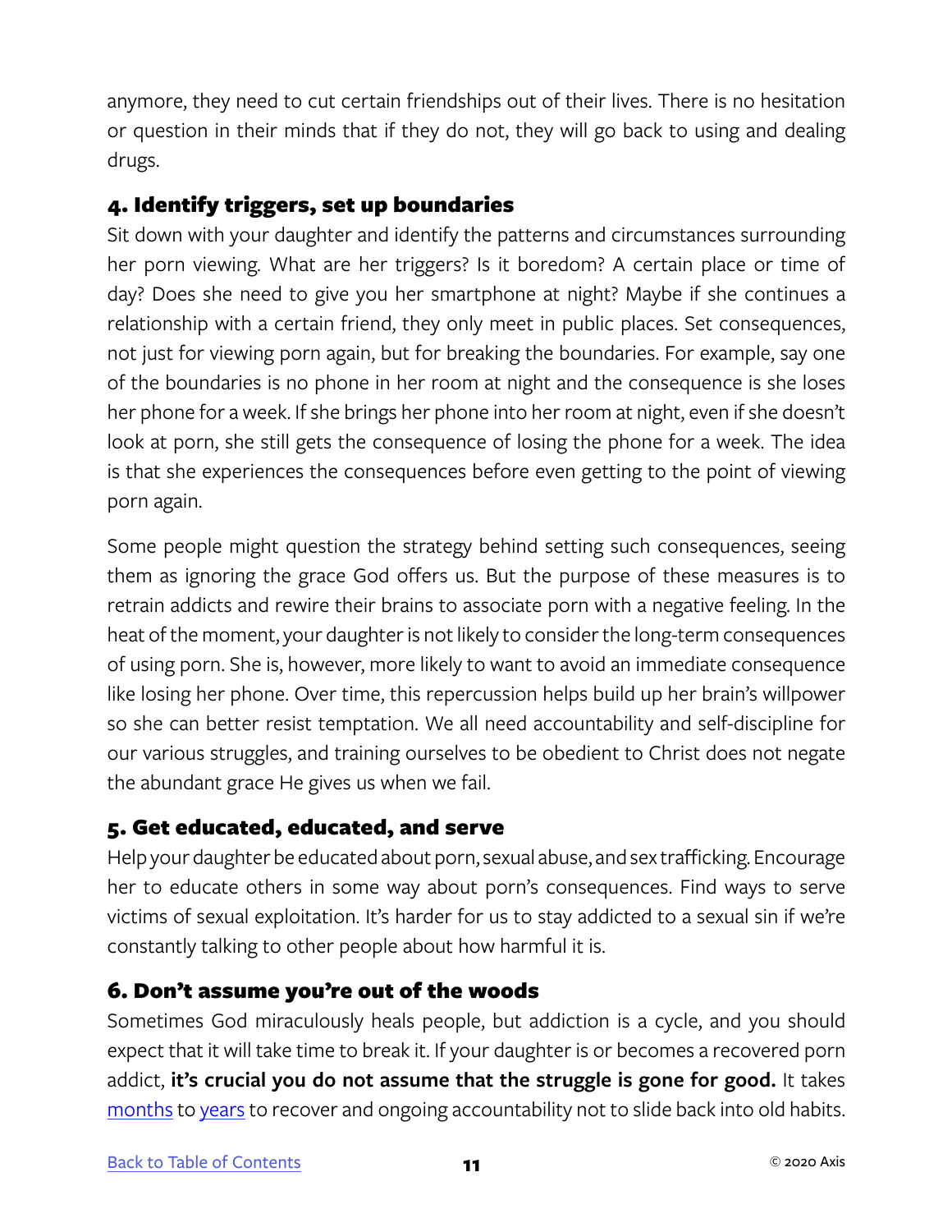anymore, they need to cut certain friendships out of their lives. There is no hesitation or question in their minds that if they do not, they will go back to using and dealing drugs.

### 4. Identify triggers, set up boundaries

Sit down with your daughter and identify the patterns and circumstances surrounding her porn viewing. What are her triggers? Is it boredom? A certain place or time of day? Does she need to give you her smartphone at night? Maybe if she continues a relationship with a certain friend, they only meet in public places. Set consequences, not just for viewing porn again, but for breaking the boundaries. For example, say one of the boundaries is no phone in her room at night and the consequence is she loses her phone for a week. If she brings her phone into her room at night, even if she doesn't look at porn, she still gets the consequence of losing the phone for a week. The idea is that she experiences the consequences before even getting to the point of viewing porn again.

Some people might question the strategy behind setting such consequences, seeing them as ignoring the grace God offers us. But the purpose of these measures is to retrain addicts and rewire their brains to associate porn with a negative feeling. In the heat of the moment, your daughter is not likely to consider the long-term consequences of using porn. She is, however, more likely to want to avoid an immediate consequence like losing her phone. Over time, this repercussion helps build up her brain's willpower so she can better resist temptation. We all need accountability and self-discipline for our various struggles, and training ourselves to be obedient to Christ does not negate the abundant grace He gives us when we fail.

### 5. Get educated, educated, and serve

Help your daughter be educated about porn, sexual abuse, and sex trafficking. Encourage her to educate others in some way about porn's consequences. Find ways to serve victims of sexual exploitation. It's harder for us to stay addicted to a sexual sin if we're constantly talking to other people about how harmful it is.

### 6. Don't assume you're out of the woods

Sometimes God miraculously heals people, but addiction is a cycle, and you should expect that it will take time to break it. If your daughter is or becomes a recovered porn addict, **it's crucial you do not assume that the struggle is gone for good.** It takes months to years to recover and ongoing accountability not to slide back into old habits.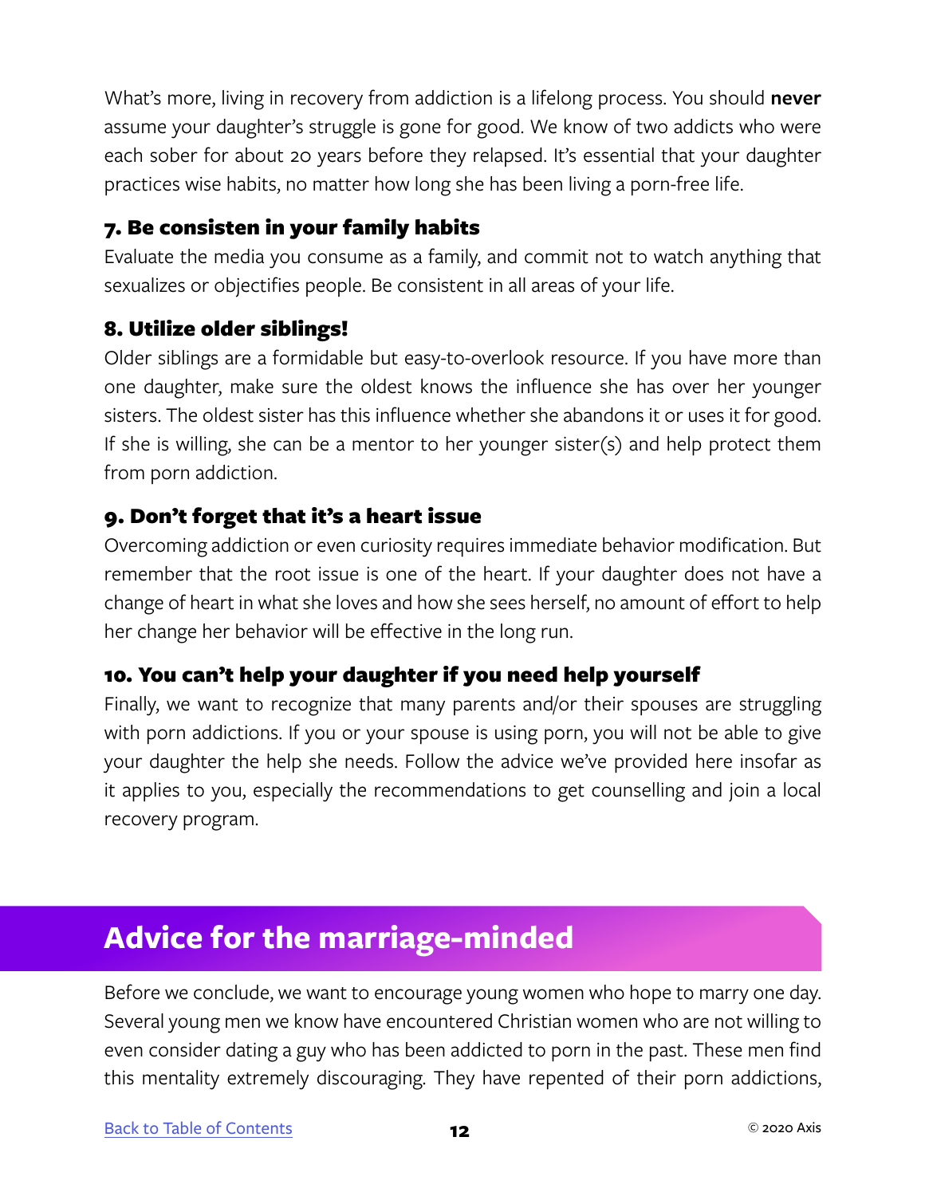What's more, living in recovery from addiction is a lifelong process. You should **never** assume your daughter's struggle is gone for good. We know of two addicts who were each sober for about 20 years before they relapsed. It's essential that your daughter practices wise habits, no matter how long she has been living a porn-free life.

### 7. Be consisten in your family habits

Evaluate the media you consume as a family, and commit not to watch anything that sexualizes or objectifies people. Be consistent in all areas of your life.

### 8. Utilize older siblings!

Older siblings are a formidable but easy-to-overlook resource. If you have more than one daughter, make sure the oldest knows the influence she has over her younger sisters. The oldest sister has this influence whether she abandons it or uses it for good. If she is willing, she can be a mentor to her younger sister(s) and help protect them from porn addiction.

### 9. Don't forget that it's a heart issue

Overcoming addiction or even curiosity requires immediate behavior modification. But remember that the root issue is one of the heart. If your daughter does not have a change of heart in what she loves and how she sees herself, no amount of effort to help her change her behavior will be effective in the long run.

### 10. You can't help your daughter if you need help yourself

Finally, we want to recognize that many parents and/or their spouses are struggling with porn addictions. If you or your spouse is using porn, you will not be able to give your daughter the help she needs. Follow the advice we've provided here insofar as it applies to you, especially the recommendations to get counselling and join a local recovery program.

## Advice for the marriage-minded

Before we conclude, we want to encourage young women who hope to marry one day. Several young men we know have encountered Christian women who are not willing to even consider dating a guy who has been addicted to porn in the past. These men find this mentality extremely discouraging. They have repented of their porn addictions,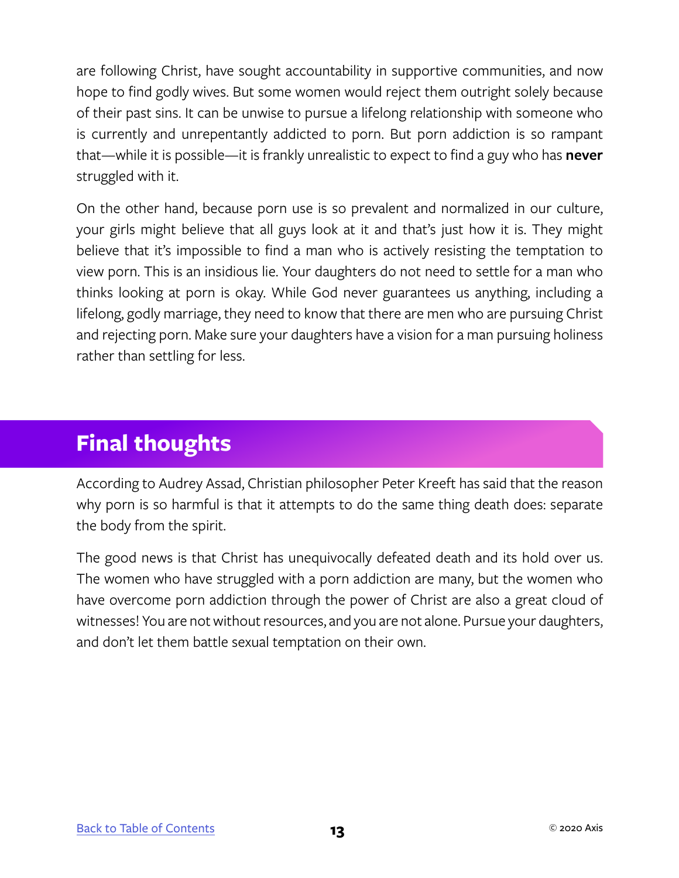are following Christ, have sought accountability in supportive communities, and now hope to find godly wives. But some women would reject them outright solely because of their past sins. It can be unwise to pursue a lifelong relationship with someone who is currently and unrepentantly addicted to porn. But porn addiction is so rampant that—while it is possible—it is frankly unrealistic to expect to find a guy who has **never** struggled with it.

On the other hand, because porn use is so prevalent and normalized in our culture, your girls might believe that all guys look at it and that's just how it is. They might believe that it's impossible to find a man who is actively resisting the temptation to view porn. This is an insidious lie. Your daughters do not need to settle for a man who thinks looking at porn is okay. While God never guarantees us anything, including a lifelong, godly marriage, they need to know that there are men who are pursuing Christ and rejecting porn. Make sure your daughters have a vision for a man pursuing holiness rather than settling for less.

## Final thoughts

According to Audrey Assad, Christian philosopher Peter Kreeft has said that the reason why porn is so harmful is that it attempts to do the same thing death does: separate the body from the spirit.

The good news is that Christ has unequivocally defeated death and its hold over us. The women who have struggled with a porn addiction are many, but the women who have overcome porn addiction through the power of Christ are also a great cloud of witnesses! You are not without resources, and you are not alone. Pursue your daughters, and don't let them battle sexual temptation on their own.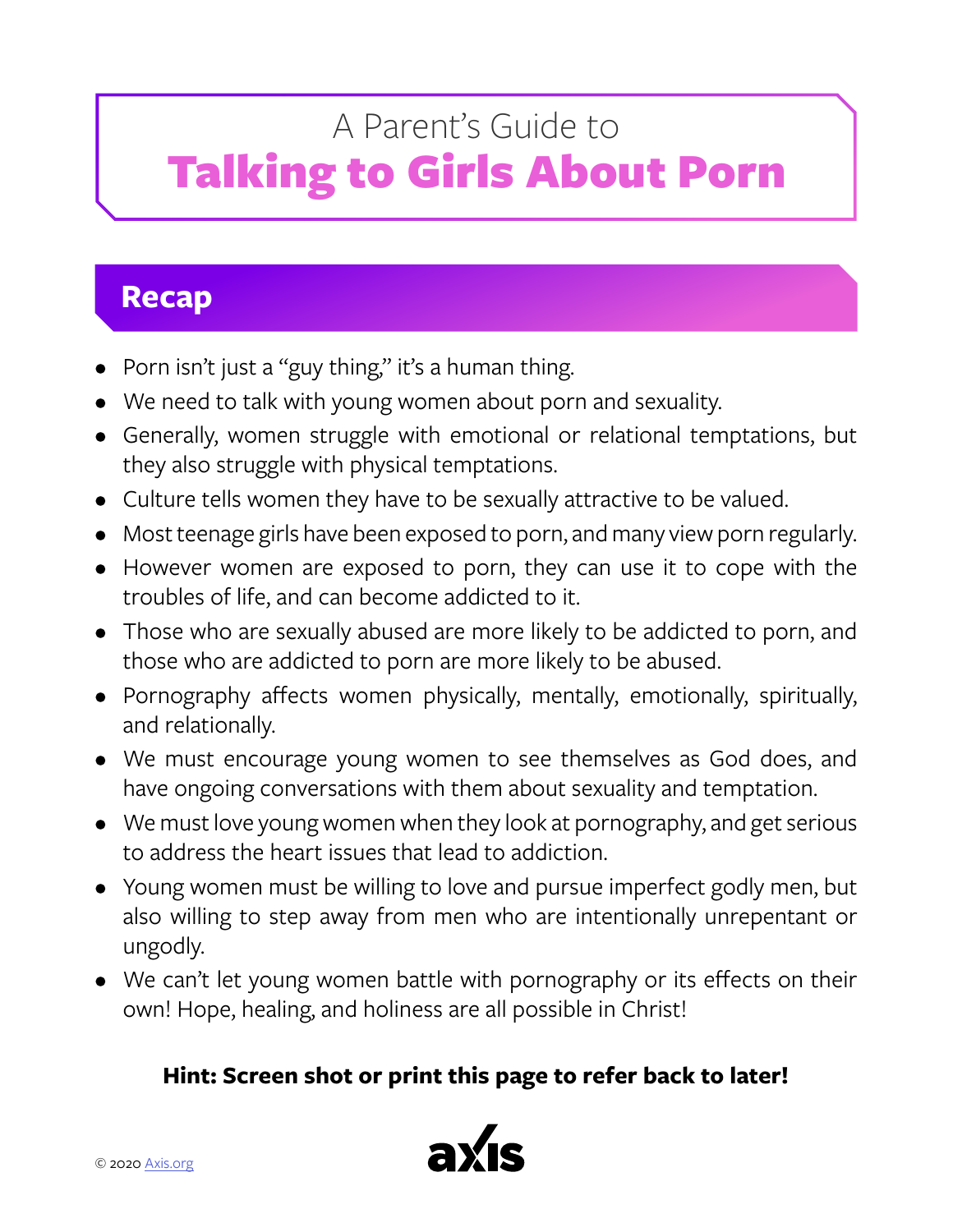# A Parent's Guide to Talking to Girls About Porn

## Recap

- Porn isn't just a "guy thing," it's a human thing.
- We need to talk with young women about porn and sexuality.
- Generally, women struggle with emotional or relational temptations, but they also struggle with physical temptations.
- Culture tells women they have to be sexually attractive to be valued.
- Most teenage girls have been exposed to porn, and many view porn regularly.
- However women are exposed to porn, they can use it to cope with the troubles of life, and can become addicted to it.
- Those who are sexually abused are more likely to be addicted to porn, and those who are addicted to porn are more likely to be abused.
- Pornography affects women physically, mentally, emotionally, spiritually, and relationally.
- We must encourage young women to see themselves as God does, and have ongoing conversations with them about sexuality and temptation.
- We must love young women when they look at pornography, and get serious to address the heart issues that lead to addiction.
- Young women must be willing to love and pursue imperfect godly men, but also willing to step away from men who are intentionally unrepentant or ungodly.
- We can't let young women battle with pornography or its effects on their own! Hope, healing, and holiness are all possible in Christ!

**Hint: Screen shot or print this page to refer back to later!**

© 2020 Axis.org

axis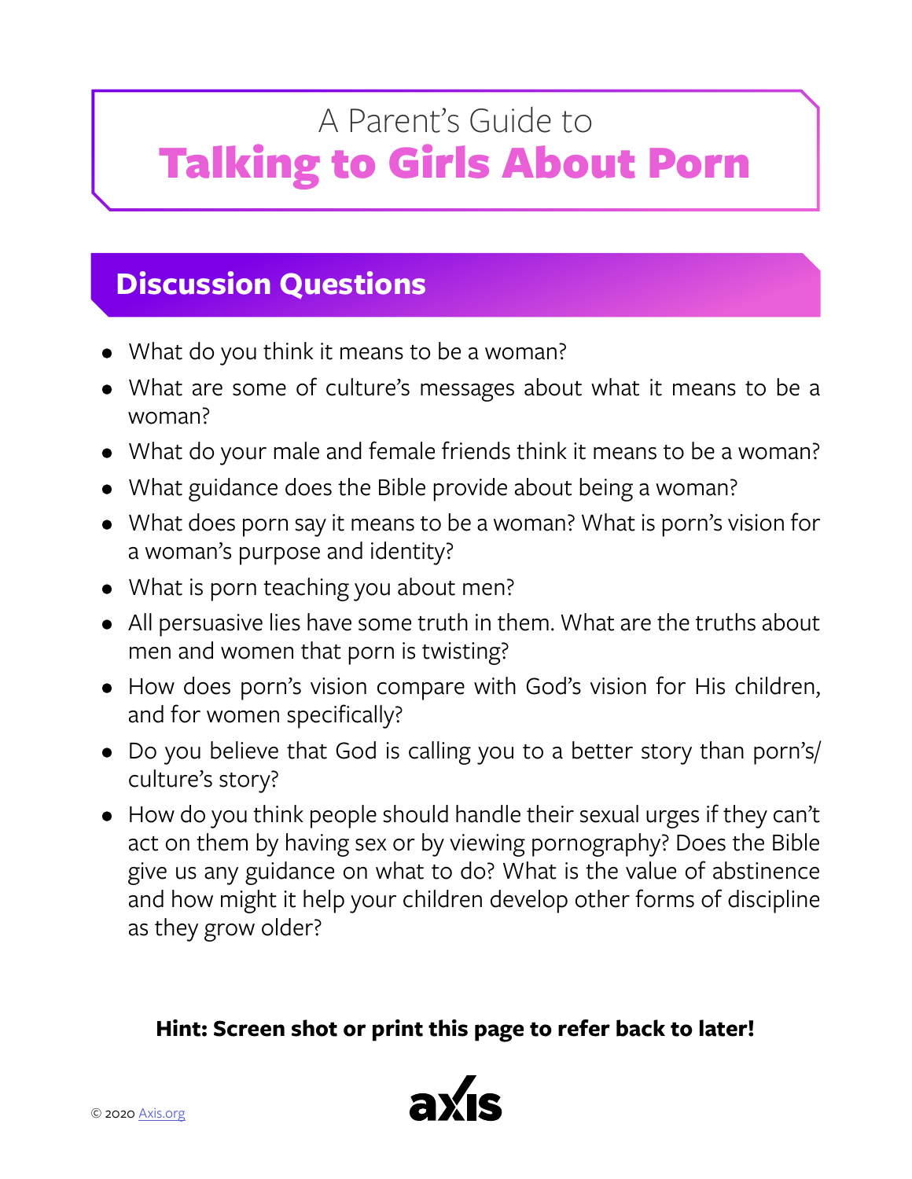# A Parent's Guide to Talking to Girls About Porn

## Discussion Questions

- What do you think it means to be a woman?
- What are some of culture's messages about what it means to be a woman?
- What do your male and female friends think it means to be a woman?
- What guidance does the Bible provide about being a woman?
- What does porn say it means to be a woman? What is porn's vision for a woman's purpose and identity?
- What is porn teaching you about men?
- All persuasive lies have some truth in them. What are the truths about men and women that porn is twisting?
- How does porn's vision compare with God's vision for His children, and for women specifically?
- Do you believe that God is calling you to a better story than porn's/culture's story?
- How do you think people should handle their sexual urges if they can't act on them by having sex or by viewing pornography? Does the Bible give us any guidance on what to do? What is the value of abstinence and how might it help your children develop other forms of discipline as they grow older?

**Hint: Screen shot or print this page to refer back to later!**

© 2020 Axis.org

axis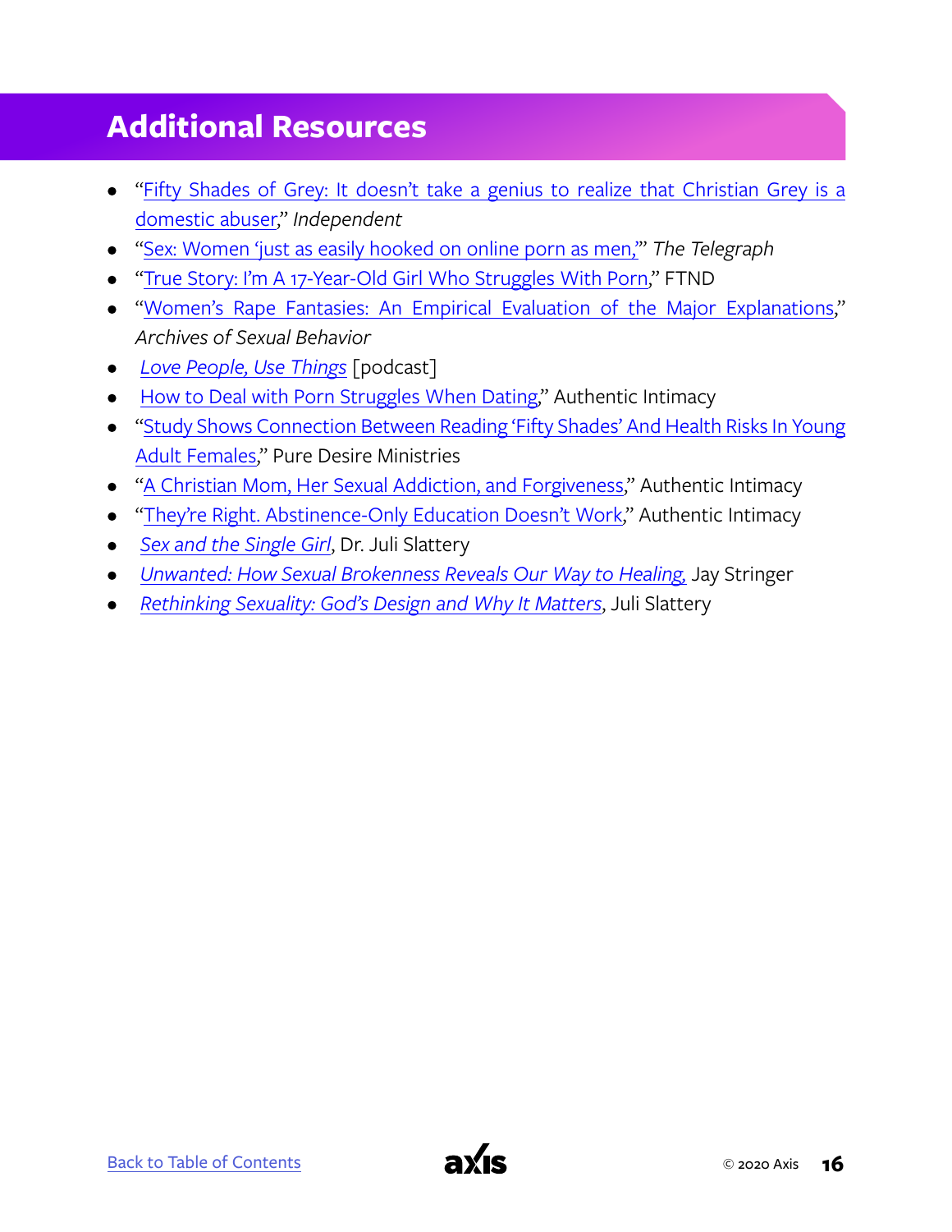## Additional Resources

- "Fifty Shades of Grey: It doesn't take a genius to realize that Christian Grey is a domestic abuser," *Independent*
- "Sex: Women 'just as easily hooked on online porn as men,'" *The Telegraph*
- "True Story: I'm A 17-Year-Old Girl Who Struggles With Porn," FTND
- "Women's Rape Fantasies: An Empirical Evaluation of the Major Explanations," *Archives of Sexual Behavior*
- *Love People, Use Things* [podcast]
- How to Deal with Porn Struggles When Dating," Authentic Intimacy
- "Study Shows Connection Between Reading 'Fifty Shades' And Health Risks In Young Adult Females," Pure Desire Ministries
- "A Christian Mom, Her Sexual Addiction, and Forgiveness," Authentic Intimacy
- "They're Right. Abstinence-Only Education Doesn't Work," Authentic Intimacy
- *Sex and the Single Girl*, Dr. Juli Slattery
- *Unwanted: How Sexual Brokenness Reveals Our Way to Healing,* Jay Stringer
- *Rethinking Sexuality: God's Design and Why It Matters*, Juli Slattery

Back to Table of Contents

© 2020 Axis